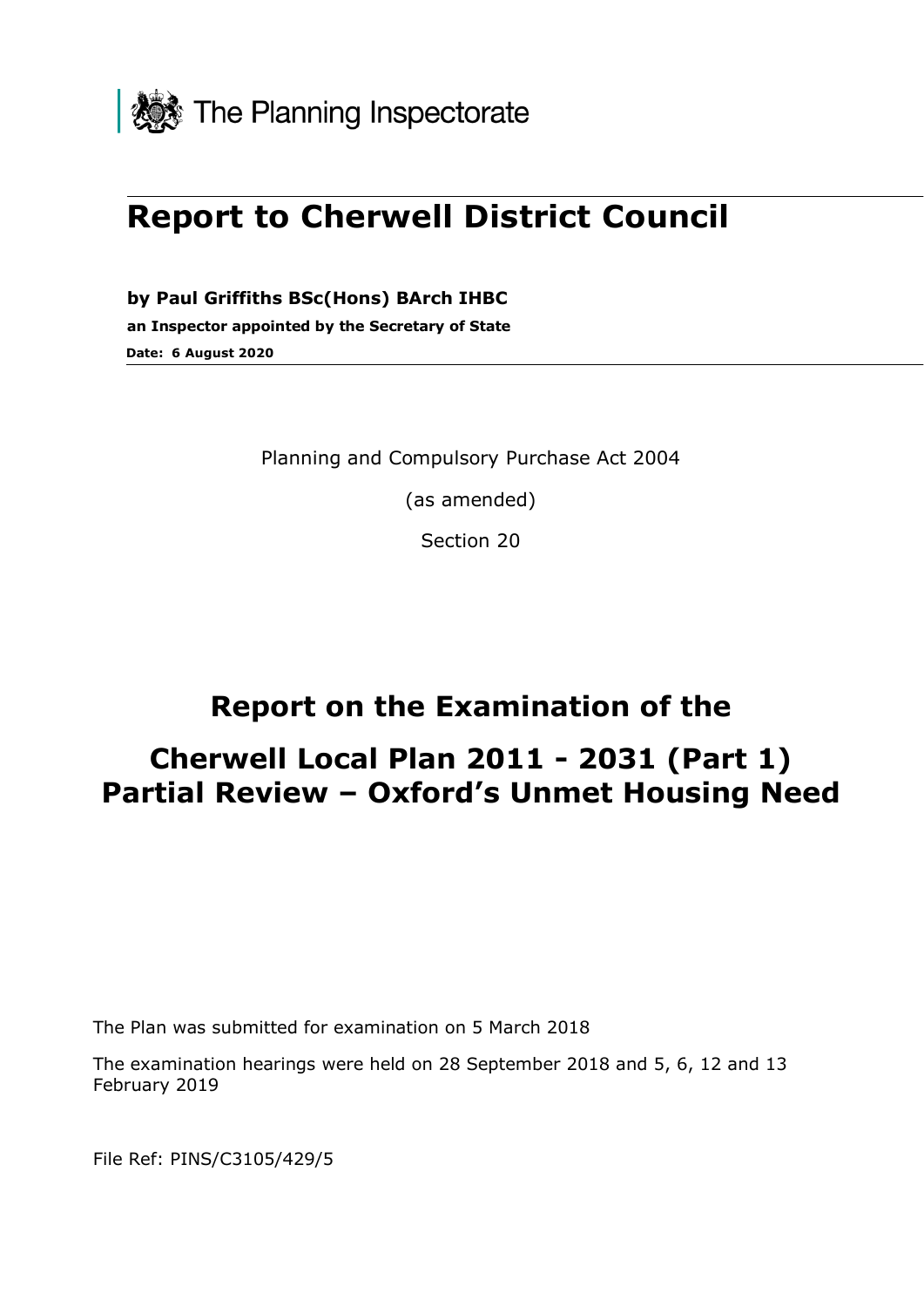The Planning Inspectorate

# Report to Cherwell District Council

**by Paul Griffiths BSc(Hons) BArch IHBC**

**an Inspector appointed by the Secretary of State**

**Date: 6 August 2020**

Planning and Compulsory Purchase Act 2004

(as amended)

Section 20

## Report on the Examination of the

## Cherwell Local Plan 2011 - 2031 (Part 1) Partial Review – Oxford's Unmet Housing Need

The Plan was submitted for examination on 5 March 2018

The examination hearings were held on 28 September 2018 and 5, 6, 12 and 13 February 2019

File Ref: PINS/C3105/429/5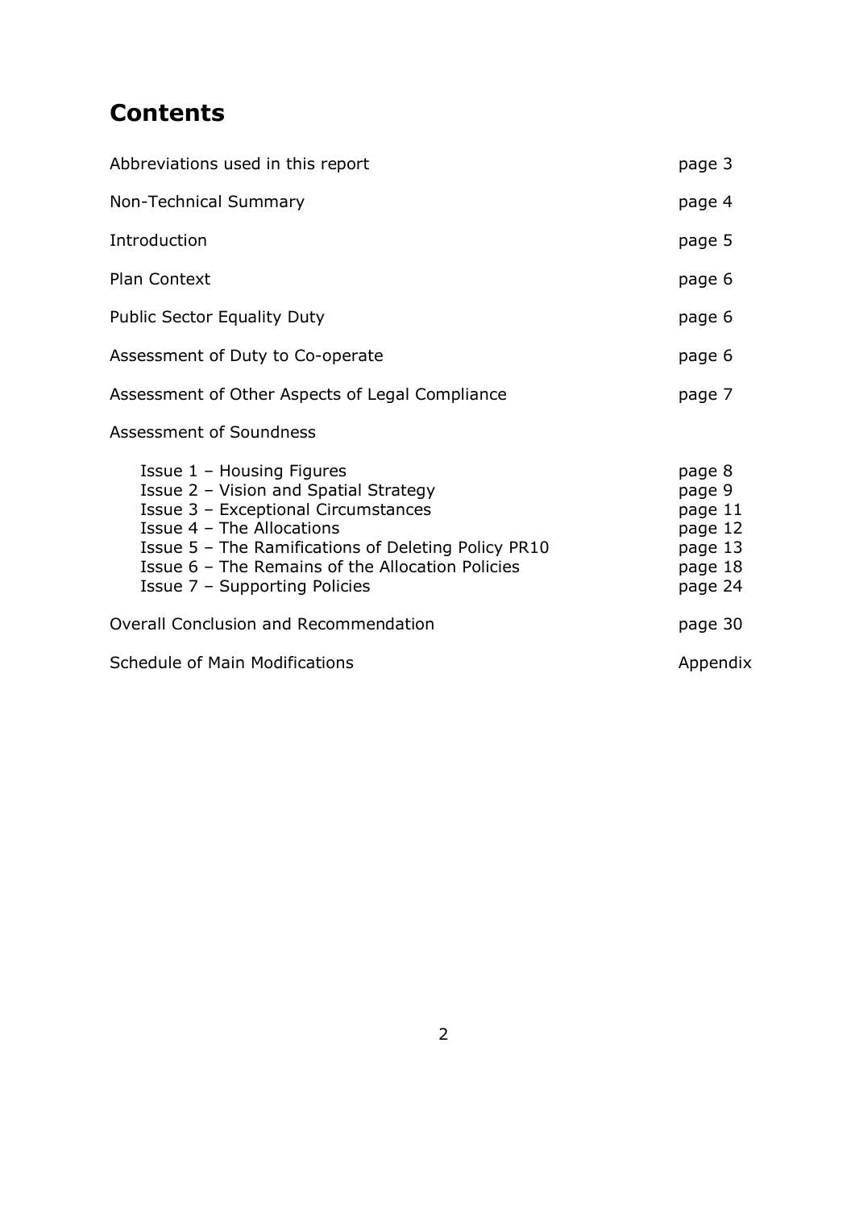# Contents

| | |
|---|---|
| Abbreviations used in this report | page 3 |
| Non-Technical Summary | page 4 |
| Introduction | page 5 |
| Plan Context | page 6 |
| Public Sector Equality Duty | page 6 |
| Assessment of Duty to Co-operate | page 6 |
| Assessment of Other Aspects of Legal Compliance | page 7 |
| Assessment of Soundness | |
| Issue 1 – Housing Figures | page 8 |
| Issue 2 – Vision and Spatial Strategy | page 9 |
| Issue 3 – Exceptional Circumstances | page 11 |
| Issue 4 – The Allocations | page 12 |
| Issue 5 – The Ramifications of Deleting Policy PR10 | page 13 |
| Issue 6 – The Remains of the Allocation Policies | page 18 |
| Issue 7 – Supporting Policies | page 24 |
| Overall Conclusion and Recommendation | page 30 |
| Schedule of Main Modifications | Appendix |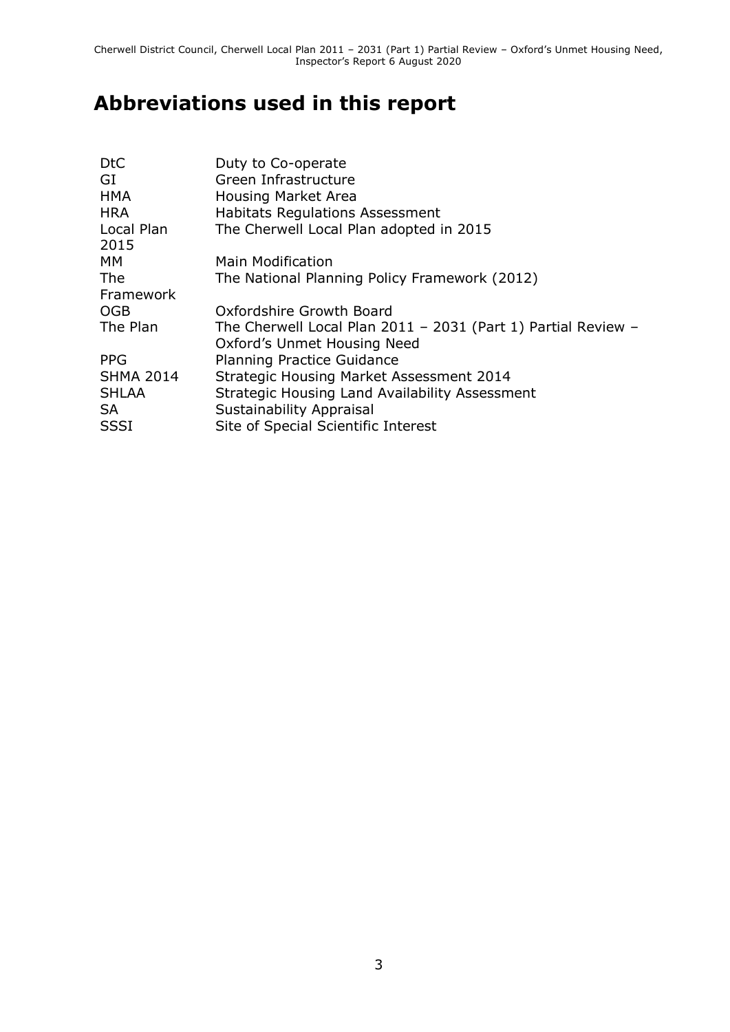# Abbreviations used in this report

| | |
|---|---|
| DtC | Duty to Co-operate |
| GI | Green Infrastructure |
| HMA | Housing Market Area |
| HRA | Habitats Regulations Assessment |
| Local Plan 2015 | The Cherwell Local Plan adopted in 2015 |
| MM | Main Modification |
| The Framework | The National Planning Policy Framework (2012) |
| OGB | Oxfordshire Growth Board |
| The Plan | The Cherwell Local Plan 2011 – 2031 (Part 1) Partial Review – Oxford's Unmet Housing Need |
| PPG | Planning Practice Guidance |
| SHMA 2014 | Strategic Housing Market Assessment 2014 |
| SHLAA | Strategic Housing Land Availability Assessment |
| SA | Sustainability Appraisal |
| SSSI | Site of Special Scientific Interest |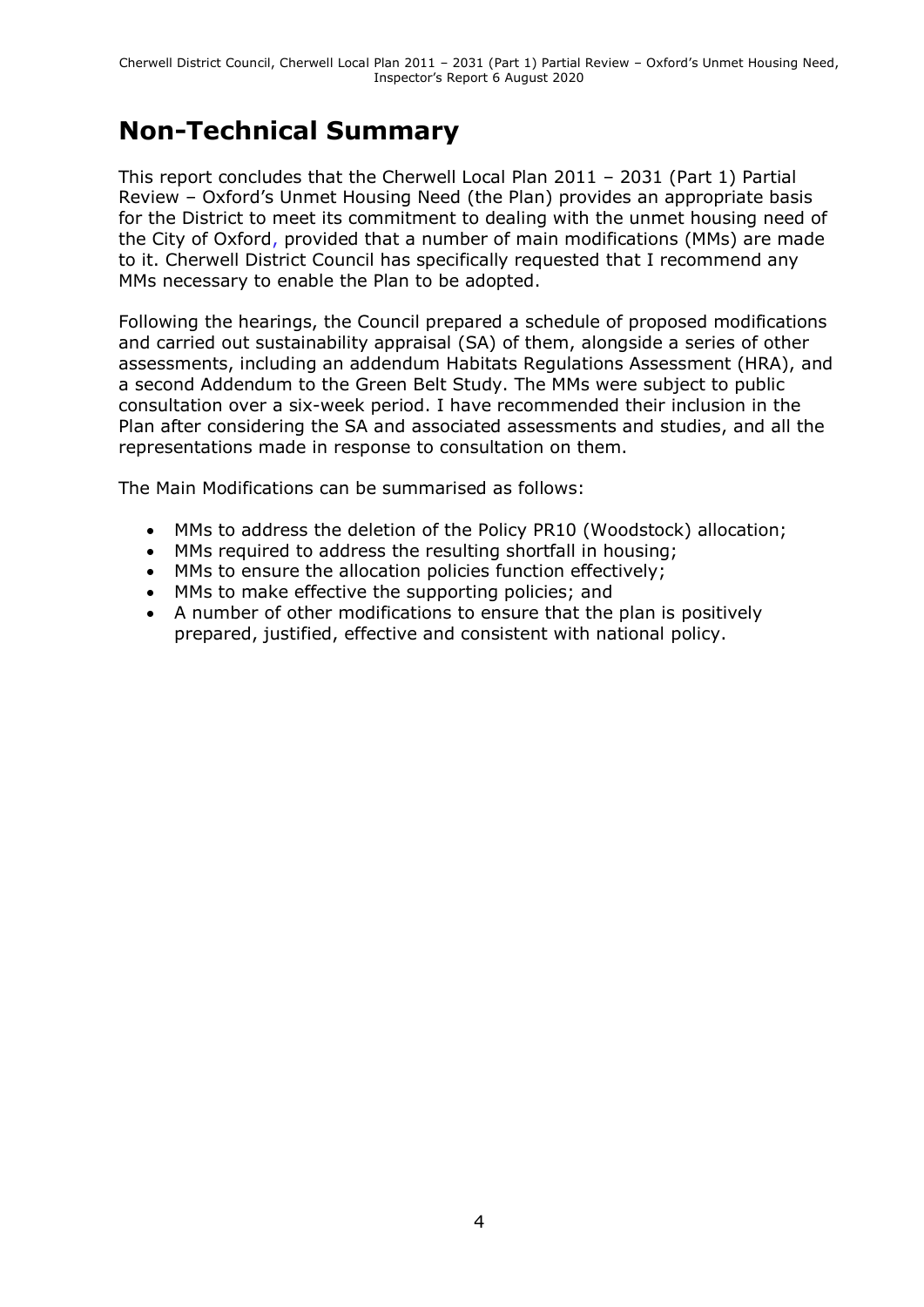# Non-Technical Summary

This report concludes that the Cherwell Local Plan 2011 – 2031 (Part 1) Partial Review – Oxford's Unmet Housing Need (the Plan) provides an appropriate basis for the District to meet its commitment to dealing with the unmet housing need of the City of Oxford, provided that a number of main modifications (MMs) are made to it. Cherwell District Council has specifically requested that I recommend any MMs necessary to enable the Plan to be adopted.

Following the hearings, the Council prepared a schedule of proposed modifications and carried out sustainability appraisal (SA) of them, alongside a series of other assessments, including an addendum Habitats Regulations Assessment (HRA), and a second Addendum to the Green Belt Study. The MMs were subject to public consultation over a six-week period. I have recommended their inclusion in the Plan after considering the SA and associated assessments and studies, and all the representations made in response to consultation on them.

The Main Modifications can be summarised as follows:

- MMs to address the deletion of the Policy PR10 (Woodstock) allocation;
- MMs required to address the resulting shortfall in housing;
- MMs to ensure the allocation policies function effectively;
- MMs to make effective the supporting policies; and
- A number of other modifications to ensure that the plan is positively prepared, justified, effective and consistent with national policy.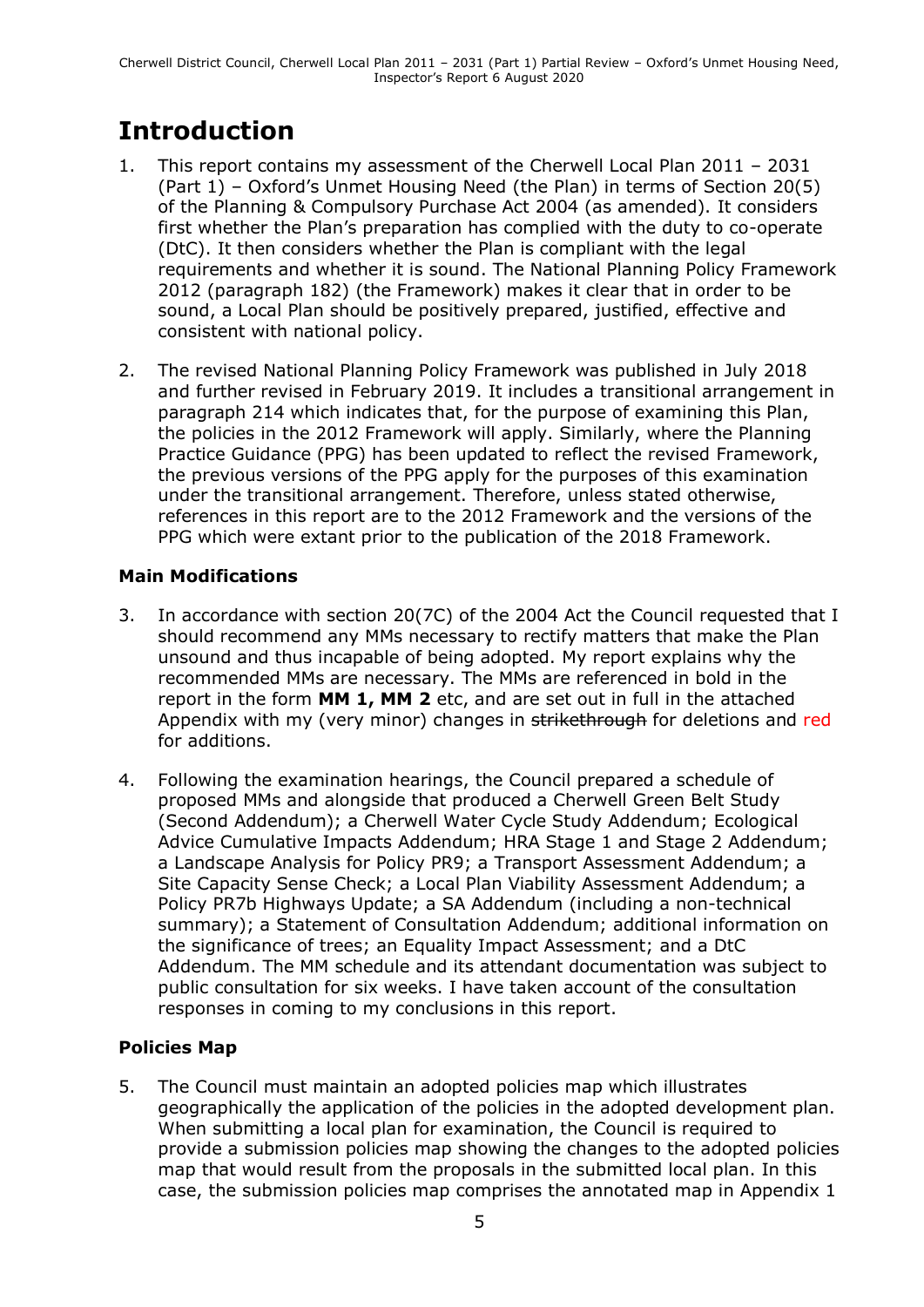# Introduction

1. This report contains my assessment of the Cherwell Local Plan 2011 – 2031 (Part 1) – Oxford's Unmet Housing Need (the Plan) in terms of Section 20(5) of the Planning & Compulsory Purchase Act 2004 (as amended). It considers first whether the Plan's preparation has complied with the duty to co-operate (DtC). It then considers whether the Plan is compliant with the legal requirements and whether it is sound. The National Planning Policy Framework 2012 (paragraph 182) (the Framework) makes it clear that in order to be sound, a Local Plan should be positively prepared, justified, effective and consistent with national policy.

2. The revised National Planning Policy Framework was published in July 2018 and further revised in February 2019. It includes a transitional arrangement in paragraph 214 which indicates that, for the purpose of examining this Plan, the policies in the 2012 Framework will apply. Similarly, where the Planning Practice Guidance (PPG) has been updated to reflect the revised Framework, the previous versions of the PPG apply for the purposes of this examination under the transitional arrangement. Therefore, unless stated otherwise, references in this report are to the 2012 Framework and the versions of the PPG which were extant prior to the publication of the 2018 Framework.

### Main Modifications

3. In accordance with section 20(7C) of the 2004 Act the Council requested that I should recommend any MMs necessary to rectify matters that make the Plan unsound and thus incapable of being adopted. My report explains why the recommended MMs are necessary. The MMs are referenced in bold in the report in the form **MM 1, MM 2** etc, and are set out in full in the attached Appendix with my (very minor) changes in ~~strikethrough~~ for deletions and red for additions.

4. Following the examination hearings, the Council prepared a schedule of proposed MMs and alongside that produced a Cherwell Green Belt Study (Second Addendum); a Cherwell Water Cycle Study Addendum; Ecological Advice Cumulative Impacts Addendum; HRA Stage 1 and Stage 2 Addendum; a Landscape Analysis for Policy PR9; a Transport Assessment Addendum; a Site Capacity Sense Check; a Local Plan Viability Assessment Addendum; a Policy PR7b Highways Update; a SA Addendum (including a non-technical summary); a Statement of Consultation Addendum; additional information on the significance of trees; an Equality Impact Assessment; and a DtC Addendum. The MM schedule and its attendant documentation was subject to public consultation for six weeks. I have taken account of the consultation responses in coming to my conclusions in this report.

### Policies Map

5. The Council must maintain an adopted policies map which illustrates geographically the application of the policies in the adopted development plan. When submitting a local plan for examination, the Council is required to provide a submission policies map showing the changes to the adopted policies map that would result from the proposals in the submitted local plan. In this case, the submission policies map comprises the annotated map in Appendix 1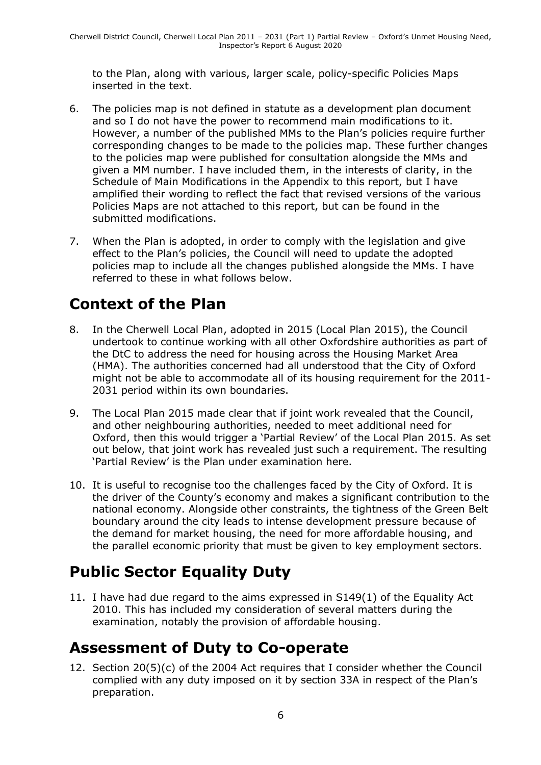to the Plan, along with various, larger scale, policy-specific Policies Maps inserted in the text.

6. The policies map is not defined in statute as a development plan document and so I do not have the power to recommend main modifications to it. However, a number of the published MMs to the Plan's policies require further corresponding changes to be made to the policies map. These further changes to the policies map were published for consultation alongside the MMs and given a MM number. I have included them, in the interests of clarity, in the Schedule of Main Modifications in the Appendix to this report, but I have amplified their wording to reflect the fact that revised versions of the various Policies Maps are not attached to this report, but can be found in the submitted modifications.

7. When the Plan is adopted, in order to comply with the legislation and give effect to the Plan's policies, the Council will need to update the adopted policies map to include all the changes published alongside the MMs. I have referred to these in what follows below.

# Context of the Plan

8. In the Cherwell Local Plan, adopted in 2015 (Local Plan 2015), the Council undertook to continue working with all other Oxfordshire authorities as part of the DtC to address the need for housing across the Housing Market Area (HMA). The authorities concerned had all understood that the City of Oxford might not be able to accommodate all of its housing requirement for the 2011-2031 period within its own boundaries.

9. The Local Plan 2015 made clear that if joint work revealed that the Council, and other neighbouring authorities, needed to meet additional need for Oxford, then this would trigger a 'Partial Review' of the Local Plan 2015. As set out below, that joint work has revealed just such a requirement. The resulting 'Partial Review' is the Plan under examination here.

10. It is useful to recognise too the challenges faced by the City of Oxford. It is the driver of the County's economy and makes a significant contribution to the national economy. Alongside other constraints, the tightness of the Green Belt boundary around the city leads to intense development pressure because of the demand for market housing, the need for more affordable housing, and the parallel economic priority that must be given to key employment sectors.

# Public Sector Equality Duty

11. I have had due regard to the aims expressed in S149(1) of the Equality Act 2010. This has included my consideration of several matters during the examination, notably the provision of affordable housing.

# Assessment of Duty to Co-operate

12. Section 20(5)(c) of the 2004 Act requires that I consider whether the Council complied with any duty imposed on it by section 33A in respect of the Plan's preparation.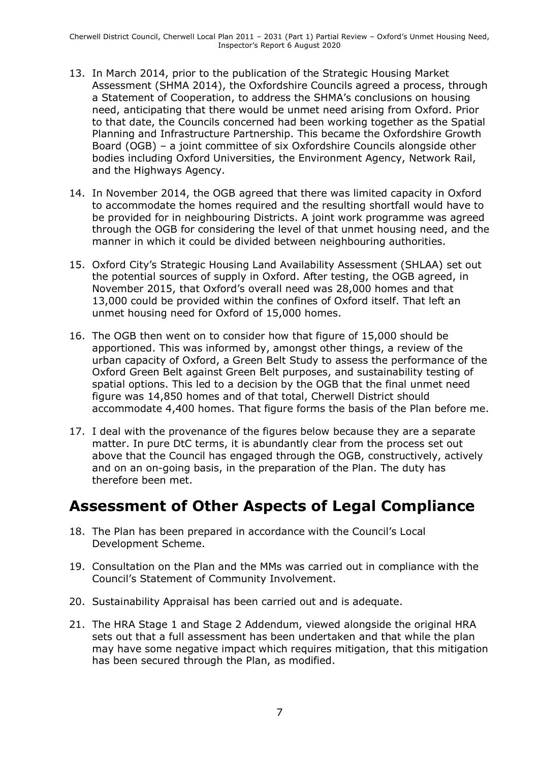13. In March 2014, prior to the publication of the Strategic Housing Market Assessment (SHMA 2014), the Oxfordshire Councils agreed a process, through a Statement of Cooperation, to address the SHMA's conclusions on housing need, anticipating that there would be unmet need arising from Oxford. Prior to that date, the Councils concerned had been working together as the Spatial Planning and Infrastructure Partnership. This became the Oxfordshire Growth Board (OGB) – a joint committee of six Oxfordshire Councils alongside other bodies including Oxford Universities, the Environment Agency, Network Rail, and the Highways Agency.

14. In November 2014, the OGB agreed that there was limited capacity in Oxford to accommodate the homes required and the resulting shortfall would have to be provided for in neighbouring Districts. A joint work programme was agreed through the OGB for considering the level of that unmet housing need, and the manner in which it could be divided between neighbouring authorities.

15. Oxford City's Strategic Housing Land Availability Assessment (SHLAA) set out the potential sources of supply in Oxford. After testing, the OGB agreed, in November 2015, that Oxford's overall need was 28,000 homes and that 13,000 could be provided within the confines of Oxford itself. That left an unmet housing need for Oxford of 15,000 homes.

16. The OGB then went on to consider how that figure of 15,000 should be apportioned. This was informed by, amongst other things, a review of the urban capacity of Oxford, a Green Belt Study to assess the performance of the Oxford Green Belt against Green Belt purposes, and sustainability testing of spatial options. This led to a decision by the OGB that the final unmet need figure was 14,850 homes and of that total, Cherwell District should accommodate 4,400 homes. That figure forms the basis of the Plan before me.

17. I deal with the provenance of the figures below because they are a separate matter. In pure DtC terms, it is abundantly clear from the process set out above that the Council has engaged through the OGB, constructively, actively and on an on-going basis, in the preparation of the Plan. The duty has therefore been met.

## Assessment of Other Aspects of Legal Compliance

18. The Plan has been prepared in accordance with the Council's Local Development Scheme.

19. Consultation on the Plan and the MMs was carried out in compliance with the Council's Statement of Community Involvement.

20. Sustainability Appraisal has been carried out and is adequate.

21. The HRA Stage 1 and Stage 2 Addendum, viewed alongside the original HRA sets out that a full assessment has been undertaken and that while the plan may have some negative impact which requires mitigation, that this mitigation has been secured through the Plan, as modified.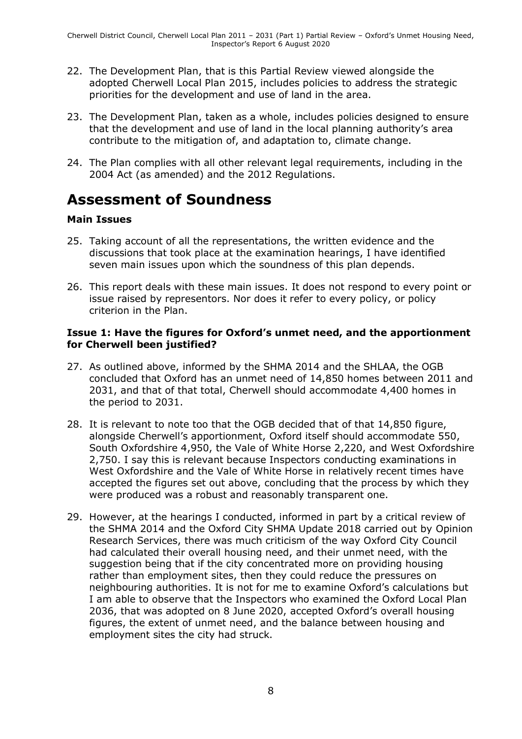22. The Development Plan, that is this Partial Review viewed alongside the adopted Cherwell Local Plan 2015, includes policies to address the strategic priorities for the development and use of land in the area.

23. The Development Plan, taken as a whole, includes policies designed to ensure that the development and use of land in the local planning authority's area contribute to the mitigation of, and adaptation to, climate change.

24. The Plan complies with all other relevant legal requirements, including in the 2004 Act (as amended) and the 2012 Regulations.

# Assessment of Soundness

### Main Issues

25. Taking account of all the representations, the written evidence and the discussions that took place at the examination hearings, I have identified seven main issues upon which the soundness of this plan depends.

26. This report deals with these main issues. It does not respond to every point or issue raised by representors. Nor does it refer to every policy, or policy criterion in the Plan.

### Issue 1: Have the figures for Oxford's unmet need, and the apportionment for Cherwell been justified?

27. As outlined above, informed by the SHMA 2014 and the SHLAA, the OGB concluded that Oxford has an unmet need of 14,850 homes between 2011 and 2031, and that of that total, Cherwell should accommodate 4,400 homes in the period to 2031.

28. It is relevant to note too that the OGB decided that of that 14,850 figure, alongside Cherwell's apportionment, Oxford itself should accommodate 550, South Oxfordshire 4,950, the Vale of White Horse 2,220, and West Oxfordshire 2,750. I say this is relevant because Inspectors conducting examinations in West Oxfordshire and the Vale of White Horse in relatively recent times have accepted the figures set out above, concluding that the process by which they were produced was a robust and reasonably transparent one.

29. However, at the hearings I conducted, informed in part by a critical review of the SHMA 2014 and the Oxford City SHMA Update 2018 carried out by Opinion Research Services, there was much criticism of the way Oxford City Council had calculated their overall housing need, and their unmet need, with the suggestion being that if the city concentrated more on providing housing rather than employment sites, then they could reduce the pressures on neighbouring authorities. It is not for me to examine Oxford's calculations but I am able to observe that the Inspectors who examined the Oxford Local Plan 2036, that was adopted on 8 June 2020, accepted Oxford's overall housing figures, the extent of unmet need, and the balance between housing and employment sites the city had struck.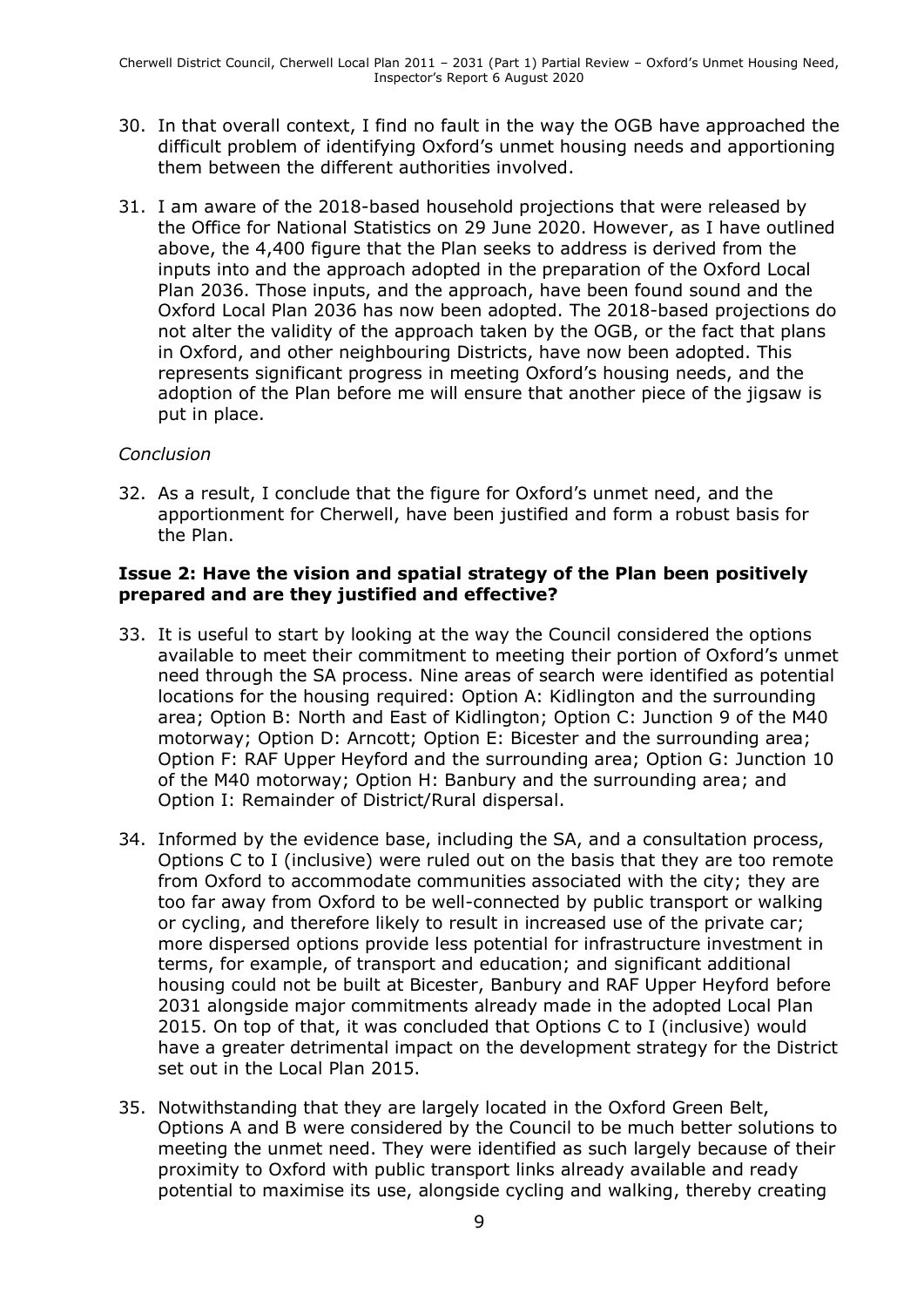30. In that overall context, I find no fault in the way the OGB have approached the difficult problem of identifying Oxford's unmet housing needs and apportioning them between the different authorities involved.

31. I am aware of the 2018-based household projections that were released by the Office for National Statistics on 29 June 2020. However, as I have outlined above, the 4,400 figure that the Plan seeks to address is derived from the inputs into and the approach adopted in the preparation of the Oxford Local Plan 2036. Those inputs, and the approach, have been found sound and the Oxford Local Plan 2036 has now been adopted. The 2018-based projections do not alter the validity of the approach taken by the OGB, or the fact that plans in Oxford, and other neighbouring Districts, have now been adopted. This represents significant progress in meeting Oxford's housing needs, and the adoption of the Plan before me will ensure that another piece of the jigsaw is put in place.

*Conclusion*

32. As a result, I conclude that the figure for Oxford's unmet need, and the apportionment for Cherwell, have been justified and form a robust basis for the Plan.

**Issue 2: Have the vision and spatial strategy of the Plan been positively prepared and are they justified and effective?**

33. It is useful to start by looking at the way the Council considered the options available to meet their commitment to meeting their portion of Oxford's unmet need through the SA process. Nine areas of search were identified as potential locations for the housing required: Option A: Kidlington and the surrounding area; Option B: North and East of Kidlington; Option C: Junction 9 of the M40 motorway; Option D: Arncott; Option E: Bicester and the surrounding area; Option F: RAF Upper Heyford and the surrounding area; Option G: Junction 10 of the M40 motorway; Option H: Banbury and the surrounding area; and Option I: Remainder of District/Rural dispersal.

34. Informed by the evidence base, including the SA, and a consultation process, Options C to I (inclusive) were ruled out on the basis that they are too remote from Oxford to accommodate communities associated with the city; they are too far away from Oxford to be well-connected by public transport or walking or cycling, and therefore likely to result in increased use of the private car; more dispersed options provide less potential for infrastructure investment in terms, for example, of transport and education; and significant additional housing could not be built at Bicester, Banbury and RAF Upper Heyford before 2031 alongside major commitments already made in the adopted Local Plan 2015. On top of that, it was concluded that Options C to I (inclusive) would have a greater detrimental impact on the development strategy for the District set out in the Local Plan 2015.

35. Notwithstanding that they are largely located in the Oxford Green Belt, Options A and B were considered by the Council to be much better solutions to meeting the unmet need. They were identified as such largely because of their proximity to Oxford with public transport links already available and ready potential to maximise its use, alongside cycling and walking, thereby creating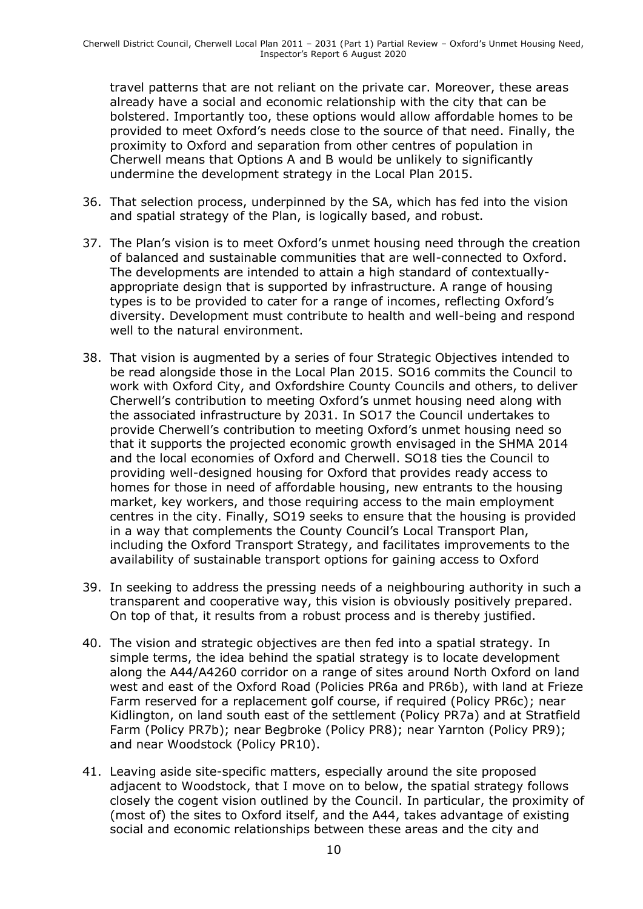travel patterns that are not reliant on the private car. Moreover, these areas already have a social and economic relationship with the city that can be bolstered. Importantly too, these options would allow affordable homes to be provided to meet Oxford's needs close to the source of that need. Finally, the proximity to Oxford and separation from other centres of population in Cherwell means that Options A and B would be unlikely to significantly undermine the development strategy in the Local Plan 2015.

36. That selection process, underpinned by the SA, which has fed into the vision and spatial strategy of the Plan, is logically based, and robust.

37. The Plan's vision is to meet Oxford's unmet housing need through the creation of balanced and sustainable communities that are well-connected to Oxford. The developments are intended to attain a high standard of contextually-appropriate design that is supported by infrastructure. A range of housing types is to be provided to cater for a range of incomes, reflecting Oxford's diversity. Development must contribute to health and well-being and respond well to the natural environment.

38. That vision is augmented by a series of four Strategic Objectives intended to be read alongside those in the Local Plan 2015. SO16 commits the Council to work with Oxford City, and Oxfordshire County Councils and others, to deliver Cherwell's contribution to meeting Oxford's unmet housing need along with the associated infrastructure by 2031. In SO17 the Council undertakes to provide Cherwell's contribution to meeting Oxford's unmet housing need so that it supports the projected economic growth envisaged in the SHMA 2014 and the local economies of Oxford and Cherwell. SO18 ties the Council to providing well-designed housing for Oxford that provides ready access to homes for those in need of affordable housing, new entrants to the housing market, key workers, and those requiring access to the main employment centres in the city. Finally, SO19 seeks to ensure that the housing is provided in a way that complements the County Council's Local Transport Plan, including the Oxford Transport Strategy, and facilitates improvements to the availability of sustainable transport options for gaining access to Oxford

39. In seeking to address the pressing needs of a neighbouring authority in such a transparent and cooperative way, this vision is obviously positively prepared. On top of that, it results from a robust process and is thereby justified.

40. The vision and strategic objectives are then fed into a spatial strategy. In simple terms, the idea behind the spatial strategy is to locate development along the A44/A4260 corridor on a range of sites around North Oxford on land west and east of the Oxford Road (Policies PR6a and PR6b), with land at Frieze Farm reserved for a replacement golf course, if required (Policy PR6c); near Kidlington, on land south east of the settlement (Policy PR7a) and at Stratfield Farm (Policy PR7b); near Begbroke (Policy PR8); near Yarnton (Policy PR9); and near Woodstock (Policy PR10).

41. Leaving aside site-specific matters, especially around the site proposed adjacent to Woodstock, that I move on to below, the spatial strategy follows closely the cogent vision outlined by the Council. In particular, the proximity of (most of) the sites to Oxford itself, and the A44, takes advantage of existing social and economic relationships between these areas and the city and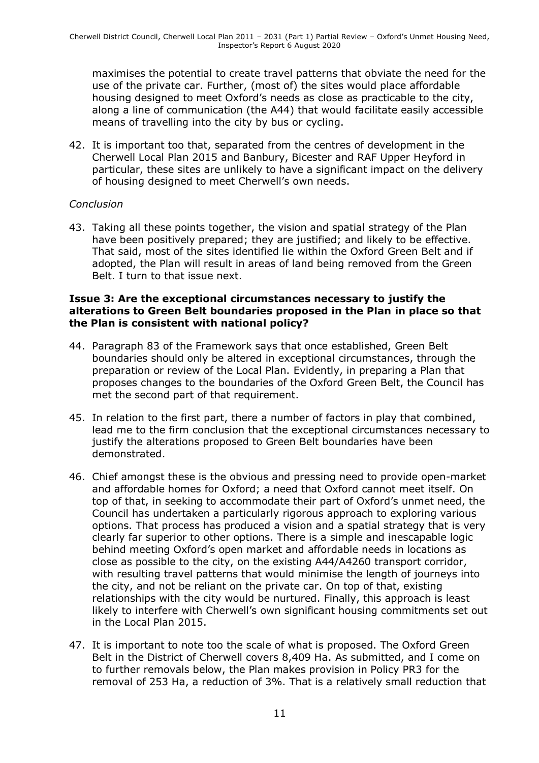maximises the potential to create travel patterns that obviate the need for the use of the private car. Further, (most of) the sites would place affordable housing designed to meet Oxford's needs as close as practicable to the city, along a line of communication (the A44) that would facilitate easily accessible means of travelling into the city by bus or cycling.

42. It is important too that, separated from the centres of development in the Cherwell Local Plan 2015 and Banbury, Bicester and RAF Upper Heyford in particular, these sites are unlikely to have a significant impact on the delivery of housing designed to meet Cherwell's own needs.

*Conclusion*

43. Taking all these points together, the vision and spatial strategy of the Plan have been positively prepared; they are justified; and likely to be effective. That said, most of the sites identified lie within the Oxford Green Belt and if adopted, the Plan will result in areas of land being removed from the Green Belt. I turn to that issue next.

**Issue 3: Are the exceptional circumstances necessary to justify the alterations to Green Belt boundaries proposed in the Plan in place so that the Plan is consistent with national policy?**

44. Paragraph 83 of the Framework says that once established, Green Belt boundaries should only be altered in exceptional circumstances, through the preparation or review of the Local Plan. Evidently, in preparing a Plan that proposes changes to the boundaries of the Oxford Green Belt, the Council has met the second part of that requirement.

45. In relation to the first part, there a number of factors in play that combined, lead me to the firm conclusion that the exceptional circumstances necessary to justify the alterations proposed to Green Belt boundaries have been demonstrated.

46. Chief amongst these is the obvious and pressing need to provide open-market and affordable homes for Oxford; a need that Oxford cannot meet itself. On top of that, in seeking to accommodate their part of Oxford's unmet need, the Council has undertaken a particularly rigorous approach to exploring various options. That process has produced a vision and a spatial strategy that is very clearly far superior to other options. There is a simple and inescapable logic behind meeting Oxford's open market and affordable needs in locations as close as possible to the city, on the existing A44/A4260 transport corridor, with resulting travel patterns that would minimise the length of journeys into the city, and not be reliant on the private car. On top of that, existing relationships with the city would be nurtured. Finally, this approach is least likely to interfere with Cherwell's own significant housing commitments set out in the Local Plan 2015.

47. It is important to note too the scale of what is proposed. The Oxford Green Belt in the District of Cherwell covers 8,409 Ha. As submitted, and I come on to further removals below, the Plan makes provision in Policy PR3 for the removal of 253 Ha, a reduction of 3%. That is a relatively small reduction that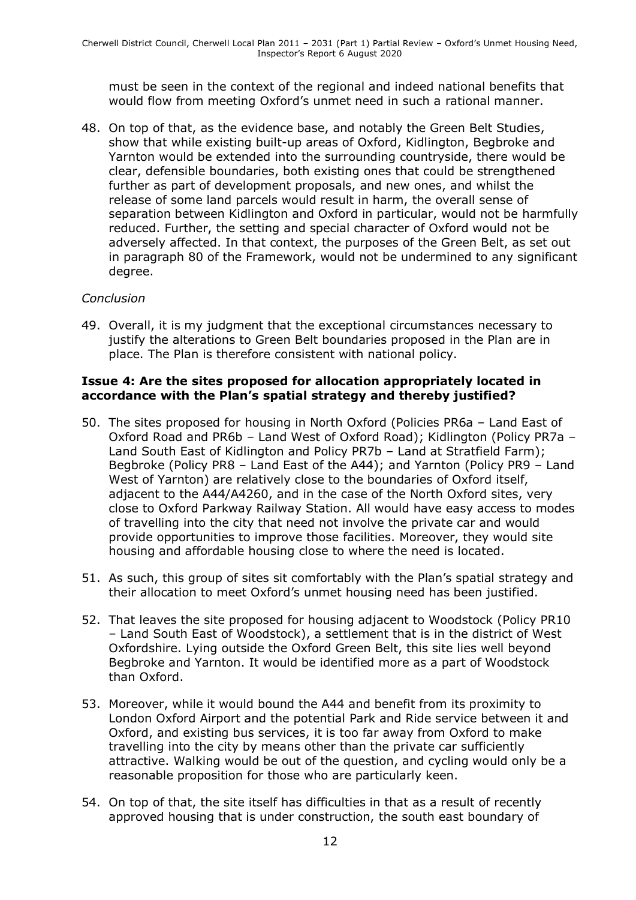must be seen in the context of the regional and indeed national benefits that would flow from meeting Oxford's unmet need in such a rational manner.

48. On top of that, as the evidence base, and notably the Green Belt Studies, show that while existing built-up areas of Oxford, Kidlington, Begbroke and Yarnton would be extended into the surrounding countryside, there would be clear, defensible boundaries, both existing ones that could be strengthened further as part of development proposals, and new ones, and whilst the release of some land parcels would result in harm, the overall sense of separation between Kidlington and Oxford in particular, would not be harmfully reduced. Further, the setting and special character of Oxford would not be adversely affected. In that context, the purposes of the Green Belt, as set out in paragraph 80 of the Framework, would not be undermined to any significant degree.

*Conclusion*

49. Overall, it is my judgment that the exceptional circumstances necessary to justify the alterations to Green Belt boundaries proposed in the Plan are in place. The Plan is therefore consistent with national policy.

### Issue 4: Are the sites proposed for allocation appropriately located in accordance with the Plan's spatial strategy and thereby justified?

50. The sites proposed for housing in North Oxford (Policies PR6a – Land East of Oxford Road and PR6b – Land West of Oxford Road); Kidlington (Policy PR7a – Land South East of Kidlington and Policy PR7b – Land at Stratfield Farm); Begbroke (Policy PR8 – Land East of the A44); and Yarnton (Policy PR9 – Land West of Yarnton) are relatively close to the boundaries of Oxford itself, adjacent to the A44/A4260, and in the case of the North Oxford sites, very close to Oxford Parkway Railway Station. All would have easy access to modes of travelling into the city that need not involve the private car and would provide opportunities to improve those facilities. Moreover, they would site housing and affordable housing close to where the need is located.

51. As such, this group of sites sit comfortably with the Plan's spatial strategy and their allocation to meet Oxford's unmet housing need has been justified.

52. That leaves the site proposed for housing adjacent to Woodstock (Policy PR10 – Land South East of Woodstock), a settlement that is in the district of West Oxfordshire. Lying outside the Oxford Green Belt, this site lies well beyond Begbroke and Yarnton. It would be identified more as a part of Woodstock than Oxford.

53. Moreover, while it would bound the A44 and benefit from its proximity to London Oxford Airport and the potential Park and Ride service between it and Oxford, and existing bus services, it is too far away from Oxford to make travelling into the city by means other than the private car sufficiently attractive. Walking would be out of the question, and cycling would only be a reasonable proposition for those who are particularly keen.

54. On top of that, the site itself has difficulties in that as a result of recently approved housing that is under construction, the south east boundary of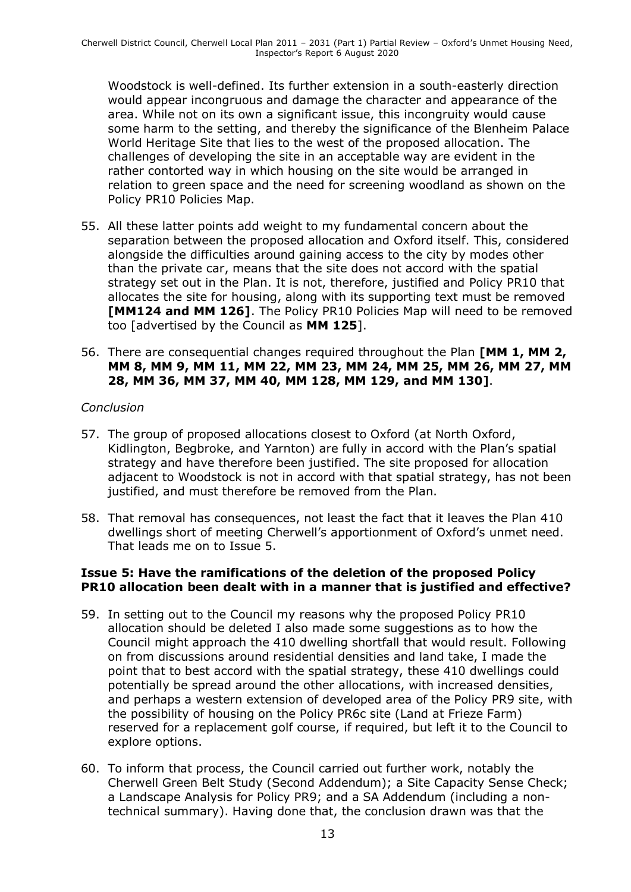Woodstock is well-defined. Its further extension in a south-easterly direction would appear incongruous and damage the character and appearance of the area. While not on its own a significant issue, this incongruity would cause some harm to the setting, and thereby the significance of the Blenheim Palace World Heritage Site that lies to the west of the proposed allocation. The challenges of developing the site in an acceptable way are evident in the rather contorted way in which housing on the site would be arranged in relation to green space and the need for screening woodland as shown on the Policy PR10 Policies Map.

55. All these latter points add weight to my fundamental concern about the separation between the proposed allocation and Oxford itself. This, considered alongside the difficulties around gaining access to the city by modes other than the private car, means that the site does not accord with the spatial strategy set out in the Plan. It is not, therefore, justified and Policy PR10 that allocates the site for housing, along with its supporting text must be removed **[MM124 and MM 126]**. The Policy PR10 Policies Map will need to be removed too [advertised by the Council as **MM 125**].

56. There are consequential changes required throughout the Plan **[MM 1, MM 2, MM 8, MM 9, MM 11, MM 22, MM 23, MM 24, MM 25, MM 26, MM 27, MM 28, MM 36, MM 37, MM 40, MM 128, MM 129, and MM 130]**.

*Conclusion*

57. The group of proposed allocations closest to Oxford (at North Oxford, Kidlington, Begbroke, and Yarnton) are fully in accord with the Plan's spatial strategy and have therefore been justified. The site proposed for allocation adjacent to Woodstock is not in accord with that spatial strategy, has not been justified, and must therefore be removed from the Plan.

58. That removal has consequences, not least the fact that it leaves the Plan 410 dwellings short of meeting Cherwell's apportionment of Oxford's unmet need. That leads me on to Issue 5.

### Issue 5: Have the ramifications of the deletion of the proposed Policy PR10 allocation been dealt with in a manner that is justified and effective?

59. In setting out to the Council my reasons why the proposed Policy PR10 allocation should be deleted I also made some suggestions as to how the Council might approach the 410 dwelling shortfall that would result. Following on from discussions around residential densities and land take, I made the point that to best accord with the spatial strategy, these 410 dwellings could potentially be spread around the other allocations, with increased densities, and perhaps a western extension of developed area of the Policy PR9 site, with the possibility of housing on the Policy PR6c site (Land at Frieze Farm) reserved for a replacement golf course, if required, but left it to the Council to explore options.

60. To inform that process, the Council carried out further work, notably the Cherwell Green Belt Study (Second Addendum); a Site Capacity Sense Check; a Landscape Analysis for Policy PR9; and a SA Addendum (including a non-technical summary). Having done that, the conclusion drawn was that the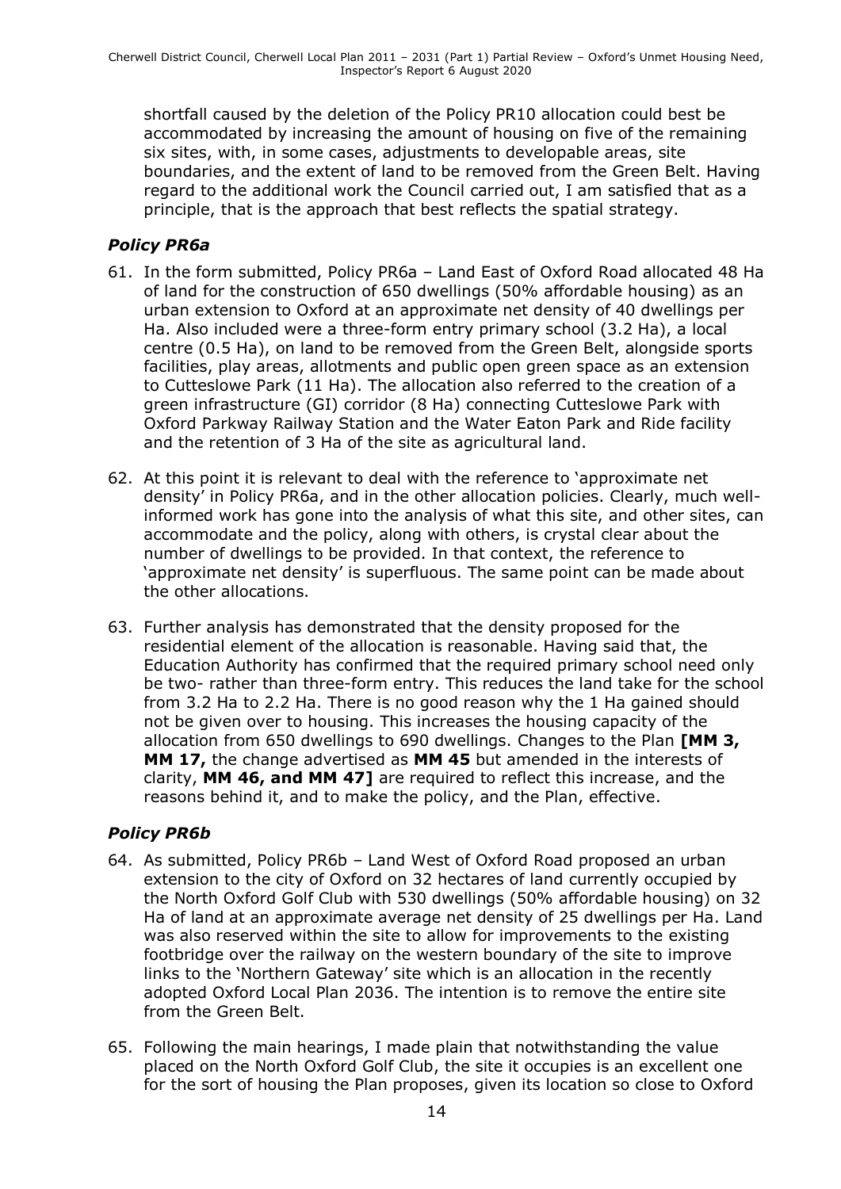shortfall caused by the deletion of the Policy PR10 allocation could best be accommodated by increasing the amount of housing on five of the remaining six sites, with, in some cases, adjustments to developable areas, site boundaries, and the extent of land to be removed from the Green Belt. Having regard to the additional work the Council carried out, I am satisfied that as a principle, that is the approach that best reflects the spatial strategy.

### *Policy PR6a*

61. In the form submitted, Policy PR6a – Land East of Oxford Road allocated 48 Ha of land for the construction of 650 dwellings (50% affordable housing) as an urban extension to Oxford at an approximate net density of 40 dwellings per Ha. Also included were a three-form entry primary school (3.2 Ha), a local centre (0.5 Ha), on land to be removed from the Green Belt, alongside sports facilities, play areas, allotments and public open green space as an extension to Cutteslowe Park (11 Ha). The allocation also referred to the creation of a green infrastructure (GI) corridor (8 Ha) connecting Cutteslowe Park with Oxford Parkway Railway Station and the Water Eaton Park and Ride facility and the retention of 3 Ha of the site as agricultural land.

62. At this point it is relevant to deal with the reference to 'approximate net density' in Policy PR6a, and in the other allocation policies. Clearly, much well-informed work has gone into the analysis of what this site, and other sites, can accommodate and the policy, along with others, is crystal clear about the number of dwellings to be provided. In that context, the reference to 'approximate net density' is superfluous. The same point can be made about the other allocations.

63. Further analysis has demonstrated that the density proposed for the residential element of the allocation is reasonable. Having said that, the Education Authority has confirmed that the required primary school need only be two- rather than three-form entry. This reduces the land take for the school from 3.2 Ha to 2.2 Ha. There is no good reason why the 1 Ha gained should not be given over to housing. This increases the housing capacity of the allocation from 650 dwellings to 690 dwellings. Changes to the Plan **[MM 3, MM 17,** the change advertised as **MM 45** but amended in the interests of clarity, **MM 46, and MM 47]** are required to reflect this increase, and the reasons behind it, and to make the policy, and the Plan, effective.

### *Policy PR6b*

64. As submitted, Policy PR6b – Land West of Oxford Road proposed an urban extension to the city of Oxford on 32 hectares of land currently occupied by the North Oxford Golf Club with 530 dwellings (50% affordable housing) on 32 Ha of land at an approximate average net density of 25 dwellings per Ha. Land was also reserved within the site to allow for improvements to the existing footbridge over the railway on the western boundary of the site to improve links to the 'Northern Gateway' site which is an allocation in the recently adopted Oxford Local Plan 2036. The intention is to remove the entire site from the Green Belt.

65. Following the main hearings, I made plain that notwithstanding the value placed on the North Oxford Golf Club, the site it occupies is an excellent one for the sort of housing the Plan proposes, given its location so close to Oxford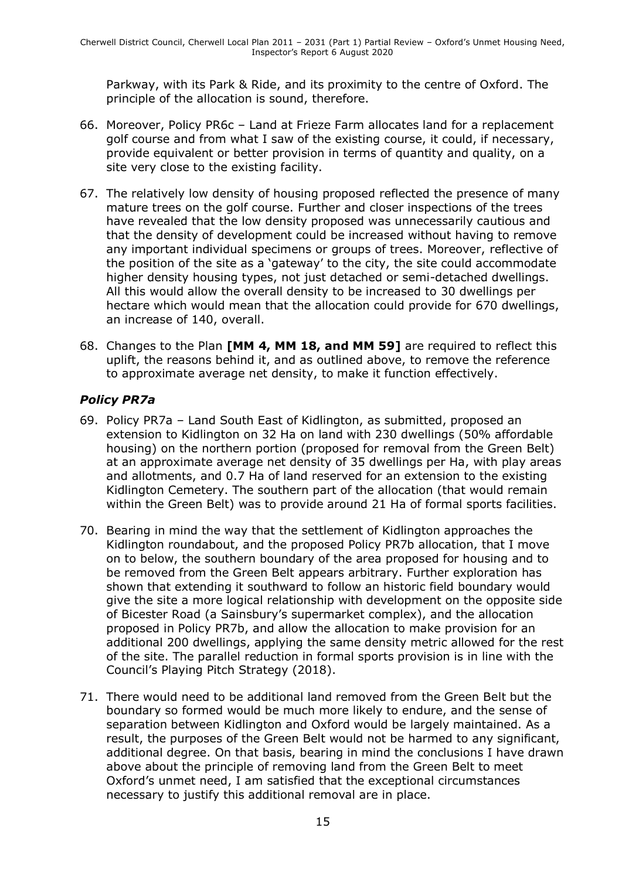Parkway, with its Park & Ride, and its proximity to the centre of Oxford. The principle of the allocation is sound, therefore.

66. Moreover, Policy PR6c – Land at Frieze Farm allocates land for a replacement golf course and from what I saw of the existing course, it could, if necessary, provide equivalent or better provision in terms of quantity and quality, on a site very close to the existing facility.

67. The relatively low density of housing proposed reflected the presence of many mature trees on the golf course. Further and closer inspections of the trees have revealed that the low density proposed was unnecessarily cautious and that the density of development could be increased without having to remove any important individual specimens or groups of trees. Moreover, reflective of the position of the site as a 'gateway' to the city, the site could accommodate higher density housing types, not just detached or semi-detached dwellings. All this would allow the overall density to be increased to 30 dwellings per hectare which would mean that the allocation could provide for 670 dwellings, an increase of 140, overall.

68. Changes to the Plan **[MM 4, MM 18, and MM 59]** are required to reflect this uplift, the reasons behind it, and as outlined above, to remove the reference to approximate average net density, to make it function effectively.

### *Policy PR7a*

69. Policy PR7a – Land South East of Kidlington, as submitted, proposed an extension to Kidlington on 32 Ha on land with 230 dwellings (50% affordable housing) on the northern portion (proposed for removal from the Green Belt) at an approximate average net density of 35 dwellings per Ha, with play areas and allotments, and 0.7 Ha of land reserved for an extension to the existing Kidlington Cemetery. The southern part of the allocation (that would remain within the Green Belt) was to provide around 21 Ha of formal sports facilities.

70. Bearing in mind the way that the settlement of Kidlington approaches the Kidlington roundabout, and the proposed Policy PR7b allocation, that I move on to below, the southern boundary of the area proposed for housing and to be removed from the Green Belt appears arbitrary. Further exploration has shown that extending it southward to follow an historic field boundary would give the site a more logical relationship with development on the opposite side of Bicester Road (a Sainsbury's supermarket complex), and the allocation proposed in Policy PR7b, and allow the allocation to make provision for an additional 200 dwellings, applying the same density metric allowed for the rest of the site. The parallel reduction in formal sports provision is in line with the Council's Playing Pitch Strategy (2018).

71. There would need to be additional land removed from the Green Belt but the boundary so formed would be much more likely to endure, and the sense of separation between Kidlington and Oxford would be largely maintained. As a result, the purposes of the Green Belt would not be harmed to any significant, additional degree. On that basis, bearing in mind the conclusions I have drawn above about the principle of removing land from the Green Belt to meet Oxford's unmet need, I am satisfied that the exceptional circumstances necessary to justify this additional removal are in place.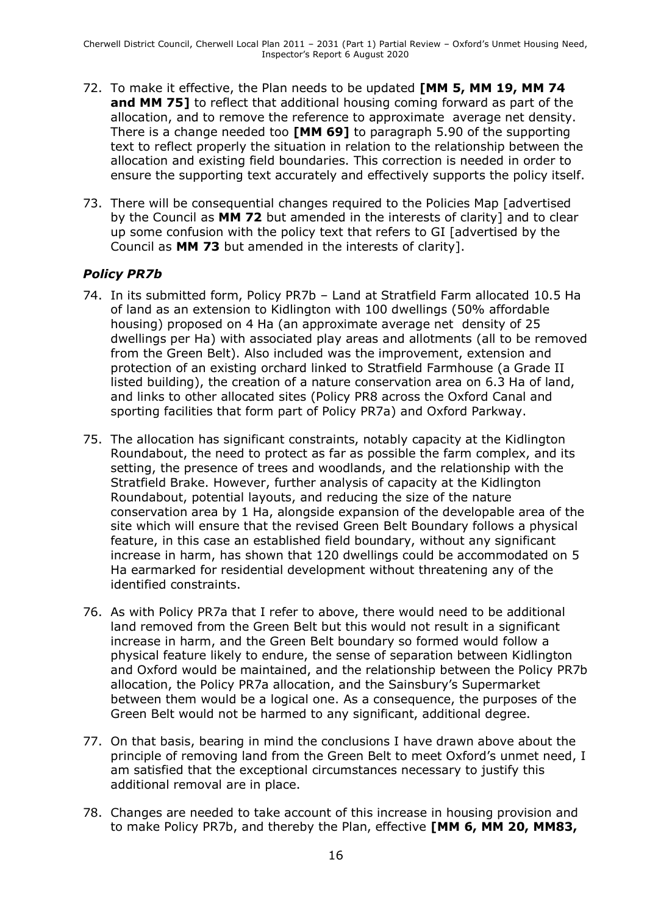72. To make it effective, the Plan needs to be updated **[MM 5, MM 19, MM 74 and MM 75]** to reflect that additional housing coming forward as part of the allocation, and to remove the reference to approximate average net density. There is a change needed too **[MM 69]** to paragraph 5.90 of the supporting text to reflect properly the situation in relation to the relationship between the allocation and existing field boundaries. This correction is needed in order to ensure the supporting text accurately and effectively supports the policy itself.

73. There will be consequential changes required to the Policies Map [advertised by the Council as **MM 72** but amended in the interests of clarity] and to clear up some confusion with the policy text that refers to GI [advertised by the Council as **MM 73** but amended in the interests of clarity].

### *Policy PR7b*

74. In its submitted form, Policy PR7b – Land at Stratfield Farm allocated 10.5 Ha of land as an extension to Kidlington with 100 dwellings (50% affordable housing) proposed on 4 Ha (an approximate average net density of 25 dwellings per Ha) with associated play areas and allotments (all to be removed from the Green Belt). Also included was the improvement, extension and protection of an existing orchard linked to Stratfield Farmhouse (a Grade II listed building), the creation of a nature conservation area on 6.3 Ha of land, and links to other allocated sites (Policy PR8 across the Oxford Canal and sporting facilities that form part of Policy PR7a) and Oxford Parkway.

75. The allocation has significant constraints, notably capacity at the Kidlington Roundabout, the need to protect as far as possible the farm complex, and its setting, the presence of trees and woodlands, and the relationship with the Stratfield Brake. However, further analysis of capacity at the Kidlington Roundabout, potential layouts, and reducing the size of the nature conservation area by 1 Ha, alongside expansion of the developable area of the site which will ensure that the revised Green Belt Boundary follows a physical feature, in this case an established field boundary, without any significant increase in harm, has shown that 120 dwellings could be accommodated on 5 Ha earmarked for residential development without threatening any of the identified constraints.

76. As with Policy PR7a that I refer to above, there would need to be additional land removed from the Green Belt but this would not result in a significant increase in harm, and the Green Belt boundary so formed would follow a physical feature likely to endure, the sense of separation between Kidlington and Oxford would be maintained, and the relationship between the Policy PR7b allocation, the Policy PR7a allocation, and the Sainsbury's Supermarket between them would be a logical one. As a consequence, the purposes of the Green Belt would not be harmed to any significant, additional degree.

77. On that basis, bearing in mind the conclusions I have drawn above about the principle of removing land from the Green Belt to meet Oxford's unmet need, I am satisfied that the exceptional circumstances necessary to justify this additional removal are in place.

78. Changes are needed to take account of this increase in housing provision and to make Policy PR7b, and thereby the Plan, effective **[MM 6, MM 20, MM83,**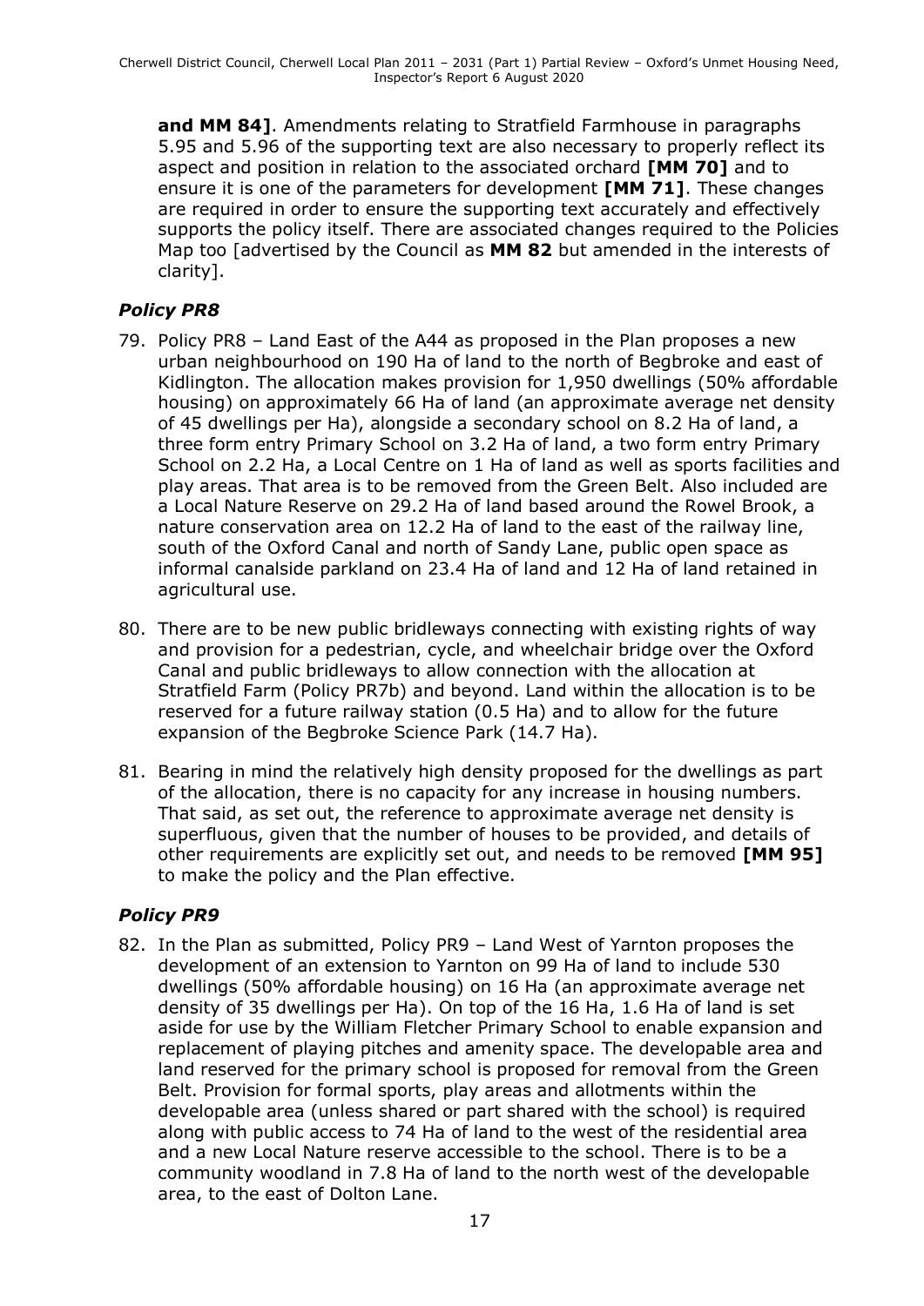**and MM 84]**. Amendments relating to Stratfield Farmhouse in paragraphs 5.95 and 5.96 of the supporting text are also necessary to properly reflect its aspect and position in relation to the associated orchard **[MM 70]** and to ensure it is one of the parameters for development **[MM 71]**. These changes are required in order to ensure the supporting text accurately and effectively supports the policy itself. There are associated changes required to the Policies Map too [advertised by the Council as **MM 82** but amended in the interests of clarity].

### *Policy PR8*

79. Policy PR8 – Land East of the A44 as proposed in the Plan proposes a new urban neighbourhood on 190 Ha of land to the north of Begbroke and east of Kidlington. The allocation makes provision for 1,950 dwellings (50% affordable housing) on approximately 66 Ha of land (an approximate average net density of 45 dwellings per Ha), alongside a secondary school on 8.2 Ha of land, a three form entry Primary School on 3.2 Ha of land, a two form entry Primary School on 2.2 Ha, a Local Centre on 1 Ha of land as well as sports facilities and play areas. That area is to be removed from the Green Belt. Also included are a Local Nature Reserve on 29.2 Ha of land based around the Rowel Brook, a nature conservation area on 12.2 Ha of land to the east of the railway line, south of the Oxford Canal and north of Sandy Lane, public open space as informal canalside parkland on 23.4 Ha of land and 12 Ha of land retained in agricultural use.

80. There are to be new public bridleways connecting with existing rights of way and provision for a pedestrian, cycle, and wheelchair bridge over the Oxford Canal and public bridleways to allow connection with the allocation at Stratfield Farm (Policy PR7b) and beyond. Land within the allocation is to be reserved for a future railway station (0.5 Ha) and to allow for the future expansion of the Begbroke Science Park (14.7 Ha).

81. Bearing in mind the relatively high density proposed for the dwellings as part of the allocation, there is no capacity for any increase in housing numbers. That said, as set out, the reference to approximate average net density is superfluous, given that the number of houses to be provided, and details of other requirements are explicitly set out, and needs to be removed **[MM 95]** to make the policy and the Plan effective.

### *Policy PR9*

82. In the Plan as submitted, Policy PR9 – Land West of Yarnton proposes the development of an extension to Yarnton on 99 Ha of land to include 530 dwellings (50% affordable housing) on 16 Ha (an approximate average net density of 35 dwellings per Ha). On top of the 16 Ha, 1.6 Ha of land is set aside for use by the William Fletcher Primary School to enable expansion and replacement of playing pitches and amenity space. The developable area and land reserved for the primary school is proposed for removal from the Green Belt. Provision for formal sports, play areas and allotments within the developable area (unless shared or part shared with the school) is required along with public access to 74 Ha of land to the west of the residential area and a new Local Nature reserve accessible to the school. There is to be a community woodland in 7.8 Ha of land to the north west of the developable area, to the east of Dolton Lane.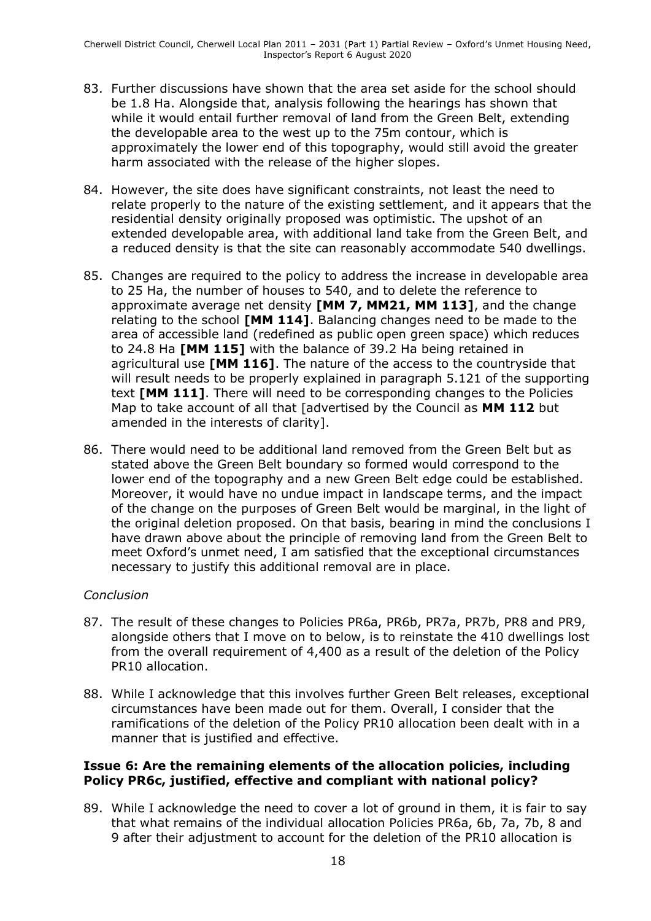83. Further discussions have shown that the area set aside for the school should be 1.8 Ha. Alongside that, analysis following the hearings has shown that while it would entail further removal of land from the Green Belt, extending the developable area to the west up to the 75m contour, which is approximately the lower end of this topography, would still avoid the greater harm associated with the release of the higher slopes.

84. However, the site does have significant constraints, not least the need to relate properly to the nature of the existing settlement, and it appears that the residential density originally proposed was optimistic. The upshot of an extended developable area, with additional land take from the Green Belt, and a reduced density is that the site can reasonably accommodate 540 dwellings.

85. Changes are required to the policy to address the increase in developable area to 25 Ha, the number of houses to 540, and to delete the reference to approximate average net density **[MM 7, MM21, MM 113]**, and the change relating to the school **[MM 114]**. Balancing changes need to be made to the area of accessible land (redefined as public open green space) which reduces to 24.8 Ha **[MM 115]** with the balance of 39.2 Ha being retained in agricultural use **[MM 116]**. The nature of the access to the countryside that will result needs to be properly explained in paragraph 5.121 of the supporting text **[MM 111]**. There will need to be corresponding changes to the Policies Map to take account of all that [advertised by the Council as **MM 112** but amended in the interests of clarity].

86. There would need to be additional land removed from the Green Belt but as stated above the Green Belt boundary so formed would correspond to the lower end of the topography and a new Green Belt edge could be established. Moreover, it would have no undue impact in landscape terms, and the impact of the change on the purposes of Green Belt would be marginal, in the light of the original deletion proposed. On that basis, bearing in mind the conclusions I have drawn above about the principle of removing land from the Green Belt to meet Oxford's unmet need, I am satisfied that the exceptional circumstances necessary to justify this additional removal are in place.

*Conclusion*

87. The result of these changes to Policies PR6a, PR6b, PR7a, PR7b, PR8 and PR9, alongside others that I move on to below, is to reinstate the 410 dwellings lost from the overall requirement of 4,400 as a result of the deletion of the Policy PR10 allocation.

88. While I acknowledge that this involves further Green Belt releases, exceptional circumstances have been made out for them. Overall, I consider that the ramifications of the deletion of the Policy PR10 allocation been dealt with in a manner that is justified and effective.

### Issue 6: Are the remaining elements of the allocation policies, including Policy PR6c, justified, effective and compliant with national policy?

89. While I acknowledge the need to cover a lot of ground in them, it is fair to say that what remains of the individual allocation Policies PR6a, 6b, 7a, 7b, 8 and 9 after their adjustment to account for the deletion of the PR10 allocation is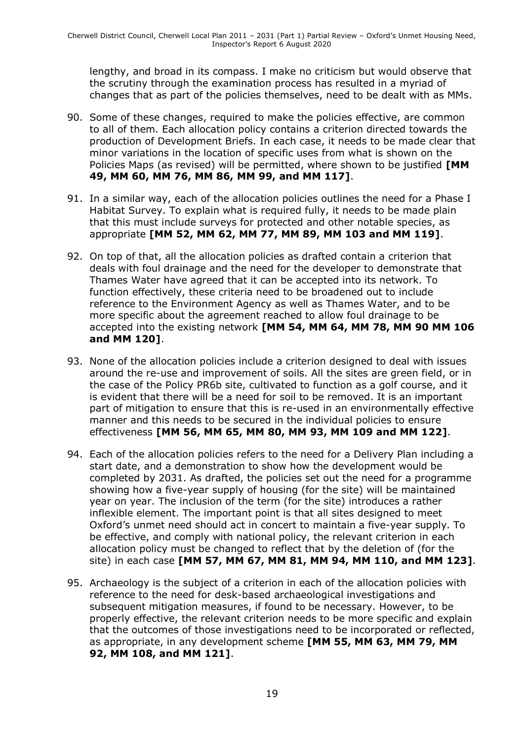lengthy, and broad in its compass. I make no criticism but would observe that the scrutiny through the examination process has resulted in a myriad of changes that as part of the policies themselves, need to be dealt with as MMs.

90. Some of these changes, required to make the policies effective, are common to all of them. Each allocation policy contains a criterion directed towards the production of Development Briefs. In each case, it needs to be made clear that minor variations in the location of specific uses from what is shown on the Policies Maps (as revised) will be permitted, where shown to be justified **[MM 49, MM 60, MM 76, MM 86, MM 99, and MM 117]**.

91. In a similar way, each of the allocation policies outlines the need for a Phase I Habitat Survey. To explain what is required fully, it needs to be made plain that this must include surveys for protected and other notable species, as appropriate **[MM 52, MM 62, MM 77, MM 89, MM 103 and MM 119]**.

92. On top of that, all the allocation policies as drafted contain a criterion that deals with foul drainage and the need for the developer to demonstrate that Thames Water have agreed that it can be accepted into its network. To function effectively, these criteria need to be broadened out to include reference to the Environment Agency as well as Thames Water, and to be more specific about the agreement reached to allow foul drainage to be accepted into the existing network **[MM 54, MM 64, MM 78, MM 90 MM 106 and MM 120]**.

93. None of the allocation policies include a criterion designed to deal with issues around the re-use and improvement of soils. All the sites are green field, or in the case of the Policy PR6b site, cultivated to function as a golf course, and it is evident that there will be a need for soil to be removed. It is an important part of mitigation to ensure that this is re-used in an environmentally effective manner and this needs to be secured in the individual policies to ensure effectiveness **[MM 56, MM 65, MM 80, MM 93, MM 109 and MM 122]**.

94. Each of the allocation policies refers to the need for a Delivery Plan including a start date, and a demonstration to show how the development would be completed by 2031. As drafted, the policies set out the need for a programme showing how a five-year supply of housing (for the site) will be maintained year on year. The inclusion of the term (for the site) introduces a rather inflexible element. The important point is that all sites designed to meet Oxford's unmet need should act in concert to maintain a five-year supply. To be effective, and comply with national policy, the relevant criterion in each allocation policy must be changed to reflect that by the deletion of (for the site) in each case **[MM 57, MM 67, MM 81, MM 94, MM 110, and MM 123]**.

95. Archaeology is the subject of a criterion in each of the allocation policies with reference to the need for desk-based archaeological investigations and subsequent mitigation measures, if found to be necessary. However, to be properly effective, the relevant criterion needs to be more specific and explain that the outcomes of those investigations need to be incorporated or reflected, as appropriate, in any development scheme **[MM 55, MM 63, MM 79, MM 92, MM 108, and MM 121]**.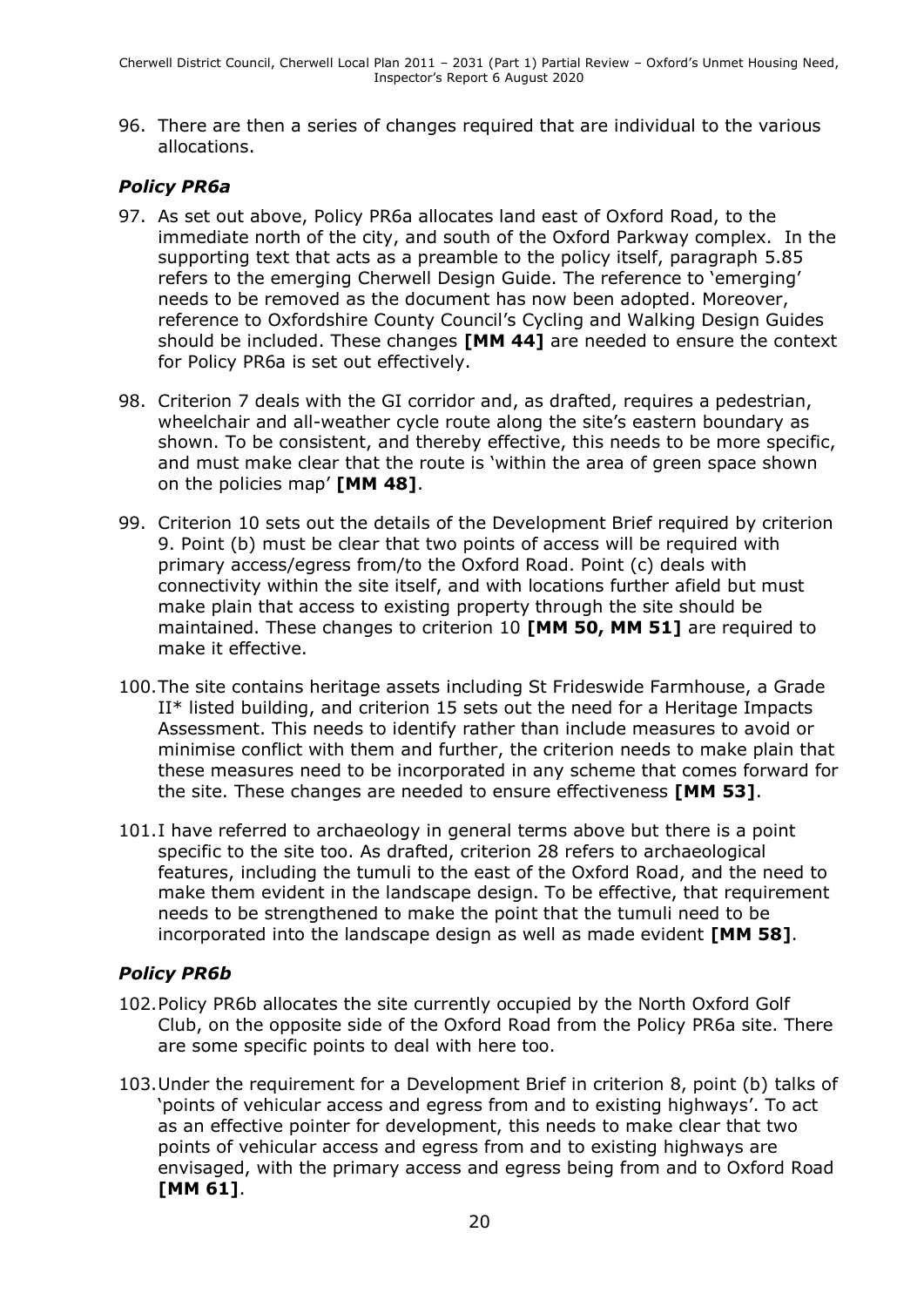96. There are then a series of changes required that are individual to the various allocations.

### *Policy PR6a*

97. As set out above, Policy PR6a allocates land east of Oxford Road, to the immediate north of the city, and south of the Oxford Parkway complex. In the supporting text that acts as a preamble to the policy itself, paragraph 5.85 refers to the emerging Cherwell Design Guide. The reference to 'emerging' needs to be removed as the document has now been adopted. Moreover, reference to Oxfordshire County Council's Cycling and Walking Design Guides should be included. These changes **[MM 44]** are needed to ensure the context for Policy PR6a is set out effectively.

98. Criterion 7 deals with the GI corridor and, as drafted, requires a pedestrian, wheelchair and all-weather cycle route along the site's eastern boundary as shown. To be consistent, and thereby effective, this needs to be more specific, and must make clear that the route is 'within the area of green space shown on the policies map' **[MM 48]**.

99. Criterion 10 sets out the details of the Development Brief required by criterion 9. Point (b) must be clear that two points of access will be required with primary access/egress from/to the Oxford Road. Point (c) deals with connectivity within the site itself, and with locations further afield but must make plain that access to existing property through the site should be maintained. These changes to criterion 10 **[MM 50, MM 51]** are required to make it effective.

100. The site contains heritage assets including St Frideswide Farmhouse, a Grade II* listed building, and criterion 15 sets out the need for a Heritage Impacts Assessment. This needs to identify rather than include measures to avoid or minimise conflict with them and further, the criterion needs to make plain that these measures need to be incorporated in any scheme that comes forward for the site. These changes are needed to ensure effectiveness **[MM 53]**.

101. I have referred to archaeology in general terms above but there is a point specific to the site too. As drafted, criterion 28 refers to archaeological features, including the tumuli to the east of the Oxford Road, and the need to make them evident in the landscape design. To be effective, that requirement needs to be strengthened to make the point that the tumuli need to be incorporated into the landscape design as well as made evident **[MM 58]**.

### *Policy PR6b*

102. Policy PR6b allocates the site currently occupied by the North Oxford Golf Club, on the opposite side of the Oxford Road from the Policy PR6a site. There are some specific points to deal with here too.

103. Under the requirement for a Development Brief in criterion 8, point (b) talks of 'points of vehicular access and egress from and to existing highways'. To act as an effective pointer for development, this needs to make clear that two points of vehicular access and egress from and to existing highways are envisaged, with the primary access and egress being from and to Oxford Road **[MM 61]**.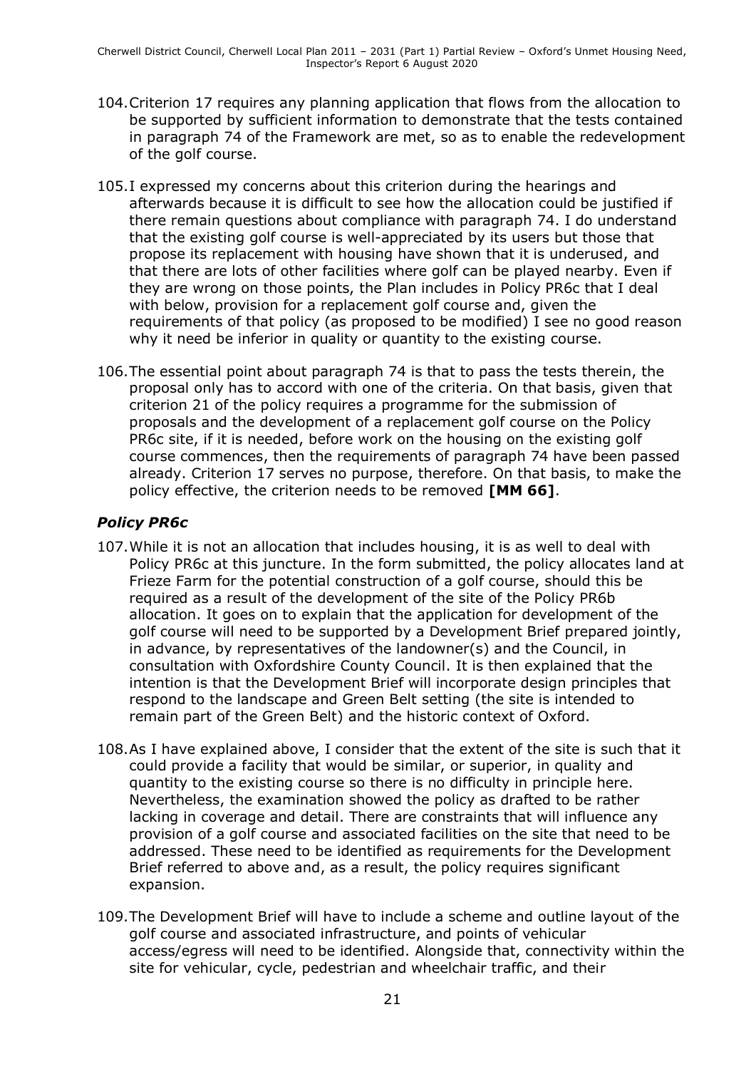104. Criterion 17 requires any planning application that flows from the allocation to be supported by sufficient information to demonstrate that the tests contained in paragraph 74 of the Framework are met, so as to enable the redevelopment of the golf course.

105. I expressed my concerns about this criterion during the hearings and afterwards because it is difficult to see how the allocation could be justified if there remain questions about compliance with paragraph 74. I do understand that the existing golf course is well-appreciated by its users but those that propose its replacement with housing have shown that it is underused, and that there are lots of other facilities where golf can be played nearby. Even if they are wrong on those points, the Plan includes in Policy PR6c that I deal with below, provision for a replacement golf course and, given the requirements of that policy (as proposed to be modified) I see no good reason why it need be inferior in quality or quantity to the existing course.

106. The essential point about paragraph 74 is that to pass the tests therein, the proposal only has to accord with one of the criteria. On that basis, given that criterion 21 of the policy requires a programme for the submission of proposals and the development of a replacement golf course on the Policy PR6c site, if it is needed, before work on the housing on the existing golf course commences, then the requirements of paragraph 74 have been passed already. Criterion 17 serves no purpose, therefore. On that basis, to make the policy effective, the criterion needs to be removed **[MM 66]**.

### *Policy PR6c*

107. While it is not an allocation that includes housing, it is as well to deal with Policy PR6c at this juncture. In the form submitted, the policy allocates land at Frieze Farm for the potential construction of a golf course, should this be required as a result of the development of the site of the Policy PR6b allocation. It goes on to explain that the application for development of the golf course will need to be supported by a Development Brief prepared jointly, in advance, by representatives of the landowner(s) and the Council, in consultation with Oxfordshire County Council. It is then explained that the intention is that the Development Brief will incorporate design principles that respond to the landscape and Green Belt setting (the site is intended to remain part of the Green Belt) and the historic context of Oxford.

108. As I have explained above, I consider that the extent of the site is such that it could provide a facility that would be similar, or superior, in quality and quantity to the existing course so there is no difficulty in principle here. Nevertheless, the examination showed the policy as drafted to be rather lacking in coverage and detail. There are constraints that will influence any provision of a golf course and associated facilities on the site that need to be addressed. These need to be identified as requirements for the Development Brief referred to above and, as a result, the policy requires significant expansion.

109. The Development Brief will have to include a scheme and outline layout of the golf course and associated infrastructure, and points of vehicular access/egress will need to be identified. Alongside that, connectivity within the site for vehicular, cycle, pedestrian and wheelchair traffic, and their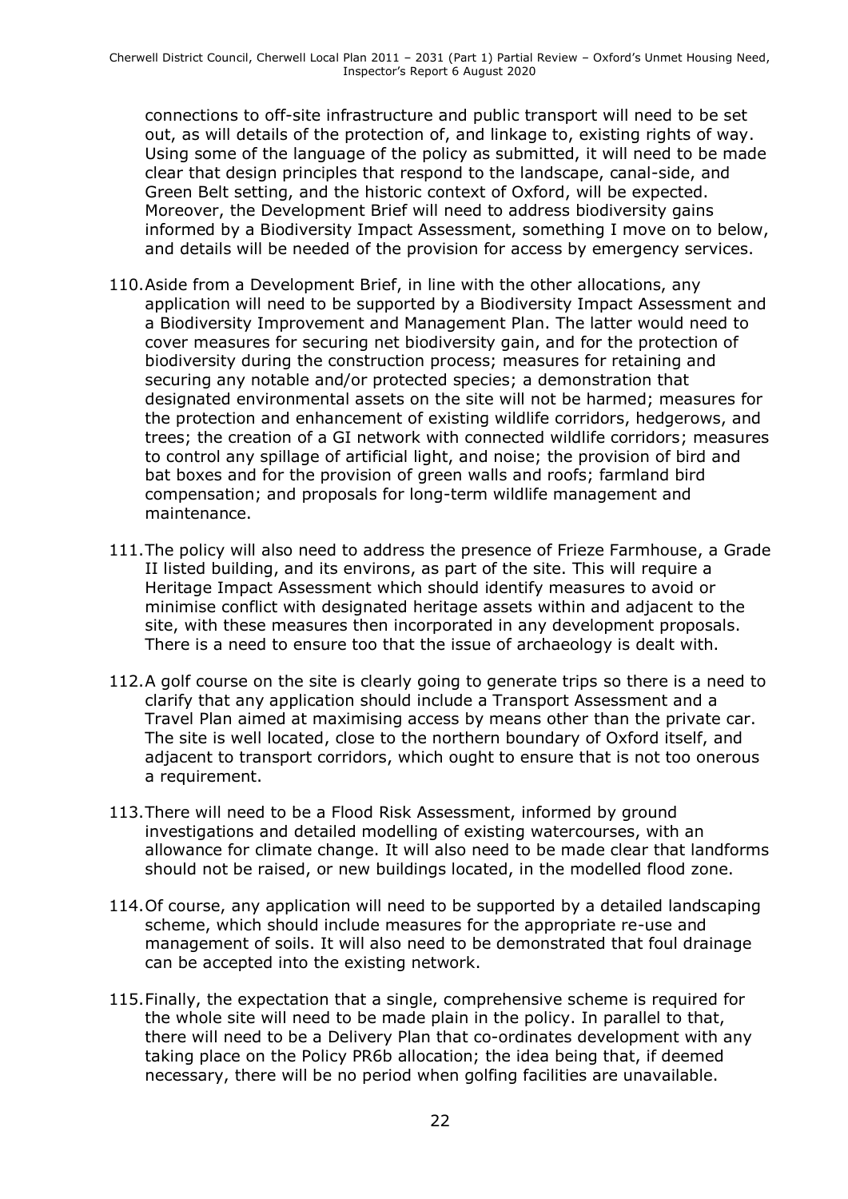connections to off-site infrastructure and public transport will need to be set out, as will details of the protection of, and linkage to, existing rights of way. Using some of the language of the policy as submitted, it will need to be made clear that design principles that respond to the landscape, canal-side, and Green Belt setting, and the historic context of Oxford, will be expected. Moreover, the Development Brief will need to address biodiversity gains informed by a Biodiversity Impact Assessment, something I move on to below, and details will be needed of the provision for access by emergency services.

110. Aside from a Development Brief, in line with the other allocations, any application will need to be supported by a Biodiversity Impact Assessment and a Biodiversity Improvement and Management Plan. The latter would need to cover measures for securing net biodiversity gain, and for the protection of biodiversity during the construction process; measures for retaining and securing any notable and/or protected species; a demonstration that designated environmental assets on the site will not be harmed; measures for the protection and enhancement of existing wildlife corridors, hedgerows, and trees; the creation of a GI network with connected wildlife corridors; measures to control any spillage of artificial light, and noise; the provision of bird and bat boxes and for the provision of green walls and roofs; farmland bird compensation; and proposals for long-term wildlife management and maintenance.

111. The policy will also need to address the presence of Frieze Farmhouse, a Grade II listed building, and its environs, as part of the site. This will require a Heritage Impact Assessment which should identify measures to avoid or minimise conflict with designated heritage assets within and adjacent to the site, with these measures then incorporated in any development proposals. There is a need to ensure too that the issue of archaeology is dealt with.

112. A golf course on the site is clearly going to generate trips so there is a need to clarify that any application should include a Transport Assessment and a Travel Plan aimed at maximising access by means other than the private car. The site is well located, close to the northern boundary of Oxford itself, and adjacent to transport corridors, which ought to ensure that is not too onerous a requirement.

113. There will need to be a Flood Risk Assessment, informed by ground investigations and detailed modelling of existing watercourses, with an allowance for climate change. It will also need to be made clear that landforms should not be raised, or new buildings located, in the modelled flood zone.

114. Of course, any application will need to be supported by a detailed landscaping scheme, which should include measures for the appropriate re-use and management of soils. It will also need to be demonstrated that foul drainage can be accepted into the existing network.

115. Finally, the expectation that a single, comprehensive scheme is required for the whole site will need to be made plain in the policy. In parallel to that, there will need to be a Delivery Plan that co-ordinates development with any taking place on the Policy PR6b allocation; the idea being that, if deemed necessary, there will be no period when golfing facilities are unavailable.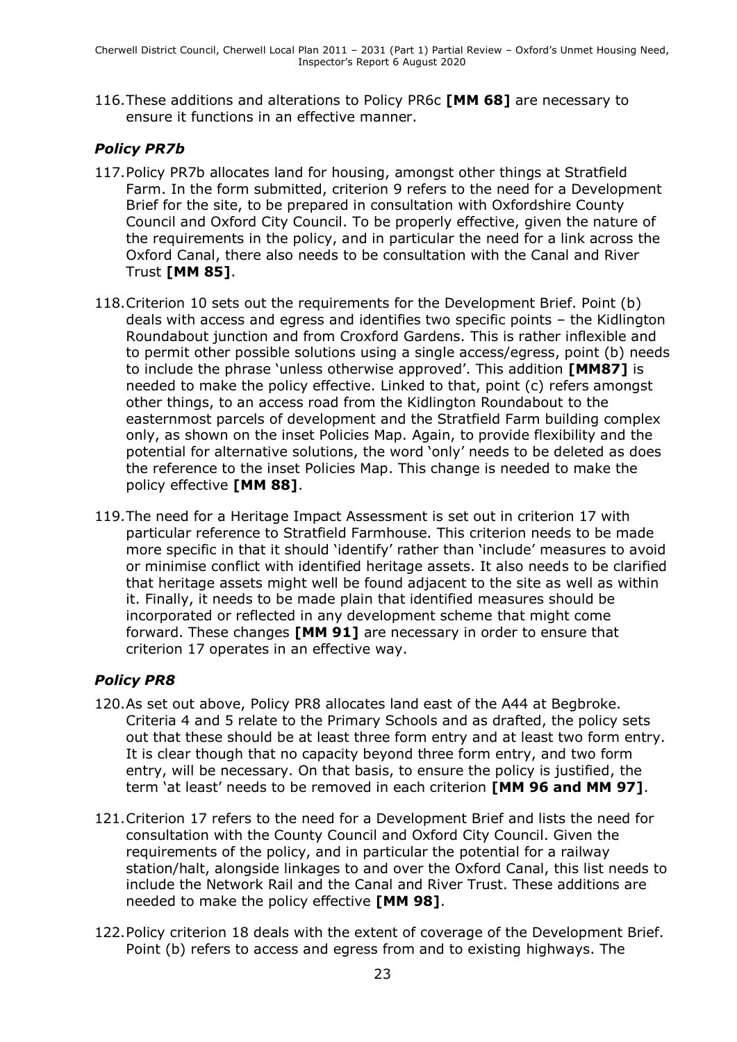116. These additions and alterations to Policy PR6c **[MM 68]** are necessary to ensure it functions in an effective manner.

### *Policy PR7b*

117. Policy PR7b allocates land for housing, amongst other things at Stratfield Farm. In the form submitted, criterion 9 refers to the need for a Development Brief for the site, to be prepared in consultation with Oxfordshire County Council and Oxford City Council. To be properly effective, given the nature of the requirements in the policy, and in particular the need for a link across the Oxford Canal, there also needs to be consultation with the Canal and River Trust **[MM 85]**.

118. Criterion 10 sets out the requirements for the Development Brief. Point (b) deals with access and egress and identifies two specific points – the Kidlington Roundabout junction and from Croxford Gardens. This is rather inflexible and to permit other possible solutions using a single access/egress, point (b) needs to include the phrase 'unless otherwise approved'. This addition **[MM87]** is needed to make the policy effective. Linked to that, point (c) refers amongst other things, to an access road from the Kidlington Roundabout to the easternmost parcels of development and the Stratfield Farm building complex only, as shown on the inset Policies Map. Again, to provide flexibility and the potential for alternative solutions, the word 'only' needs to be deleted as does the reference to the inset Policies Map. This change is needed to make the policy effective **[MM 88]**.

119. The need for a Heritage Impact Assessment is set out in criterion 17 with particular reference to Stratfield Farmhouse. This criterion needs to be made more specific in that it should 'identify' rather than 'include' measures to avoid or minimise conflict with identified heritage assets. It also needs to be clarified that heritage assets might well be found adjacent to the site as well as within it. Finally, it needs to be made plain that identified measures should be incorporated or reflected in any development scheme that might come forward. These changes **[MM 91]** are necessary in order to ensure that criterion 17 operates in an effective way.

### *Policy PR8*

120. As set out above, Policy PR8 allocates land east of the A44 at Begbroke. Criteria 4 and 5 relate to the Primary Schools and as drafted, the policy sets out that these should be at least three form entry and at least two form entry. It is clear though that no capacity beyond three form entry, and two form entry, will be necessary. On that basis, to ensure the policy is justified, the term 'at least' needs to be removed in each criterion **[MM 96 and MM 97]**.

121. Criterion 17 refers to the need for a Development Brief and lists the need for consultation with the County Council and Oxford City Council. Given the requirements of the policy, and in particular the potential for a railway station/halt, alongside linkages to and over the Oxford Canal, this list needs to include the Network Rail and the Canal and River Trust. These additions are needed to make the policy effective **[MM 98]**.

122. Policy criterion 18 deals with the extent of coverage of the Development Brief. Point (b) refers to access and egress from and to existing highways. The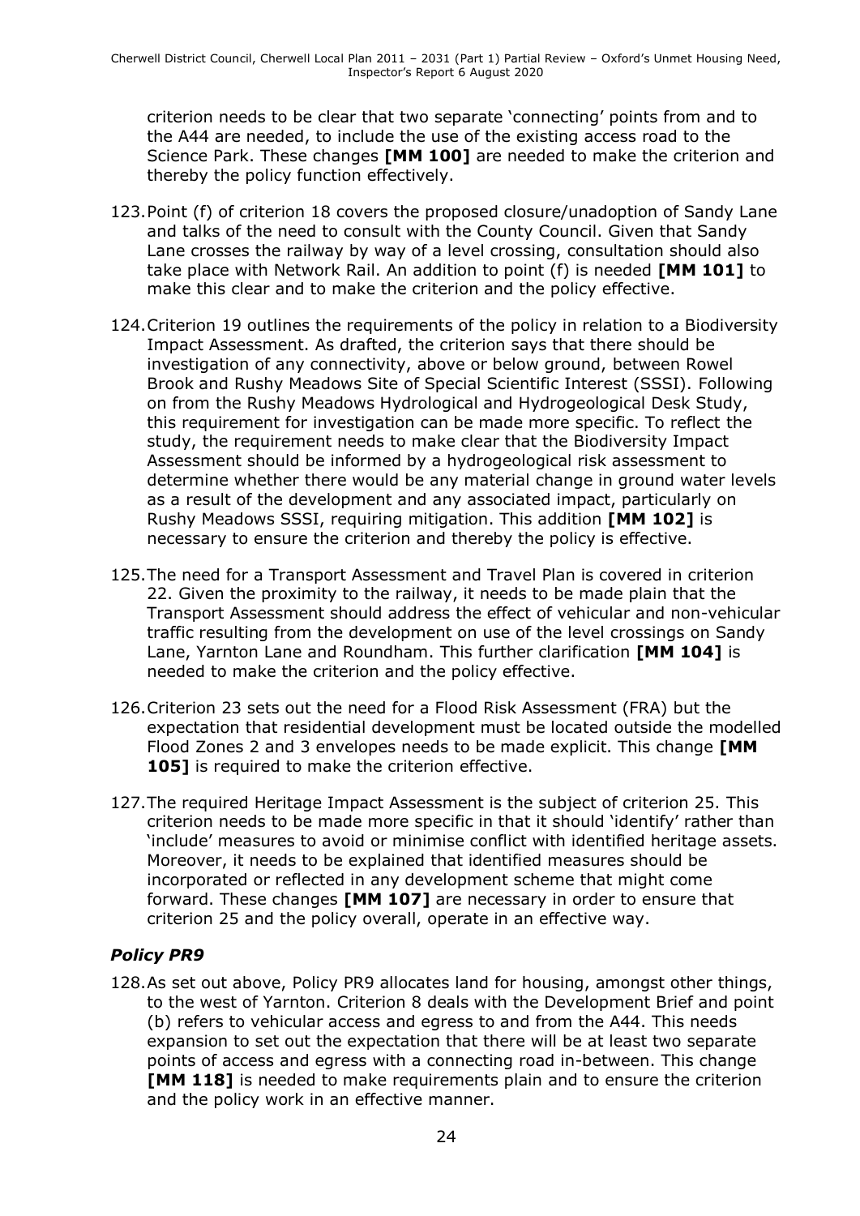criterion needs to be clear that two separate 'connecting' points from and to the A44 are needed, to include the use of the existing access road to the Science Park. These changes **[MM 100]** are needed to make the criterion and thereby the policy function effectively.

123. Point (f) of criterion 18 covers the proposed closure/unadoption of Sandy Lane and talks of the need to consult with the County Council. Given that Sandy Lane crosses the railway by way of a level crossing, consultation should also take place with Network Rail. An addition to point (f) is needed **[MM 101]** to make this clear and to make the criterion and the policy effective.

124. Criterion 19 outlines the requirements of the policy in relation to a Biodiversity Impact Assessment. As drafted, the criterion says that there should be investigation of any connectivity, above or below ground, between Rowel Brook and Rushy Meadows Site of Special Scientific Interest (SSSI). Following on from the Rushy Meadows Hydrological and Hydrogeological Desk Study, this requirement for investigation can be made more specific. To reflect the study, the requirement needs to make clear that the Biodiversity Impact Assessment should be informed by a hydrogeological risk assessment to determine whether there would be any material change in ground water levels as a result of the development and any associated impact, particularly on Rushy Meadows SSSI, requiring mitigation. This addition **[MM 102]** is necessary to ensure the criterion and thereby the policy is effective.

125. The need for a Transport Assessment and Travel Plan is covered in criterion 22. Given the proximity to the railway, it needs to be made plain that the Transport Assessment should address the effect of vehicular and non-vehicular traffic resulting from the development on use of the level crossings on Sandy Lane, Yarnton Lane and Roundham. This further clarification **[MM 104]** is needed to make the criterion and the policy effective.

126. Criterion 23 sets out the need for a Flood Risk Assessment (FRA) but the expectation that residential development must be located outside the modelled Flood Zones 2 and 3 envelopes needs to be made explicit. This change **[MM 105]** is required to make the criterion effective.

127. The required Heritage Impact Assessment is the subject of criterion 25. This criterion needs to be made more specific in that it should 'identify' rather than 'include' measures to avoid or minimise conflict with identified heritage assets. Moreover, it needs to be explained that identified measures should be incorporated or reflected in any development scheme that might come forward. These changes **[MM 107]** are necessary in order to ensure that criterion 25 and the policy overall, operate in an effective way.

### *Policy PR9*

128. As set out above, Policy PR9 allocates land for housing, amongst other things, to the west of Yarnton. Criterion 8 deals with the Development Brief and point (b) refers to vehicular access and egress to and from the A44. This needs expansion to set out the expectation that there will be at least two separate points of access and egress with a connecting road in-between. This change **[MM 118]** is needed to make requirements plain and to ensure the criterion and the policy work in an effective manner.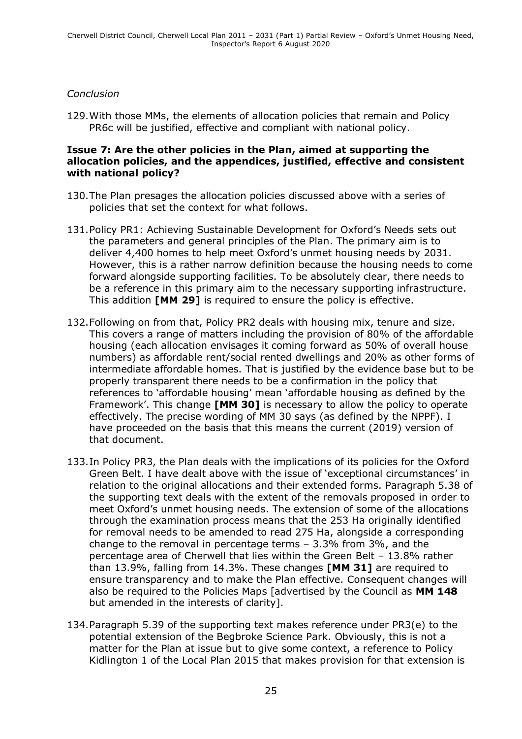*Conclusion*

129. With those MMs, the elements of allocation policies that remain and Policy PR6c will be justified, effective and compliant with national policy.

**Issue 7: Are the other policies in the Plan, aimed at supporting the allocation policies, and the appendices, justified, effective and consistent with national policy?**

130. The Plan presages the allocation policies discussed above with a series of policies that set the context for what follows.

131. Policy PR1: Achieving Sustainable Development for Oxford's Needs sets out the parameters and general principles of the Plan. The primary aim is to deliver 4,400 homes to help meet Oxford's unmet housing needs by 2031. However, this is a rather narrow definition because the housing needs to come forward alongside supporting facilities. To be absolutely clear, there needs to be a reference in this primary aim to the necessary supporting infrastructure. This addition **[MM 29]** is required to ensure the policy is effective.

132. Following on from that, Policy PR2 deals with housing mix, tenure and size. This covers a range of matters including the provision of 80% of the affordable housing (each allocation envisages it coming forward as 50% of overall house numbers) as affordable rent/social rented dwellings and 20% as other forms of intermediate affordable homes. That is justified by the evidence base but to be properly transparent there needs to be a confirmation in the policy that references to 'affordable housing' mean 'affordable housing as defined by the Framework'. This change **[MM 30]** is necessary to allow the policy to operate effectively. The precise wording of MM 30 says (as defined by the NPPF). I have proceeded on the basis that this means the current (2019) version of that document.

133. In Policy PR3, the Plan deals with the implications of its policies for the Oxford Green Belt. I have dealt above with the issue of 'exceptional circumstances' in relation to the original allocations and their extended forms. Paragraph 5.38 of the supporting text deals with the extent of the removals proposed in order to meet Oxford's unmet housing needs. The extension of some of the allocations through the examination process means that the 253 Ha originally identified for removal needs to be amended to read 275 Ha, alongside a corresponding change to the removal in percentage terms – 3.3% from 3%, and the percentage area of Cherwell that lies within the Green Belt – 13.8% rather than 13.9%, falling from 14.3%. These changes **[MM 31]** are required to ensure transparency and to make the Plan effective. Consequent changes will also be required to the Policies Maps [advertised by the Council as **MM 148** but amended in the interests of clarity].

134. Paragraph 5.39 of the supporting text makes reference under PR3(e) to the potential extension of the Begbroke Science Park. Obviously, this is not a matter for the Plan at issue but to give some context, a reference to Policy Kidlington 1 of the Local Plan 2015 that makes provision for that extension is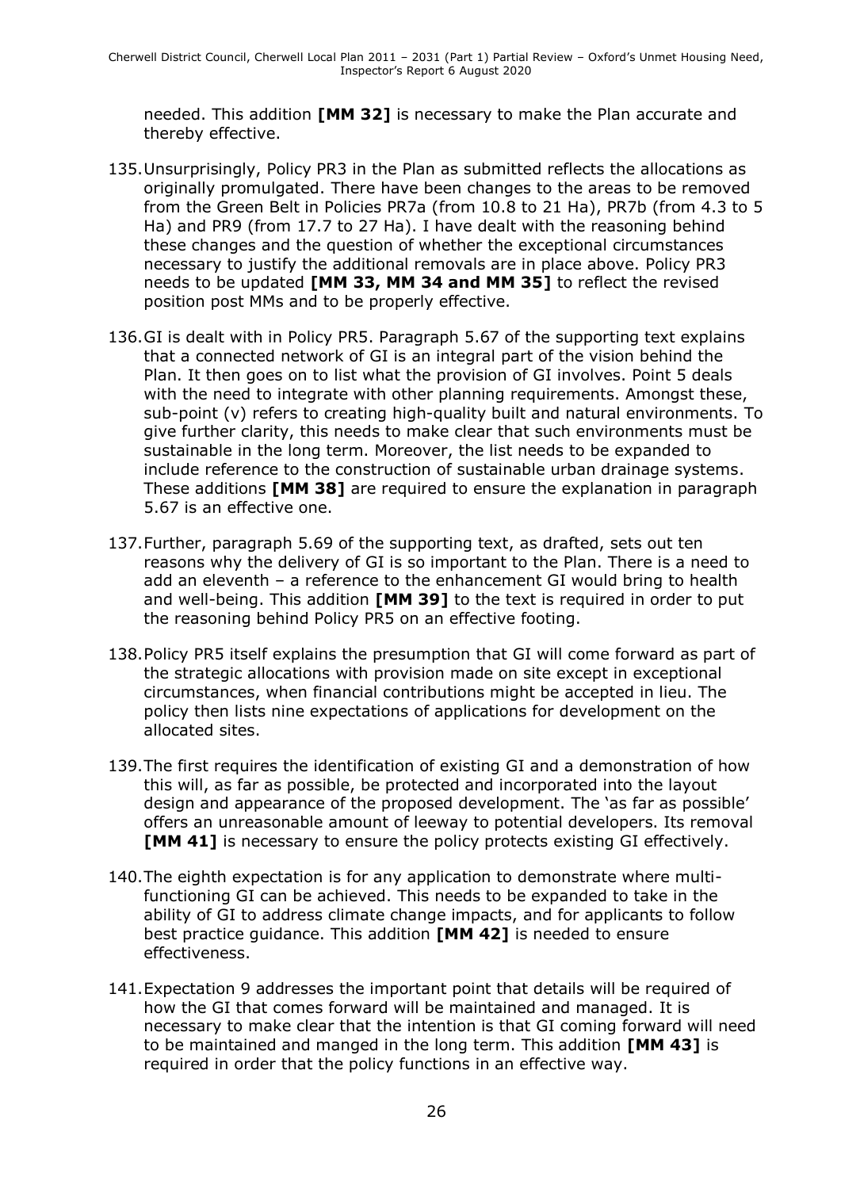needed. This addition **[MM 32]** is necessary to make the Plan accurate and thereby effective.

135. Unsurprisingly, Policy PR3 in the Plan as submitted reflects the allocations as originally promulgated. There have been changes to the areas to be removed from the Green Belt in Policies PR7a (from 10.8 to 21 Ha), PR7b (from 4.3 to 5 Ha) and PR9 (from 17.7 to 27 Ha). I have dealt with the reasoning behind these changes and the question of whether the exceptional circumstances necessary to justify the additional removals are in place above. Policy PR3 needs to be updated **[MM 33, MM 34 and MM 35]** to reflect the revised position post MMs and to be properly effective.

136. GI is dealt with in Policy PR5. Paragraph 5.67 of the supporting text explains that a connected network of GI is an integral part of the vision behind the Plan. It then goes on to list what the provision of GI involves. Point 5 deals with the need to integrate with other planning requirements. Amongst these, sub-point (v) refers to creating high-quality built and natural environments. To give further clarity, this needs to make clear that such environments must be sustainable in the long term. Moreover, the list needs to be expanded to include reference to the construction of sustainable urban drainage systems. These additions **[MM 38]** are required to ensure the explanation in paragraph 5.67 is an effective one.

137. Further, paragraph 5.69 of the supporting text, as drafted, sets out ten reasons why the delivery of GI is so important to the Plan. There is a need to add an eleventh – a reference to the enhancement GI would bring to health and well-being. This addition **[MM 39]** to the text is required in order to put the reasoning behind Policy PR5 on an effective footing.

138. Policy PR5 itself explains the presumption that GI will come forward as part of the strategic allocations with provision made on site except in exceptional circumstances, when financial contributions might be accepted in lieu. The policy then lists nine expectations of applications for development on the allocated sites.

139. The first requires the identification of existing GI and a demonstration of how this will, as far as possible, be protected and incorporated into the layout design and appearance of the proposed development. The 'as far as possible' offers an unreasonable amount of leeway to potential developers. Its removal **[MM 41]** is necessary to ensure the policy protects existing GI effectively.

140. The eighth expectation is for any application to demonstrate where multi-functioning GI can be achieved. This needs to be expanded to take in the ability of GI to address climate change impacts, and for applicants to follow best practice guidance. This addition **[MM 42]** is needed to ensure effectiveness.

141. Expectation 9 addresses the important point that details will be required of how the GI that comes forward will be maintained and managed. It is necessary to make clear that the intention is that GI coming forward will need to be maintained and manged in the long term. This addition **[MM 43]** is required in order that the policy functions in an effective way.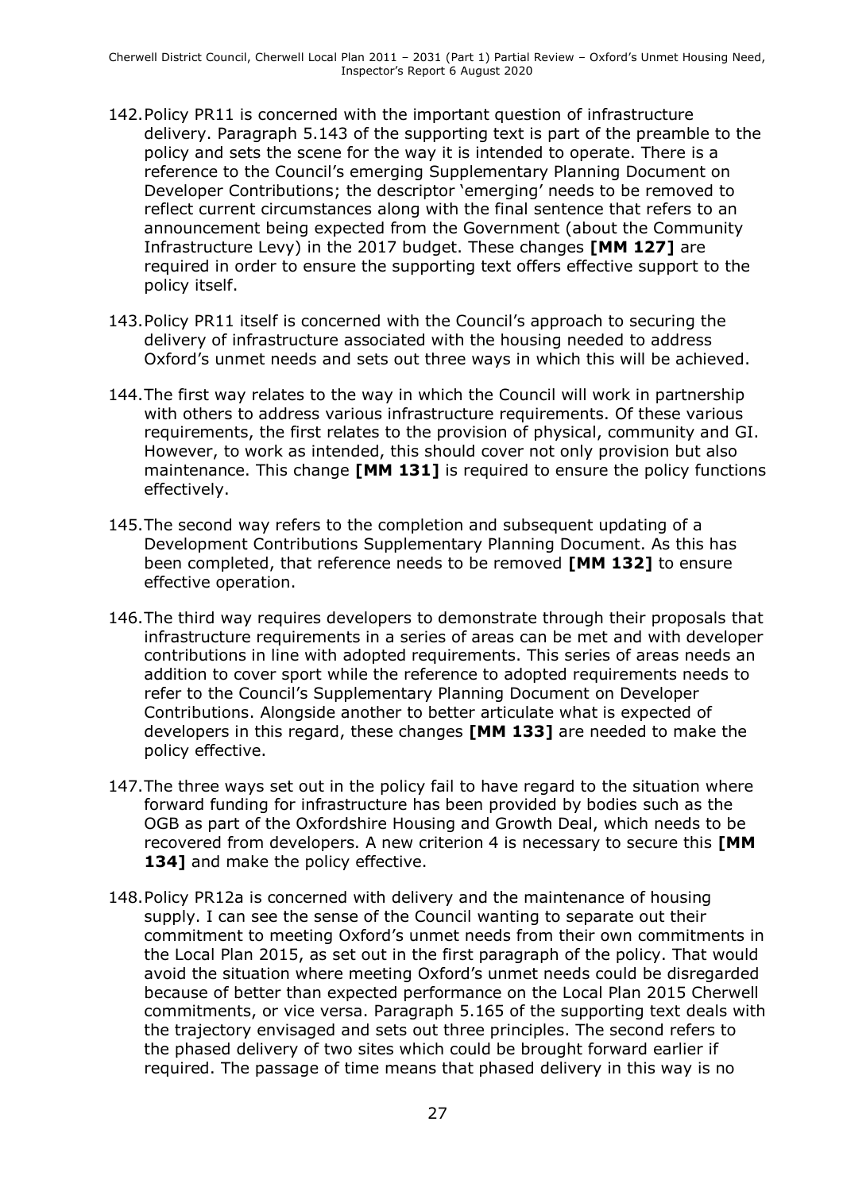142. Policy PR11 is concerned with the important question of infrastructure delivery. Paragraph 5.143 of the supporting text is part of the preamble to the policy and sets the scene for the way it is intended to operate. There is a reference to the Council's emerging Supplementary Planning Document on Developer Contributions; the descriptor 'emerging' needs to be removed to reflect current circumstances along with the final sentence that refers to an announcement being expected from the Government (about the Community Infrastructure Levy) in the 2017 budget. These changes **[MM 127]** are required in order to ensure the supporting text offers effective support to the policy itself.

143. Policy PR11 itself is concerned with the Council's approach to securing the delivery of infrastructure associated with the housing needed to address Oxford's unmet needs and sets out three ways in which this will be achieved.

144. The first way relates to the way in which the Council will work in partnership with others to address various infrastructure requirements. Of these various requirements, the first relates to the provision of physical, community and GI. However, to work as intended, this should cover not only provision but also maintenance. This change **[MM 131]** is required to ensure the policy functions effectively.

145. The second way refers to the completion and subsequent updating of a Development Contributions Supplementary Planning Document. As this has been completed, that reference needs to be removed **[MM 132]** to ensure effective operation.

146. The third way requires developers to demonstrate through their proposals that infrastructure requirements in a series of areas can be met and with developer contributions in line with adopted requirements. This series of areas needs an addition to cover sport while the reference to adopted requirements needs to refer to the Council's Supplementary Planning Document on Developer Contributions. Alongside another to better articulate what is expected of developers in this regard, these changes **[MM 133]** are needed to make the policy effective.

147. The three ways set out in the policy fail to have regard to the situation where forward funding for infrastructure has been provided by bodies such as the OGB as part of the Oxfordshire Housing and Growth Deal, which needs to be recovered from developers. A new criterion 4 is necessary to secure this **[MM 134]** and make the policy effective.

148. Policy PR12a is concerned with delivery and the maintenance of housing supply. I can see the sense of the Council wanting to separate out their commitment to meeting Oxford's unmet needs from their own commitments in the Local Plan 2015, as set out in the first paragraph of the policy. That would avoid the situation where meeting Oxford's unmet needs could be disregarded because of better than expected performance on the Local Plan 2015 Cherwell commitments, or vice versa. Paragraph 5.165 of the supporting text deals with the trajectory envisaged and sets out three principles. The second refers to the phased delivery of two sites which could be brought forward earlier if required. The passage of time means that phased delivery in this way is no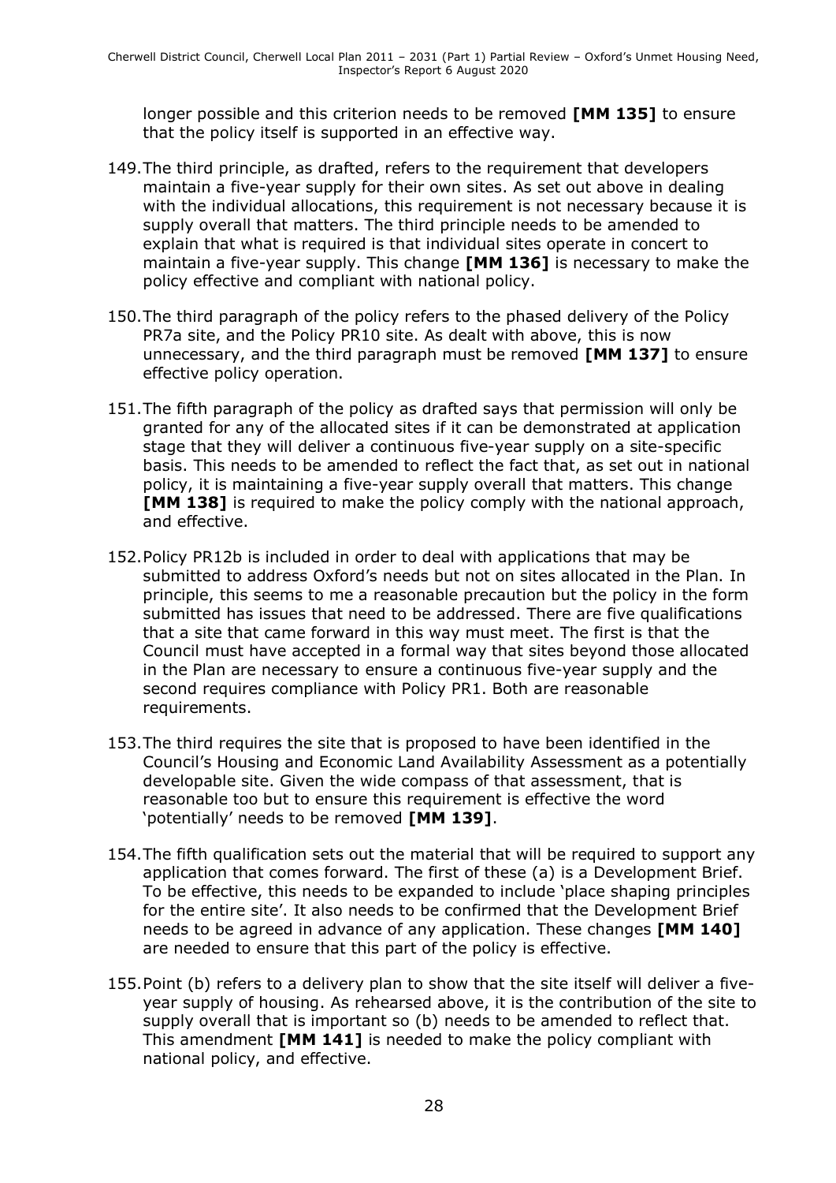longer possible and this criterion needs to be removed **[MM 135]** to ensure that the policy itself is supported in an effective way.

149. The third principle, as drafted, refers to the requirement that developers maintain a five-year supply for their own sites. As set out above in dealing with the individual allocations, this requirement is not necessary because it is supply overall that matters. The third principle needs to be amended to explain that what is required is that individual sites operate in concert to maintain a five-year supply. This change **[MM 136]** is necessary to make the policy effective and compliant with national policy.

150. The third paragraph of the policy refers to the phased delivery of the Policy PR7a site, and the Policy PR10 site. As dealt with above, this is now unnecessary, and the third paragraph must be removed **[MM 137]** to ensure effective policy operation.

151. The fifth paragraph of the policy as drafted says that permission will only be granted for any of the allocated sites if it can be demonstrated at application stage that they will deliver a continuous five-year supply on a site-specific basis. This needs to be amended to reflect the fact that, as set out in national policy, it is maintaining a five-year supply overall that matters. This change **[MM 138]** is required to make the policy comply with the national approach, and effective.

152. Policy PR12b is included in order to deal with applications that may be submitted to address Oxford's needs but not on sites allocated in the Plan. In principle, this seems to me a reasonable precaution but the policy in the form submitted has issues that need to be addressed. There are five qualifications that a site that came forward in this way must meet. The first is that the Council must have accepted in a formal way that sites beyond those allocated in the Plan are necessary to ensure a continuous five-year supply and the second requires compliance with Policy PR1. Both are reasonable requirements.

153. The third requires the site that is proposed to have been identified in the Council's Housing and Economic Land Availability Assessment as a potentially developable site. Given the wide compass of that assessment, that is reasonable too but to ensure this requirement is effective the word 'potentially' needs to be removed **[MM 139]**.

154. The fifth qualification sets out the material that will be required to support any application that comes forward. The first of these (a) is a Development Brief. To be effective, this needs to be expanded to include 'place shaping principles for the entire site'. It also needs to be confirmed that the Development Brief needs to be agreed in advance of any application. These changes **[MM 140]** are needed to ensure that this part of the policy is effective.

155. Point (b) refers to a delivery plan to show that the site itself will deliver a five-year supply of housing. As rehearsed above, it is the contribution of the site to supply overall that is important so (b) needs to be amended to reflect that. This amendment **[MM 141]** is needed to make the policy compliant with national policy, and effective.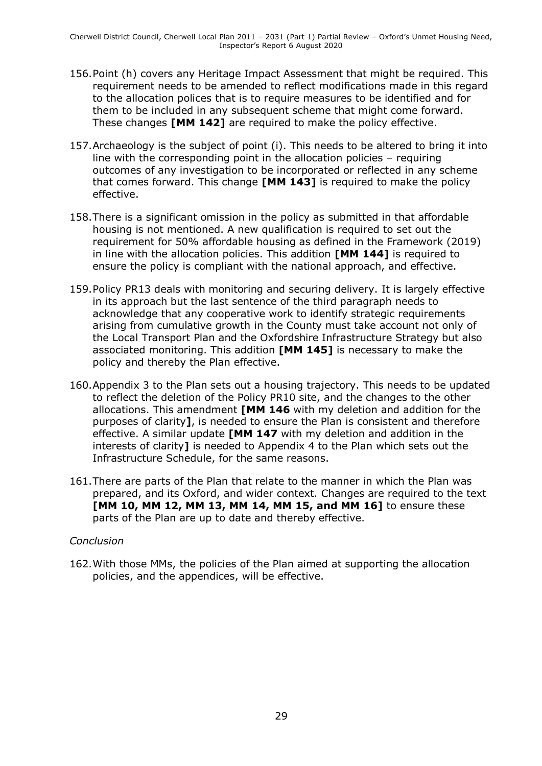156. Point (h) covers any Heritage Impact Assessment that might be required. This requirement needs to be amended to reflect modifications made in this regard to the allocation polices that is to require measures to be identified and for them to be included in any subsequent scheme that might come forward. These changes **[MM 142]** are required to make the policy effective.

157. Archaeology is the subject of point (i). This needs to be altered to bring it into line with the corresponding point in the allocation policies – requiring outcomes of any investigation to be incorporated or reflected in any scheme that comes forward. This change **[MM 143]** is required to make the policy effective.

158. There is a significant omission in the policy as submitted in that affordable housing is not mentioned. A new qualification is required to set out the requirement for 50% affordable housing as defined in the Framework (2019) in line with the allocation policies. This addition **[MM 144]** is required to ensure the policy is compliant with the national approach, and effective.

159. Policy PR13 deals with monitoring and securing delivery. It is largely effective in its approach but the last sentence of the third paragraph needs to acknowledge that any cooperative work to identify strategic requirements arising from cumulative growth in the County must take account not only of the Local Transport Plan and the Oxfordshire Infrastructure Strategy but also associated monitoring. This addition **[MM 145]** is necessary to make the policy and thereby the Plan effective.

160. Appendix 3 to the Plan sets out a housing trajectory. This needs to be updated to reflect the deletion of the Policy PR10 site, and the changes to the other allocations. This amendment **[MM 146** with my deletion and addition for the purposes of clarity**]**, is needed to ensure the Plan is consistent and therefore effective. A similar update **[MM 147** with my deletion and addition in the interests of clarity**]** is needed to Appendix 4 to the Plan which sets out the Infrastructure Schedule, for the same reasons.

161. There are parts of the Plan that relate to the manner in which the Plan was prepared, and its Oxford, and wider context. Changes are required to the text **[MM 10, MM 12, MM 13, MM 14, MM 15, and MM 16]** to ensure these parts of the Plan are up to date and thereby effective.

*Conclusion*

162. With those MMs, the policies of the Plan aimed at supporting the allocation policies, and the appendices, will be effective.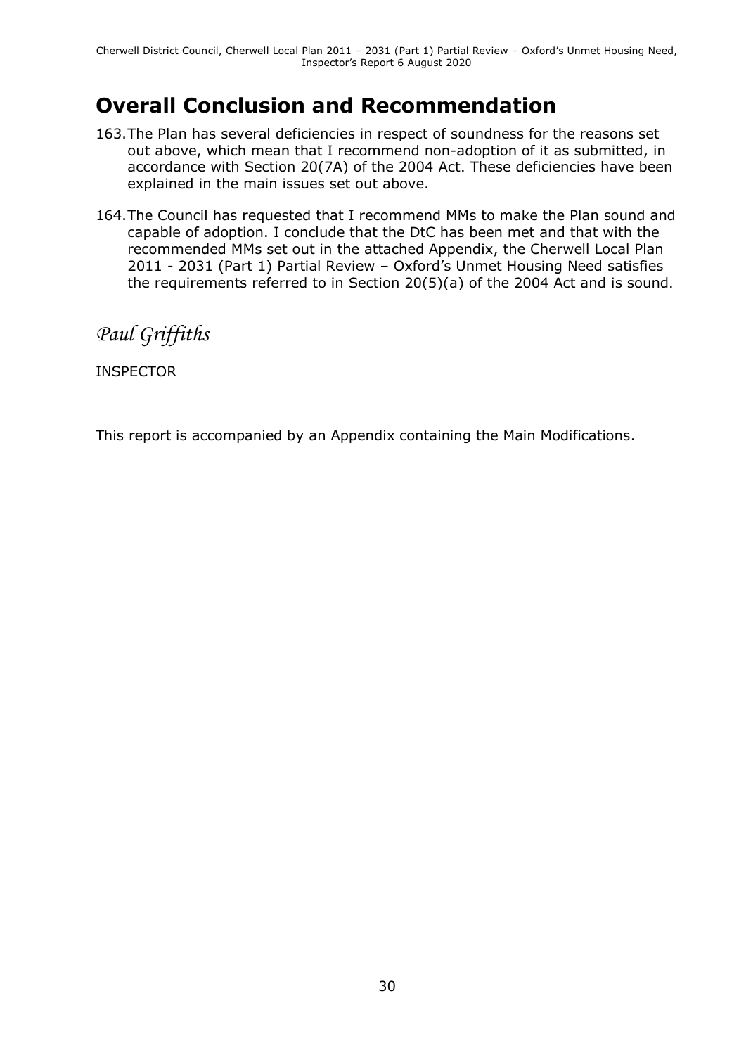# Overall Conclusion and Recommendation

163. The Plan has several deficiencies in respect of soundness for the reasons set out above, which mean that I recommend non-adoption of it as submitted, in accordance with Section 20(7A) of the 2004 Act. These deficiencies have been explained in the main issues set out above.

164. The Council has requested that I recommend MMs to make the Plan sound and capable of adoption. I conclude that the DtC has been met and that with the recommended MMs set out in the attached Appendix, the Cherwell Local Plan 2011 - 2031 (Part 1) Partial Review – Oxford's Unmet Housing Need satisfies the requirements referred to in Section 20(5)(a) of the 2004 Act and is sound.

*Paul Griffiths*

INSPECTOR

This report is accompanied by an Appendix containing the Main Modifications.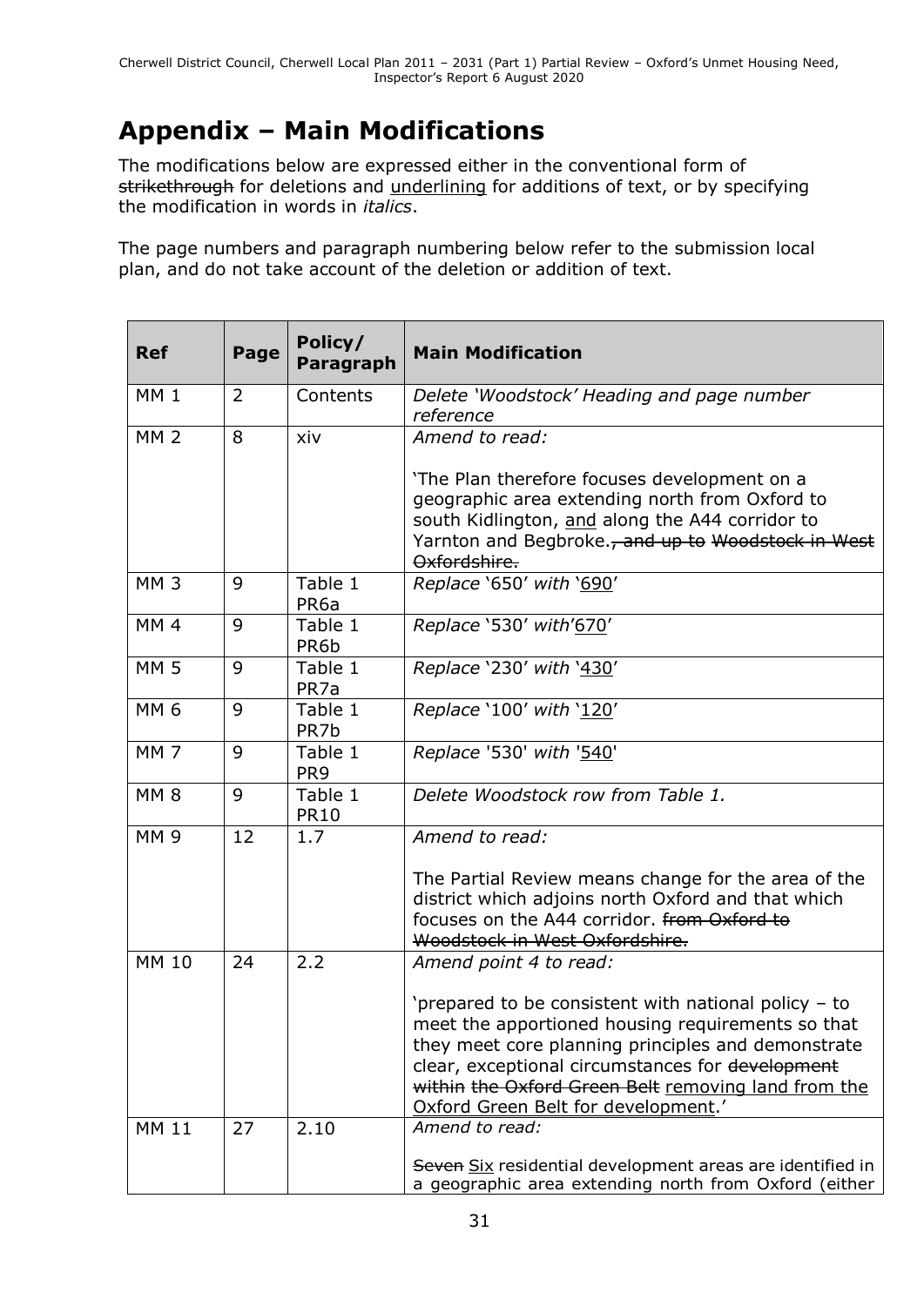# Appendix – Main Modifications

The modifications below are expressed either in the conventional form of ~~strikethrough~~ for deletions and <u>underlining</u> for additions of text, or by specifying the modification in words in *italics*.

The page numbers and paragraph numbering below refer to the submission local plan, and do not take account of the deletion or addition of text.

| Ref | Page | Policy/ Paragraph | Main Modification |
|---|---|---|---|
| MM 1 | 2 | Contents | *Delete 'Woodstock' Heading and page number reference* |
| MM 2 | 8 | xiv | *Amend to read:*<br><br>'The Plan therefore focuses development on a geographic area extending north from Oxford to south Kidlington, <u>and</u> along the A44 corridor to Yarnton and Begbroke.~~, and up to Woodstock in West Oxfordshire.~~ |
| MM 3 | 9 | Table 1 PR6a | *Replace* '650' *with* '<u>690</u>' |
| MM 4 | 9 | Table 1 PR6b | *Replace* '530' *with*'<u>670</u>' |
| MM 5 | 9 | Table 1 PR7a | *Replace* '230' *with* '<u>430</u>' |
| MM 6 | 9 | Table 1 PR7b | *Replace* '100' *with* '<u>120</u>' |
| MM 7 | 9 | Table 1 PR9 | *Replace* '530' *with* '<u>540</u>' |
| MM 8 | 9 | Table 1 PR10 | *Delete Woodstock row from Table 1.* |
| MM 9 | 12 | 1.7 | *Amend to read:*<br><br>The Partial Review means change for the area of the district which adjoins north Oxford and that which focuses on the A44 corridor. ~~from Oxford to Woodstock in West Oxfordshire.~~ |
| MM 10 | 24 | 2.2 | *Amend point 4 to read:*<br><br>'prepared to be consistent with national policy – to meet the apportioned housing requirements so that they meet core planning principles and demonstrate clear, exceptional circumstances for ~~development within~~ the Oxford Green Belt <u>removing land from the Oxford Green Belt for development</u>.' |
| MM 11 | 27 | 2.10 | *Amend to read:*<br><br>~~Seven~~ <u>Six</u> residential development areas are identified in a geographic area extending north from Oxford (either |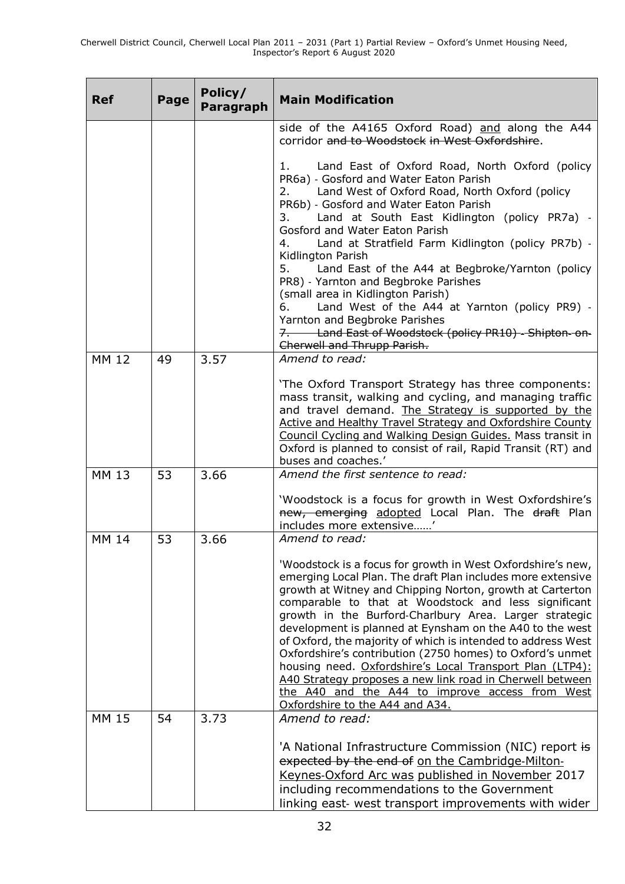| Ref | Page | Policy/ Paragraph | Main Modification |
|---|---|---|---|
| | | | side of the A4165 Oxford Road) <u>and</u> along the A44 corridor ~~and to Woodstock in West Oxfordshire~~.<br><br>1. Land East of Oxford Road, North Oxford (policy PR6a) - Gosford and Water Eaton Parish<br>2. Land West of Oxford Road, North Oxford (policy PR6b) - Gosford and Water Eaton Parish<br>3. Land at South East Kidlington (policy PR7a) - Gosford and Water Eaton Parish<br>4. Land at Stratfield Farm Kidlington (policy PR7b) - Kidlington Parish<br>5. Land East of the A44 at Begbroke/Yarnton (policy PR8) - Yarnton and Begbroke Parishes (small area in Kidlington Parish)<br>6. Land West of the A44 at Yarnton (policy PR9) - Yarnton and Begbroke Parishes<br>~~7. Land East of Woodstock (policy PR10) - Shipton-on-Cherwell and Thrupp Parish.~~ |
| MM 12 | 49 | 3.57 | *Amend to read:*<br><br>'The Oxford Transport Strategy has three components: mass transit, walking and cycling, and managing traffic and travel demand. <u>The Strategy is supported by the Active and Healthy Travel Strategy and Oxfordshire County Council Cycling and Walking Design Guides.</u> Mass transit in Oxford is planned to consist of rail, Rapid Transit (RT) and buses and coaches.' |
| MM 13 | 53 | 3.66 | *Amend the first sentence to read:*<br><br>'Woodstock is a focus for growth in West Oxfordshire's ~~new, emerging~~ <u>adopted</u> Local Plan. The ~~draft~~ Plan includes more extensive……' |
| MM 14 | 53 | 3.66 | *Amend to read:*<br><br>'Woodstock is a focus for growth in West Oxfordshire's new, emerging Local Plan. The draft Plan includes more extensive growth at Witney and Chipping Norton, growth at Carterton comparable to that at Woodstock and less significant growth in the Burford-Charlbury Area. Larger strategic development is planned at Eynsham on the A40 to the west of Oxford, the majority of which is intended to address West Oxfordshire's contribution (2750 homes) to Oxford's unmet housing need. <u>Oxfordshire's Local Transport Plan (LTP4): A40 Strategy proposes a new link road in Cherwell between the A40 and the A44 to improve access from West Oxfordshire to the A44 and A34.</u> |
| MM 15 | 54 | 3.73 | *Amend to read:*<br><br>'A National Infrastructure Commission (NIC) report ~~is expected by the end of~~ <u>on the Cambridge-Milton-Keynes-Oxford Arc was published in November</u> 2017 including recommendations to the Government linking east- west transport improvements with wider |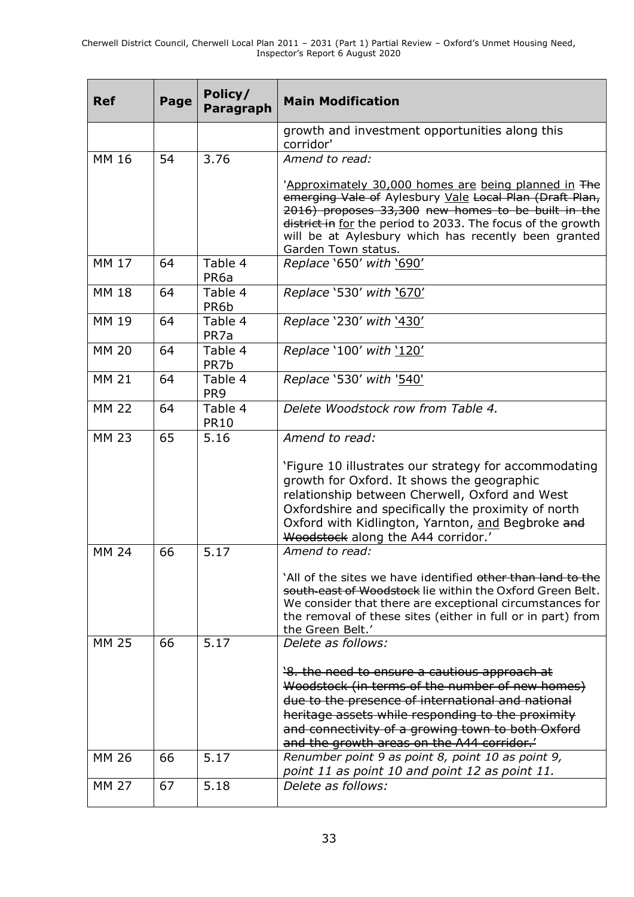| Ref | Page | Policy/ Paragraph | Main Modification |
|---|---|---|---|
| | | | growth and investment opportunities along this corridor' |
| MM 16 | 54 | 3.76 | *Amend to read:*<br><br>'<u>Approximately 30,000 homes are</u> <u>being planned in</u> ~~The emerging Vale of~~ Aylesbury <u>Vale</u> ~~Local Plan (Draft Plan, 2016) proposes 33,300~~ ~~new homes to be built in the district in~~ <u>for</u> the period to 2033. The focus of the growth will be at Aylesbury which has recently been granted Garden Town status. |
| MM 17 | 64 | Table 4 PR6a | *Replace* '650' *with* '<u>690</u>' |
| MM 18 | 64 | Table 4 PR6b | *Replace* '530' *with* '<u>670</u>' |
| MM 19 | 64 | Table 4 PR7a | *Replace* '230' *with* '<u>430</u>' |
| MM 20 | 64 | Table 4 PR7b | *Replace* '100' *with* '<u>120</u>' |
| MM 21 | 64 | Table 4 PR9 | *Replace* '530' *with* '<u>540</u>' |
| MM 22 | 64 | Table 4 PR10 | *Delete Woodstock row from Table 4.* |
| MM 23 | 65 | 5.16 | *Amend to read:*<br><br>'Figure 10 illustrates our strategy for accommodating growth for Oxford. It shows the geographic relationship between Cherwell, Oxford and West Oxfordshire and specifically the proximity of north Oxford with Kidlington, Yarnton, <u>and</u> Begbroke ~~and Woodstock~~ along the A44 corridor.' |
| MM 24 | 66 | 5.17 | *Amend to read:*<br><br>'All of the sites we have identified ~~other than land to the south-east of Woodstock~~ lie within the Oxford Green Belt. We consider that there are exceptional circumstances for the removal of these sites (either in full or in part) from the Green Belt.' |
| MM 25 | 66 | 5.17 | *Delete as follows:*<br><br>~~'8. the need to ensure a cautious approach at Woodstock (in terms of the number of new homes) due to the presence of international and national heritage assets while responding to the proximity and connectivity of a growing town to both Oxford and the growth areas on the A44 corridor.'~~ |
| MM 26 | 66 | 5.17 | *Renumber point 9 as point 8, point 10 as point 9, point 11 as point 10 and point 12 as point 11.* |
| MM 27 | 67 | 5.18 | *Delete as follows:* |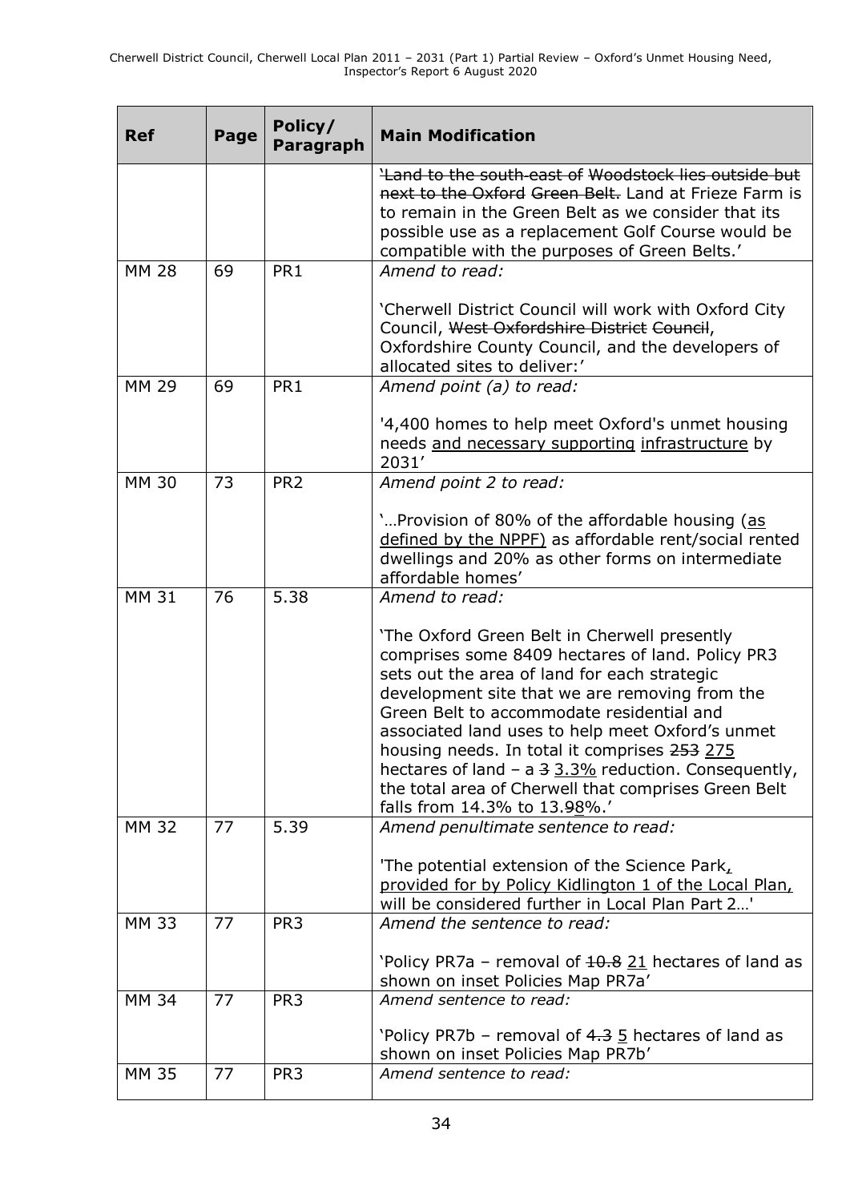| Ref | Page | Policy/ Paragraph | Main Modification |
|---|---|---|---|
| | | | '~~Land to the south-east of~~ ~~Woodstock lies outside but next to the Oxford~~ ~~Green Belt.~~ Land at Frieze Farm is to remain in the Green Belt as we consider that its possible use as a replacement Golf Course would be compatible with the purposes of Green Belts.' |
| MM 28 | 69 | PR1 | *Amend to read:*<br><br>'Cherwell District Council will work with Oxford City Council, ~~West Oxfordshire District~~ ~~Council~~, Oxfordshire County Council, and the developers of allocated sites to deliver:' |
| MM 29 | 69 | PR1 | *Amend point (a) to read:*<br><br>'4,400 homes to help meet Oxford's unmet housing needs <u>and necessary supporting</u> <u>infrastructure</u> by 2031' |
| MM 30 | 73 | PR2 | *Amend point 2 to read:*<br><br>'…Provision of 80% of the affordable housing (<u>as defined by the NPPF)</u> as affordable rent/social rented dwellings and 20% as other forms on intermediate affordable homes' |
| MM 31 | 76 | 5.38 | *Amend to read:*<br><br>'The Oxford Green Belt in Cherwell presently comprises some 8409 hectares of land. Policy PR3 sets out the area of land for each strategic development site that we are removing from the Green Belt to accommodate residential and associated land uses to help meet Oxford's unmet housing needs. In total it comprises ~~253~~ <u>275</u> hectares of land – a ~~3~~ <u>3.3%</u> reduction. Consequently, the total area of Cherwell that comprises Green Belt falls from 14.3% to 13.~~9~~<u>8</u>%.' |
| MM 32 | 77 | 5.39 | *Amend penultimate sentence to read:*<br><br>'The potential extension of the Science Park<u>, provided for by Policy Kidlington 1 of the Local Plan,</u> will be considered further in Local Plan Part 2…' |
| MM 33 | 77 | PR3 | *Amend the sentence to read:*<br><br>'Policy PR7a – removal of ~~10.8~~ <u>21</u> hectares of land as shown on inset Policies Map PR7a' |
| MM 34 | 77 | PR3 | *Amend sentence to read:*<br><br>'Policy PR7b – removal of ~~4.3~~ <u>5</u> hectares of land as shown on inset Policies Map PR7b' |
| MM 35 | 77 | PR3 | *Amend sentence to read:* |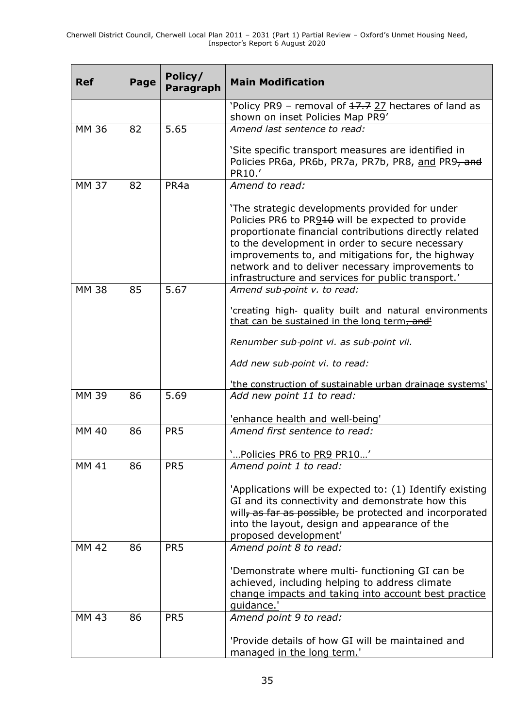| Ref | Page | Policy/ Paragraph | Main Modification |
|---|---|---|---|
| | | | 'Policy PR9 – removal of ~~17.7~~ <u>27</u> hectares of land as shown on inset Policies Map PR9' |
| MM 36 | 82 | 5.65 | *Amend last sentence to read:*<br><br>'Site specific transport measures are identified in Policies PR6a, PR6b, PR7a, PR7b, PR8, <u>and</u> PR9~~, and PR10~~.' |
| MM 37 | 82 | PR4a | *Amend to read:*<br><br>'The strategic developments provided for under Policies PR6 to PR<u>9</u>~~10~~ will be expected to provide proportionate financial contributions directly related to the development in order to secure necessary improvements to, and mitigations for, the highway network and to deliver necessary improvements to infrastructure and services for public transport.' |
| MM 38 | 85 | 5.67 | *Amend sub-point v. to read:*<br><br>'creating high- quality built and natural environments <u>that can be sustained in the long term</u>~~, and~~'<br><br>*Renumber sub-point vi. as sub-point vii.*<br><br>*Add new sub-point vi. to read:*<br><br><u>'the construction of sustainable urban drainage systems'</u> |
| MM 39 | 86 | 5.69 | *Add new point 11 to read:*<br><br>'<u>enhance health and well-being</u>' |
| MM 40 | 86 | PR5 | *Amend first sentence to read:*<br><br>'…Policies PR6 to <u>PR9</u> ~~PR10~~…' |
| MM 41 | 86 | PR5 | *Amend point 1 to read:*<br><br>'Applications will be expected to: (1) Identify existing GI and its connectivity and demonstrate how this will~~, as far as possible,~~ be protected and incorporated into the layout, design and appearance of the proposed development' |
| MM 42 | 86 | PR5 | *Amend point 8 to read:*<br><br>'Demonstrate where multi- functioning GI can be achieved, <u>including helping to address climate change impacts and taking into account best practice guidance.</u>' |
| MM 43 | 86 | PR5 | *Amend point 9 to read:*<br><br>'Provide details of how GI will be maintained and managed <u>in the long term.</u>' |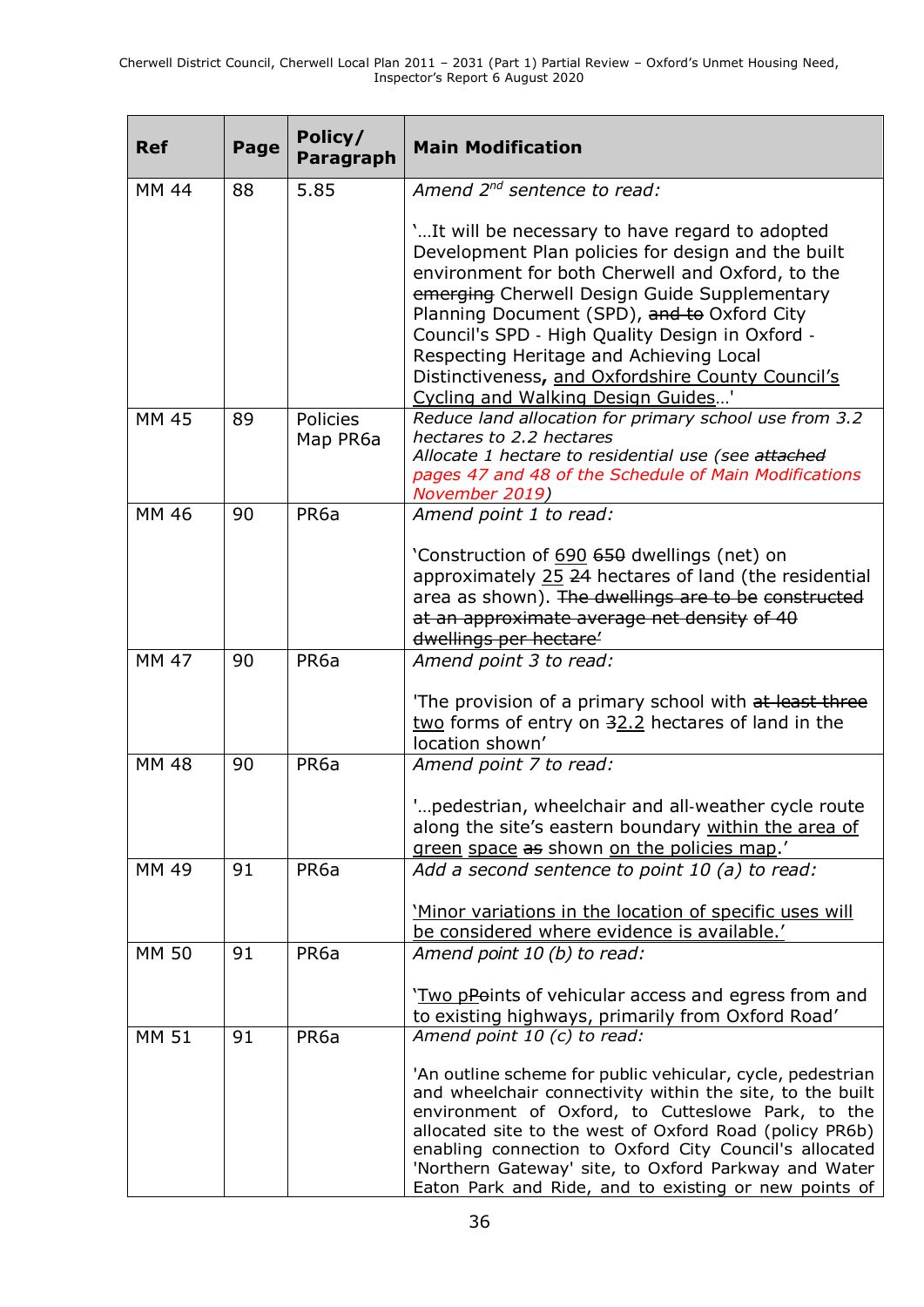| Ref | Page | Policy/ Paragraph | Main Modification |
|---|---|---|---|
| MM 44 | 88 | 5.85 | *Amend 2nd sentence to read:*<br><br>'…It will be necessary to have regard to adopted Development Plan policies for design and the built environment for both Cherwell and Oxford, to the ~~emerging~~ Cherwell Design Guide Supplementary Planning Document (SPD), ~~and to~~ Oxford City Council's SPD - High Quality Design in Oxford - Respecting Heritage and Achieving Local Distinctiveness**,** <u>and Oxfordshire County Council's Cycling and Walking Design Guides</u>…' |
| MM 45 | 89 | Policies Map PR6a | *Reduce land allocation for primary school use from 3.2 hectares to 2.2 hectares*<br>*Allocate 1 hectare to residential use (see ~~attached~~ pages 47 and 48 of the Schedule of Main Modifications November 2019)* |
| MM 46 | 90 | PR6a | *Amend point 1 to read:*<br><br>'Construction of <u>690</u> ~~650~~ dwellings (net) on approximately <u>25</u> ~~24~~ hectares of land (the residential area as shown). ~~The dwellings are to be constructed at an approximate average net density of 40 dwellings per hectare'~~ |
| MM 47 | 90 | PR6a | *Amend point 3 to read:*<br><br>'The provision of a primary school with ~~at least three~~ <u>two</u> forms of entry on ~~3~~<u>2.2</u> hectares of land in the location shown' |
| MM 48 | 90 | PR6a | *Amend point 7 to read:*<br><br>'…pedestrian, wheelchair and all-weather cycle route along the site's eastern boundary <u>within the area of green space</u> ~~as~~ shown <u>on the policies map</u>.' |
| MM 49 | 91 | PR6a | *Add a second sentence to point 10 (a) to read:*<br><br><u>'Minor variations in the location of specific uses will be considered where evidence is available.'</u> |
| MM 50 | 91 | PR6a | *Amend point 10 (b) to read:*<br><br>'<u>Two p</u>~~P~~oints of vehicular access and egress from and to existing highways, primarily from Oxford Road' |
| MM 51 | 91 | PR6a | *Amend point 10 (c) to read:*<br><br>'An outline scheme for public vehicular, cycle, pedestrian and wheelchair connectivity within the site, to the built environment of Oxford, to Cutteslowe Park, to the allocated site to the west of Oxford Road (policy PR6b) enabling connection to Oxford City Council's allocated 'Northern Gateway' site, to Oxford Parkway and Water Eaton Park and Ride, and to existing or new points of |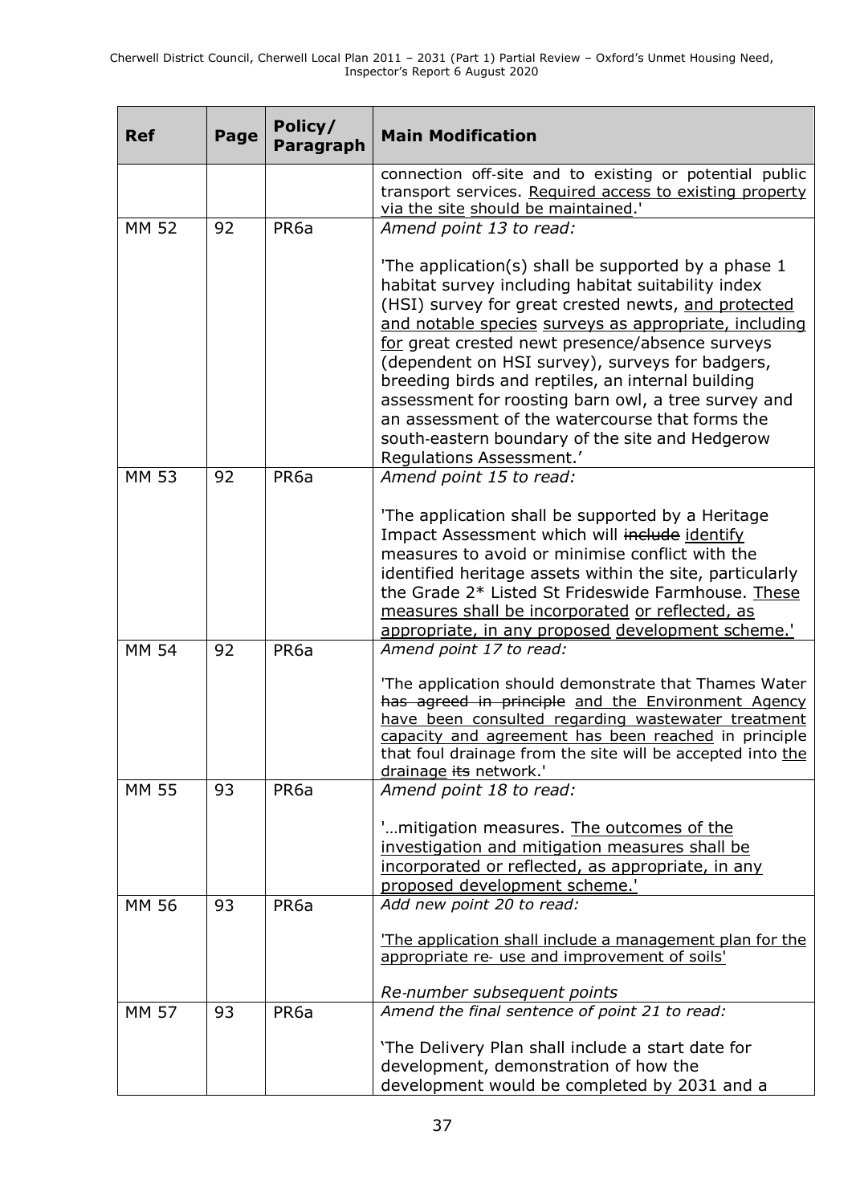| Ref | Page | Policy/ Paragraph | Main Modification |
|---|---|---|---|
| | | | connection off-site and to existing or potential public transport services. <u>Required access to existing property via the site should be maintained</u>.' |
| MM 52 | 92 | PR6a | *Amend point 13 to read:*<br><br>'The application(s) shall be supported by a phase 1 habitat survey including habitat suitability index (HSI) survey for great crested newts, <u>and protected and notable species surveys as appropriate, including for</u> great crested newt presence/absence surveys (dependent on HSI survey), surveys for badgers, breeding birds and reptiles, an internal building assessment for roosting barn owl, a tree survey and an assessment of the watercourse that forms the south-eastern boundary of the site and Hedgerow Regulations Assessment.' |
| MM 53 | 92 | PR6a | *Amend point 15 to read:*<br><br>'The application shall be supported by a Heritage Impact Assessment which will ~~include~~ <u>identify</u> measures to avoid or minimise conflict with the identified heritage assets within the site, particularly the Grade 2* Listed St Frideswide Farmhouse. <u>These measures shall be incorporated or reflected, as appropriate, in any proposed development scheme.</u>' |
| MM 54 | 92 | PR6a | *Amend point 17 to read:*<br><br>'The application should demonstrate that Thames Water ~~has agreed in principle~~ <u>and the Environment Agency have been consulted regarding wastewater treatment capacity and agreement has been reached</u> in principle that foul drainage from the site will be accepted into <u>the drainage</u> ~~its~~ network.' |
| MM 55 | 93 | PR6a | *Amend point 18 to read:*<br><br>'…mitigation measures. <u>The outcomes of the investigation and mitigation measures shall be incorporated or reflected, as appropriate, in any proposed development scheme.</u>' |
| MM 56 | 93 | PR6a | *Add new point 20 to read:*<br><br><u>'The application shall include a management plan for the appropriate re- use and improvement of soils'</u><br><br>*Re-number subsequent points* |
| MM 57 | 93 | PR6a | *Amend the final sentence of point 21 to read:*<br><br>'The Delivery Plan shall include a start date for development, demonstration of how the development would be completed by 2031 and a |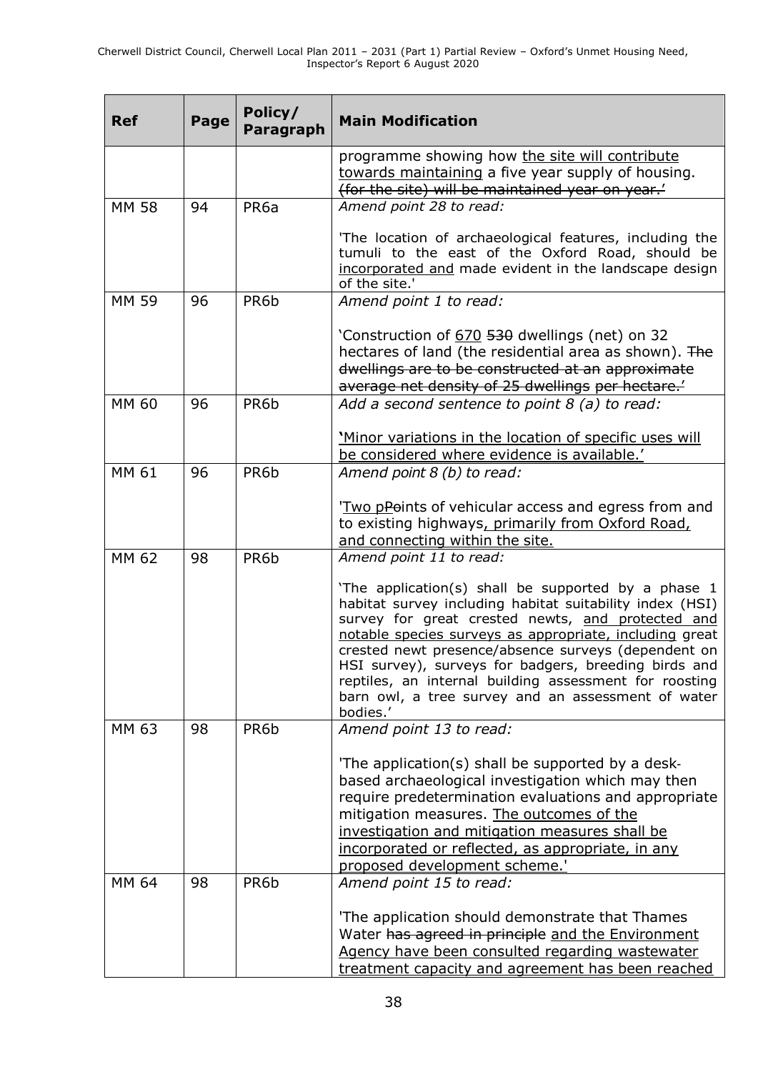| Ref | Page | Policy/ Paragraph | Main Modification |
|---|---|---|---|
| | | | programme showing how <u>the site will contribute towards maintaining</u> a five year supply of housing. ~~(for the site) will be maintained year on year.'~~ |
| MM 58 | 94 | PR6a | *Amend point 28 to read:*<br><br>'The location of archaeological features, including the tumuli to the east of the Oxford Road, should be <u>incorporated and</u> made evident in the landscape design of the site.' |
| MM 59 | 96 | PR6b | *Amend point 1 to read:*<br><br>'Construction of <u>670</u> ~~530~~ dwellings (net) on 32 hectares of land (the residential area as shown). ~~The dwellings are to be constructed at an approximate average net density of 25 dwellings per hectare.'~~ |
| MM 60 | 96 | PR6b | *Add a second sentence to point 8 (a) to read:*<br><br><u>'Minor variations in the location of specific uses will be considered where evidence is available.'</u> |
| MM 61 | 96 | PR6b | *Amend point 8 (b) to read:*<br><br>'<u>Two p</u>~~P~~oints of vehicular access and egress from and to existing highways<u>, primarily from Oxford Road, and connecting within the site.</u> |
| MM 62 | 98 | PR6b | *Amend point 11 to read:*<br><br>'The application(s) shall be supported by a phase 1 habitat survey including habitat suitability index (HSI) survey for great crested newts, <u>and protected and notable species surveys as appropriate, including</u> great crested newt presence/absence surveys (dependent on HSI survey), surveys for badgers, breeding birds and reptiles, an internal building assessment for roosting barn owl, a tree survey and an assessment of water bodies.' |
| MM 63 | 98 | PR6b | *Amend point 13 to read:*<br><br>'The application(s) shall be supported by a desk-based archaeological investigation which may then require predetermination evaluations and appropriate mitigation measures. <u>The outcomes of the investigation and mitigation measures shall be incorporated or reflected, as appropriate, in any proposed development scheme.</u>' |
| MM 64 | 98 | PR6b | *Amend point 15 to read:*<br><br>'The application should demonstrate that Thames Water ~~has agreed in principle~~ <u>and the Environment Agency have been consulted regarding wastewater treatment capacity and agreement has been reached</u> |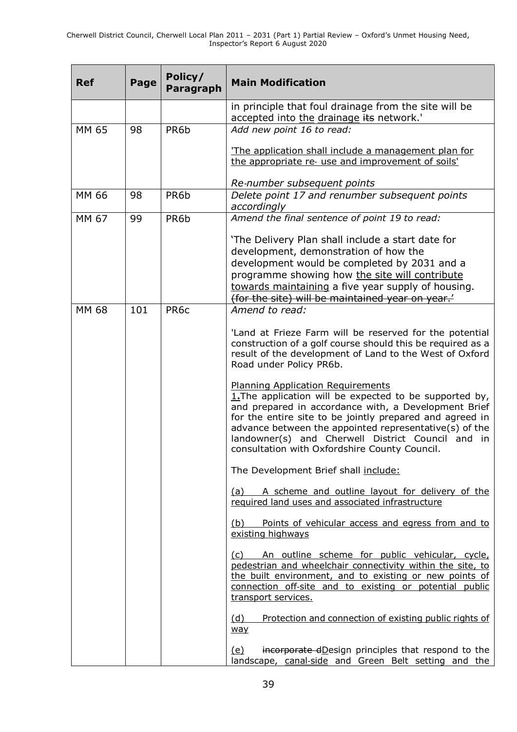| Ref | Page | Policy/ Paragraph | Main Modification |
|---|---|---|---|
| | | | in principle that foul drainage from the site will be accepted into the drainage ~~its~~ network.' |
| MM 65 | 98 | PR6b | *Add new point 16 to read:*<br><br>'The application shall include a management plan for the appropriate re- use and improvement of soils'<br><br>*Re-number subsequent points* |
| MM 66 | 98 | PR6b | *Delete point 17 and renumber subsequent points accordingly* |
| MM 67 | 99 | PR6b | *Amend the final sentence of point 19 to read:*<br><br>'The Delivery Plan shall include a start date for development, demonstration of how the development would be completed by 2031 and a programme showing how the site will contribute towards maintaining a five year supply of housing. ~~(for the site) will be maintained year on year.'~~ |
| MM 68 | 101 | PR6c | *Amend to read:*<br><br>'Land at Frieze Farm will be reserved for the potential construction of a golf course should this be required as a result of the development of Land to the West of Oxford Road under Policy PR6b.<br><br>Planning Application Requirements<br>1.The application will be expected to be supported by, and prepared in accordance with, a Development Brief for the entire site to be jointly prepared and agreed in advance between the appointed representative(s) of the landowner(s) and Cherwell District Council and in consultation with Oxfordshire County Council.<br><br>The Development Brief shall include:<br><br>(a) A scheme and outline layout for delivery of the required land uses and associated infrastructure<br><br>(b) Points of vehicular access and egress from and to existing highways<br><br>(c) An outline scheme for public vehicular, cycle, pedestrian and wheelchair connectivity within the site, to the built environment, and to existing or new points of connection off-site and to existing or potential public transport services.<br><br>(d) Protection and connection of existing public rights of way<br><br>(e) ~~incorporate d~~Design principles that respond to the landscape, canal-side and Green Belt setting and the |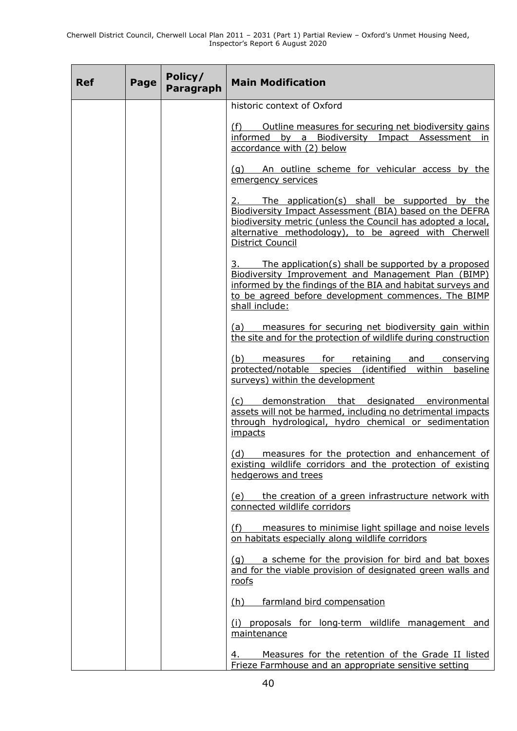| Ref | Page | Policy/ Paragraph | Main Modification |
|---|---|---|---|
| | | | historic context of Oxford<br><br>(f) Outline measures for securing net biodiversity gains informed by a Biodiversity Impact Assessment in accordance with (2) below<br><br>(g) An outline scheme for vehicular access by the emergency services<br><br>2. The application(s) shall be supported by the Biodiversity Impact Assessment (BIA) based on the DEFRA biodiversity metric (unless the Council has adopted a local, alternative methodology), to be agreed with Cherwell District Council<br><br>3. The application(s) shall be supported by a proposed Biodiversity Improvement and Management Plan (BIMP) informed by the findings of the BIA and habitat surveys and to be agreed before development commences. The BIMP shall include:<br><br>(a) measures for securing net biodiversity gain within the site and for the protection of wildlife during construction<br><br>(b) measures for retaining and conserving protected/notable species (identified within baseline surveys) within the development<br><br>(c) demonstration that designated environmental assets will not be harmed, including no detrimental impacts through hydrological, hydro chemical or sedimentation impacts<br><br>(d) measures for the protection and enhancement of existing wildlife corridors and the protection of existing hedgerows and trees<br><br>(e) the creation of a green infrastructure network with connected wildlife corridors<br><br>(f) measures to minimise light spillage and noise levels on habitats especially along wildlife corridors<br><br>(g) a scheme for the provision for bird and bat boxes and for the viable provision of designated green walls and roofs<br><br>(h) farmland bird compensation<br><br>(i) proposals for long-term wildlife management and maintenance<br><br>4. Measures for the retention of the Grade II listed Frieze Farmhouse and an appropriate sensitive setting |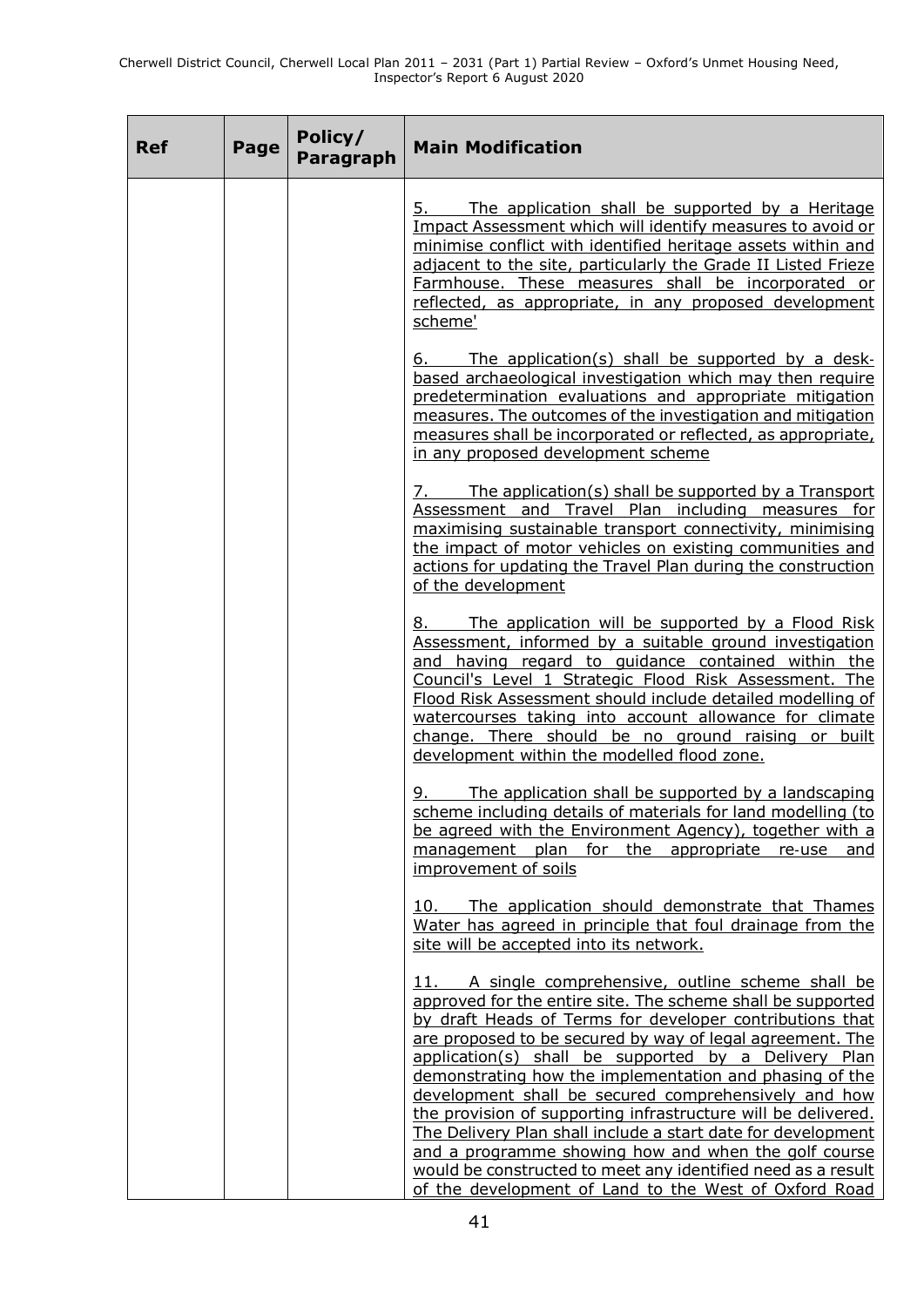| Ref | Page | Policy/ Paragraph | Main Modification |
|---|---|---|---|
| | | | 5. The application shall be supported by a Heritage Impact Assessment which will identify measures to avoid or minimise conflict with identified heritage assets within and adjacent to the site, particularly the Grade II Listed Frieze Farmhouse. These measures shall be incorporated or reflected, as appropriate, in any proposed development scheme'<br><br>6. The application(s) shall be supported by a desk-based archaeological investigation which may then require predetermination evaluations and appropriate mitigation measures. The outcomes of the investigation and mitigation measures shall be incorporated or reflected, as appropriate, in any proposed development scheme<br><br>7. The application(s) shall be supported by a Transport Assessment and Travel Plan including measures for maximising sustainable transport connectivity, minimising the impact of motor vehicles on existing communities and actions for updating the Travel Plan during the construction of the development<br><br>8. The application will be supported by a Flood Risk Assessment, informed by a suitable ground investigation and having regard to guidance contained within the Council's Level 1 Strategic Flood Risk Assessment. The Flood Risk Assessment should include detailed modelling of watercourses taking into account allowance for climate change. There should be no ground raising or built development within the modelled flood zone.<br><br>9. The application shall be supported by a landscaping scheme including details of materials for land modelling (to be agreed with the Environment Agency), together with a management plan for the appropriate re-use and improvement of soils<br><br>10. The application should demonstrate that Thames Water has agreed in principle that foul drainage from the site will be accepted into its network.<br><br>11. A single comprehensive, outline scheme shall be approved for the entire site. The scheme shall be supported by draft Heads of Terms for developer contributions that are proposed to be secured by way of legal agreement. The application(s) shall be supported by a Delivery Plan demonstrating how the implementation and phasing of the development shall be secured comprehensively and how the provision of supporting infrastructure will be delivered. The Delivery Plan shall include a start date for development and a programme showing how and when the golf course would be constructed to meet any identified need as a result of the development of Land to the West of Oxford Road |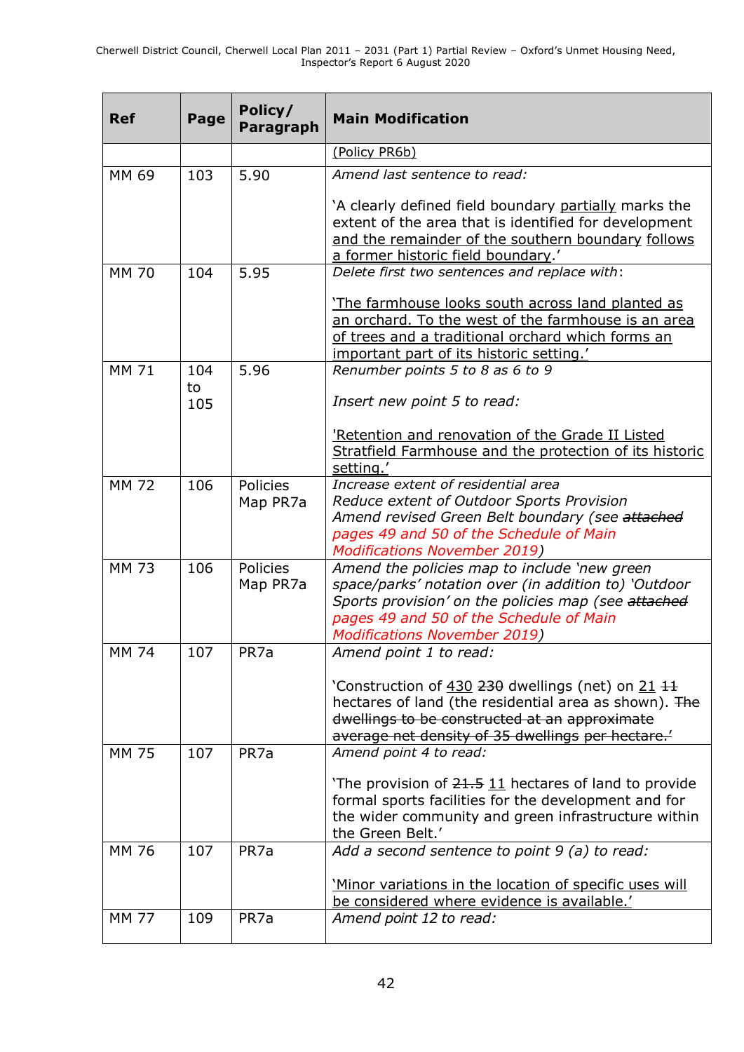| Ref | Page | Policy/ Paragraph | Main Modification |
|---|---|---|---|
| | | | (Policy PR6b) |
| MM 69 | 103 | 5.90 | *Amend last sentence to read:*<br><br>'A clearly defined field boundary partially marks the extent of the area that is identified for development and the remainder of the southern boundary follows a former historic field boundary.' |
| MM 70 | 104 | 5.95 | *Delete first two sentences and replace with*:<br><br>'The farmhouse looks south across land planted as an orchard. To the west of the farmhouse is an area of trees and a traditional orchard which forms an important part of its historic setting.' |
| MM 71 | 104 to 105 | 5.96 | *Renumber points 5 to 8 as 6 to 9*<br><br>*Insert new point 5 to read:*<br><br>'Retention and renovation of the Grade II Listed Stratfield Farmhouse and the protection of its historic setting.' |
| MM 72 | 106 | Policies Map PR7a | *Increase extent of residential area*<br>*Reduce extent of Outdoor Sports Provision*<br>*Amend revised Green Belt boundary (see ~~attached~~ pages 49 and 50 of the Schedule of Main Modifications November 2019)* |
| MM 73 | 106 | Policies Map PR7a | *Amend the policies map to include 'new green space/parks' notation over (in addition to) 'Outdoor Sports provision' on the policies map (see ~~attached~~ pages 49 and 50 of the Schedule of Main Modifications November 2019)* |
| MM 74 | 107 | PR7a | *Amend point 1 to read:*<br><br>'Construction of 430 ~~230~~ dwellings (net) on 21 ~~11~~ hectares of land (the residential area as shown). ~~The dwellings to be constructed at an approximate average net density of 35 dwellings per hectare.'~~ |
| MM 75 | 107 | PR7a | *Amend point 4 to read:*<br><br>'The provision of ~~21.5~~ 11 hectares of land to provide formal sports facilities for the development and for the wider community and green infrastructure within the Green Belt.' |
| MM 76 | 107 | PR7a | *Add a second sentence to point 9 (a) to read:*<br><br>'Minor variations in the location of specific uses will be considered where evidence is available.' |
| MM 77 | 109 | PR7a | *Amend point 12 to read:* |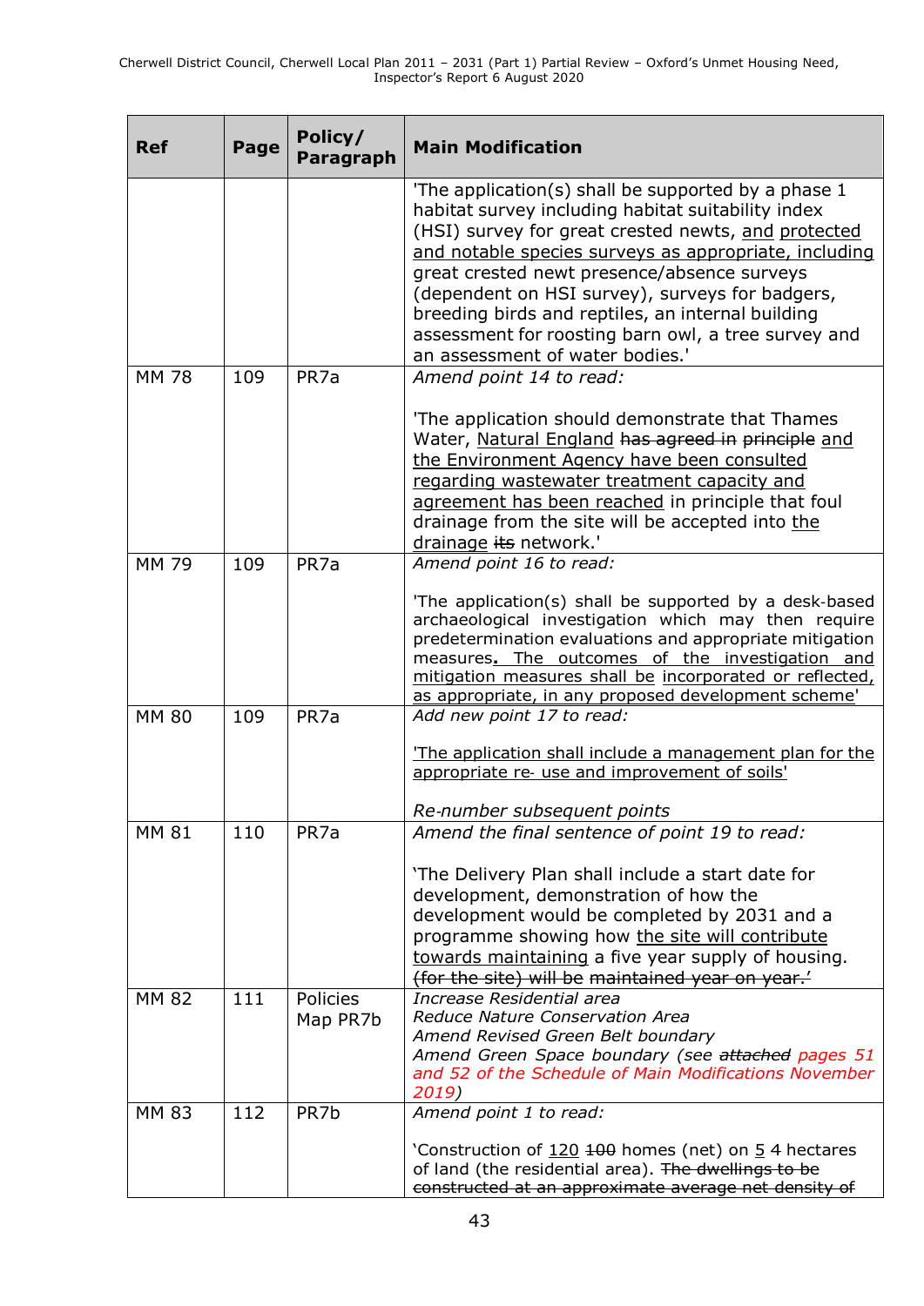| Ref | Page | Policy/ Paragraph | Main Modification |
|---|---|---|---|
| | | | 'The application(s) shall be supported by a phase 1 habitat survey including habitat suitability index (HSI) survey for great crested newts, <u>and protected and notable species surveys as appropriate, including</u> great crested newt presence/absence surveys (dependent on HSI survey), surveys for badgers, breeding birds and reptiles, an internal building assessment for roosting barn owl, a tree survey and an assessment of water bodies.' |
| MM 78 | 109 | PR7a | *Amend point 14 to read:*<br><br>'The application should demonstrate that Thames Water, <u>Natural England</u> ~~has agreed in principle~~ <u>and the Environment Agency have been consulted regarding wastewater treatment capacity and agreement has been reached</u> in principle that foul drainage from the site will be accepted into <u>the drainage</u> ~~its~~ network.' |
| MM 79 | 109 | PR7a | *Amend point 16 to read:*<br><br>'The application(s) shall be supported by a desk-based archaeological investigation which may then require predetermination evaluations and appropriate mitigation measures<u>. The outcomes of the investigation and mitigation measures shall be incorporated or reflected, as appropriate, in any proposed development scheme</u>' |
| MM 80 | 109 | PR7a | *Add new point 17 to read:*<br><br><u>'The application shall include a management plan for the appropriate re- use and improvement of soils'</u><br><br>*Re-number subsequent points* |
| MM 81 | 110 | PR7a | *Amend the final sentence of point 19 to read:*<br><br>'The Delivery Plan shall include a start date for development, demonstration of how the development would be completed by 2031 and a programme showing how <u>the site will contribute towards maintaining</u> a five year supply of housing. ~~(for the site) will be maintained year on year.'~~ |
| MM 82 | 111 | Policies Map PR7b | *Increase Residential area*<br>*Reduce Nature Conservation Area*<br>*Amend Revised Green Belt boundary*<br>*Amend Green Space boundary (see ~~attached~~ pages 51 and 52 of the Schedule of Main Modifications November 2019)* |
| MM 83 | 112 | PR7b | *Amend point 1 to read:*<br><br>'Construction of <u>120</u> ~~100~~ homes (net) on <u>5</u> 4 hectares of land (the residential area). ~~The dwellings to be constructed at an approximate average net density of~~ |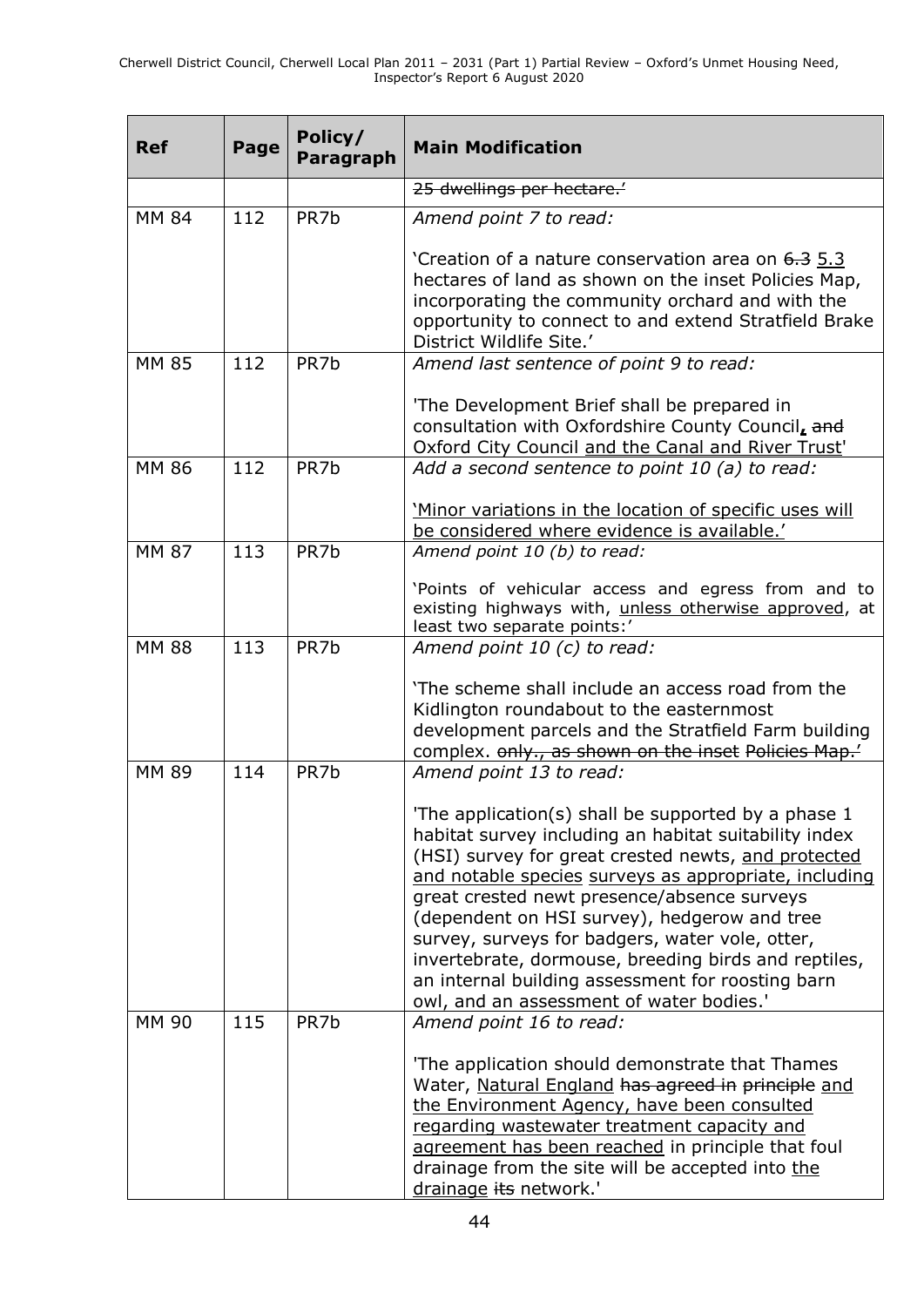| Ref | Page | Policy/ Paragraph | Main Modification |
|---|---|---|---|
| | | | ~~25 dwellings per hectare.'~~ |
| MM 84 | 112 | PR7b | *Amend point 7 to read:*<br><br>'Creation of a nature conservation area on ~~6.3~~ <u>5.3</u> hectares of land as shown on the inset Policies Map, incorporating the community orchard and with the opportunity to connect to and extend Stratfield Brake District Wildlife Site.' |
| MM 85 | 112 | PR7b | *Amend last sentence of point 9 to read:*<br><br>'The Development Brief shall be prepared in consultation with Oxfordshire County Council<u>,</u> ~~and~~ Oxford City Council <u>and the Canal and River Trust</u>' |
| MM 86 | 112 | PR7b | *Add a second sentence to point 10 (a) to read:*<br><br><u>'Minor variations in the location of specific uses will be considered where evidence is available.'</u> |
| MM 87 | 113 | PR7b | *Amend point 10 (b) to read:*<br><br>'Points of vehicular access and egress from and to existing highways with, <u>unless otherwise approved</u>, at least two separate points:' |
| MM 88 | 113 | PR7b | *Amend point 10 (c) to read:*<br><br>'The scheme shall include an access road from the Kidlington roundabout to the easternmost development parcels and the Stratfield Farm building complex. ~~only., as shown on the inset Policies Map.'~~ |
| MM 89 | 114 | PR7b | *Amend point 13 to read:*<br><br>'The application(s) shall be supported by a phase 1 habitat survey including an habitat suitability index (HSI) survey for great crested newts, <u>and protected and notable species surveys as appropriate, including</u> great crested newt presence/absence surveys (dependent on HSI survey), hedgerow and tree survey, surveys for badgers, water vole, otter, invertebrate, dormouse, breeding birds and reptiles, an internal building assessment for roosting barn owl, and an assessment of water bodies.' |
| MM 90 | 115 | PR7b | *Amend point 16 to read:*<br><br>'The application should demonstrate that Thames Water, <u>Natural England</u> ~~has agreed in principle~~ <u>and the Environment Agency, have been consulted regarding wastewater treatment capacity and agreement has been reached</u> in principle that foul drainage from the site will be accepted into <u>the drainage</u> ~~its~~ network.' |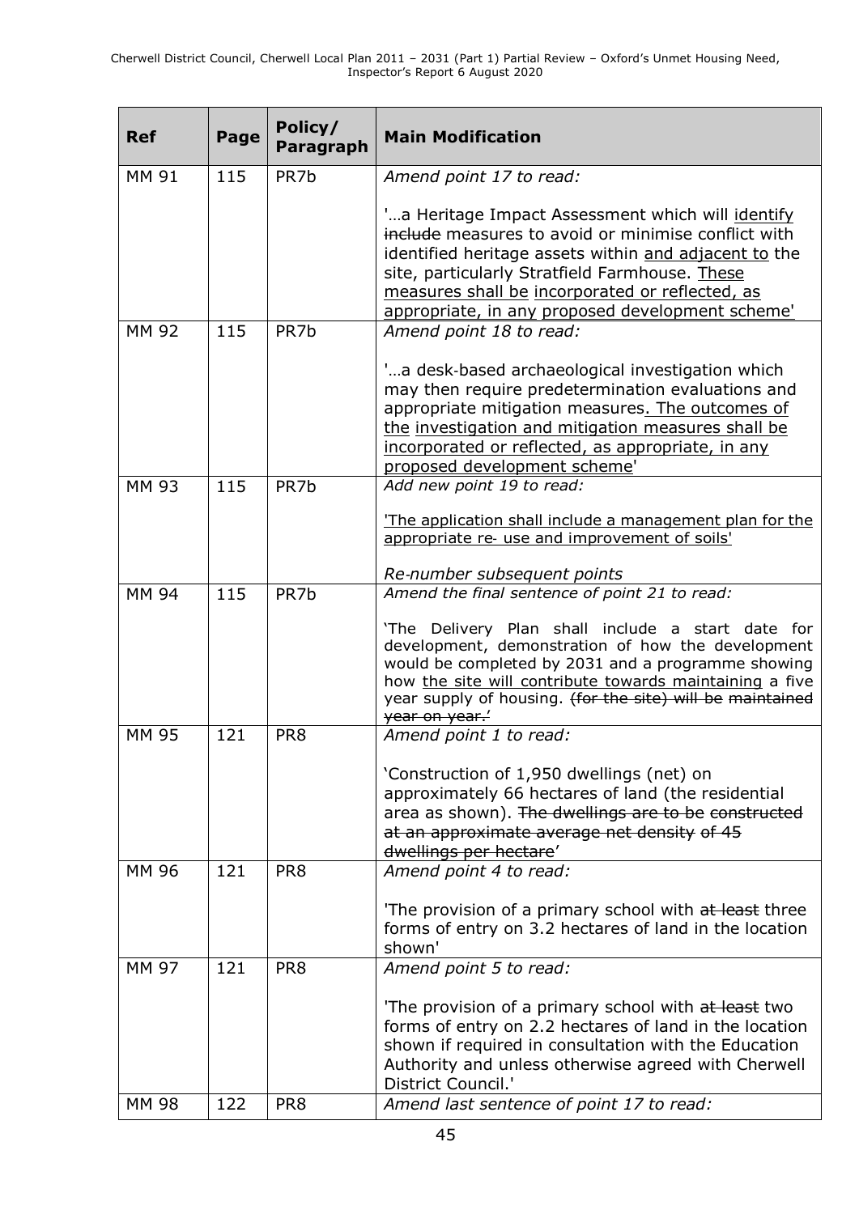| Ref | Page | Policy/ Paragraph | Main Modification |
|---|---|---|---|
| MM 91 | 115 | PR7b | *Amend point 17 to read:*<br><br>'…a Heritage Impact Assessment which will <u>identify</u> ~~include~~ measures to avoid or minimise conflict with identified heritage assets within <u>and adjacent to</u> the site, particularly Stratfield Farmhouse. <u>These measures shall be incorporated or reflected, as appropriate, in any proposed development scheme</u>' |
| MM 92 | 115 | PR7b | *Amend point 18 to read:*<br><br>'…a desk-based archaeological investigation which may then require predetermination evaluations and appropriate mitigation measures<u>. The outcomes of the investigation and mitigation measures shall be incorporated or reflected, as appropriate, in any proposed development scheme</u>' |
| MM 93 | 115 | PR7b | *Add new point 19 to read:*<br><br><u>'The application shall include a management plan for the appropriate re- use and improvement of soils'</u><br><br>*Re-number subsequent points* |
| MM 94 | 115 | PR7b | *Amend the final sentence of point 21 to read:*<br><br>'The Delivery Plan shall include a start date for development, demonstration of how the development would be completed by 2031 and a programme showing how <u>the site will contribute towards maintaining</u> a five year supply of housing. ~~(for the site) will be maintained year on year.~~' |
| MM 95 | 121 | PR8 | *Amend point 1 to read:*<br><br>'Construction of 1,950 dwellings (net) on approximately 66 hectares of land (the residential area as shown). ~~The dwellings are to be constructed at an approximate average net density of 45 dwellings per hectare~~' |
| MM 96 | 121 | PR8 | *Amend point 4 to read:*<br><br>'The provision of a primary school with ~~at least~~ three forms of entry on 3.2 hectares of land in the location shown' |
| MM 97 | 121 | PR8 | *Amend point 5 to read:*<br><br>'The provision of a primary school with ~~at least~~ two forms of entry on 2.2 hectares of land in the location shown if required in consultation with the Education Authority and unless otherwise agreed with Cherwell District Council.' |
| MM 98 | 122 | PR8 | *Amend last sentence of point 17 to read:* |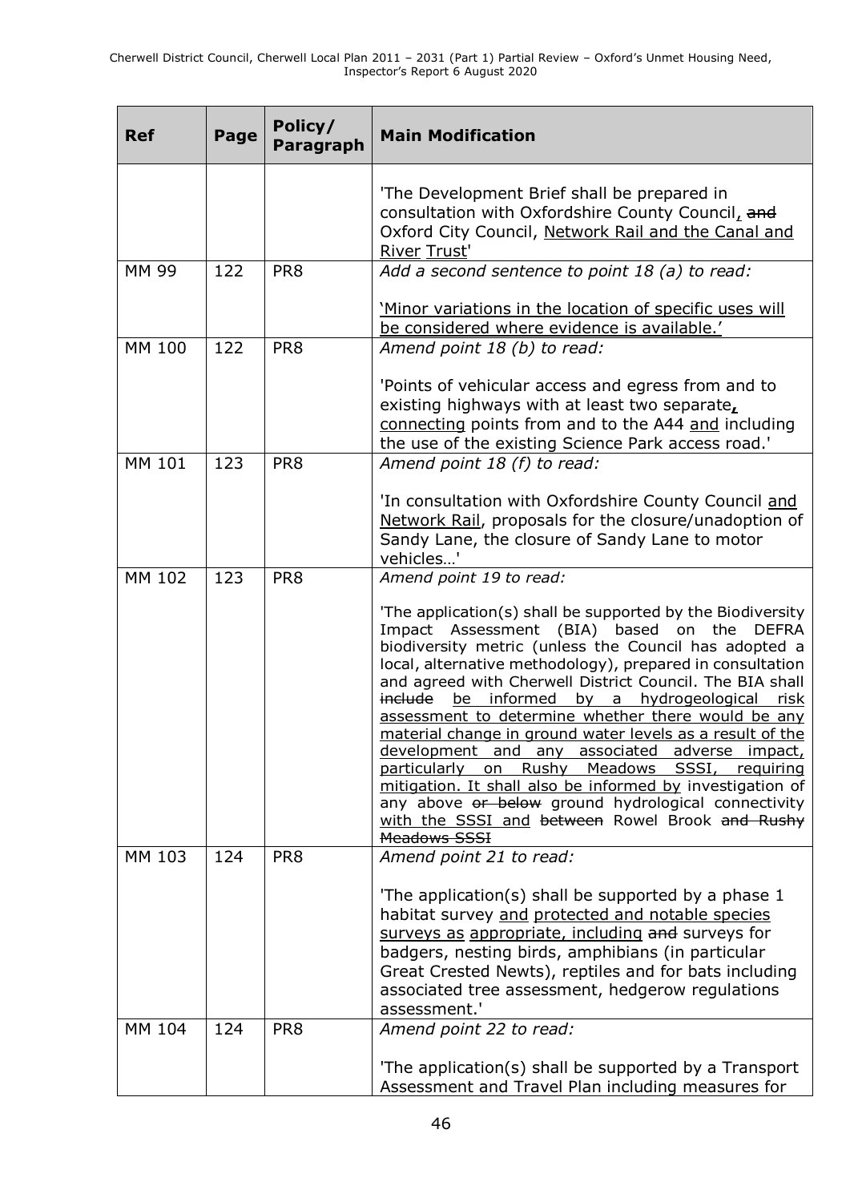| Ref | Page | Policy/ Paragraph | Main Modification |
|---|---|---|---|
| | | | 'The Development Brief shall be prepared in consultation with Oxfordshire County Council, ~~and~~ Oxford City Council, <u>Network Rail and the Canal and River Trust</u>' |
| MM 99 | 122 | PR8 | *Add a second sentence to point 18 (a) to read:*<br><br><u>'Minor variations in the location of specific uses will be considered where evidence is available.'</u> |
| MM 100 | 122 | PR8 | *Amend point 18 (b) to read:*<br><br>'Points of vehicular access and egress from and to existing highways with at least two separate<u>,</u> <u>connecting</u> points from and to the A44 <u>and</u> including the use of the existing Science Park access road.' |
| MM 101 | 123 | PR8 | *Amend point 18 (f) to read:*<br><br>'In consultation with Oxfordshire County Council <u>and Network Rail</u>, proposals for the closure/unadoption of Sandy Lane, the closure of Sandy Lane to motor vehicles…' |
| MM 102 | 123 | PR8 | *Amend point 19 to read:*<br><br>'The application(s) shall be supported by the Biodiversity Impact Assessment (BIA) based on the DEFRA biodiversity metric (unless the Council has adopted a local, alternative methodology), prepared in consultation and agreed with Cherwell District Council. The BIA shall ~~include~~ <u>be informed by a hydrogeological risk assessment to determine whether there would be any material change in ground water levels as a result of the development and any associated adverse impact, particularly on Rushy Meadows SSSI, requiring mitigation. It shall also be informed by</u> investigation of any above ~~or below~~ ground hydrological connectivity <u>with the SSSI and</u> ~~between~~ Rowel Brook ~~and Rushy Meadows SSSI~~ |
| MM 103 | 124 | PR8 | *Amend point 21 to read:*<br><br>'The application(s) shall be supported by a phase 1 habitat survey <u>and</u> <u>protected and notable species surveys as</u> <u>appropriate, including</u> ~~and~~ surveys for badgers, nesting birds, amphibians (in particular Great Crested Newts), reptiles and for bats including associated tree assessment, hedgerow regulations assessment.' |
| MM 104 | 124 | PR8 | *Amend point 22 to read:*<br><br>'The application(s) shall be supported by a Transport Assessment and Travel Plan including measures for |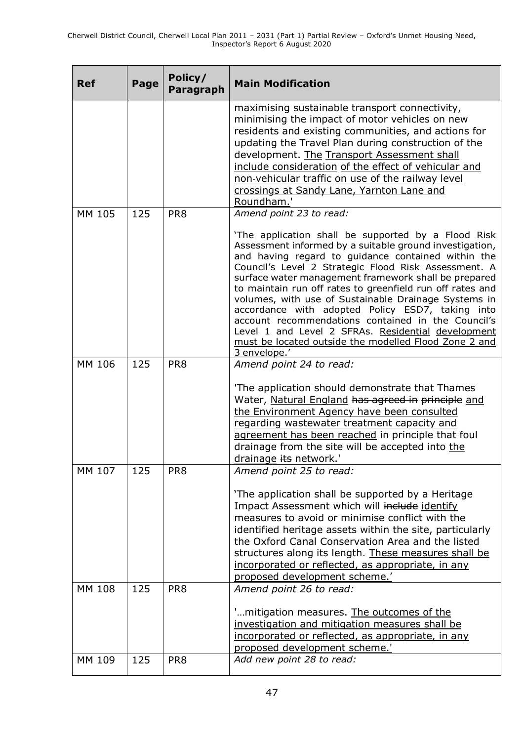| Ref | Page | Policy/ Paragraph | Main Modification |
|---|---|---|---|
| | | | maximising sustainable transport connectivity, minimising the impact of motor vehicles on new residents and existing communities, and actions for updating the Travel Plan during construction of the development. <u>The</u> <u>Transport Assessment shall include consideration</u> <u>of the effect of vehicular and non-vehicular traffic</u> <u>on use of the railway level crossings at Sandy Lane, Yarnton Lane and Roundham.</u>' |
| MM 105 | 125 | PR8 | *Amend point 23 to read:*<br><br>'The application shall be supported by a Flood Risk Assessment informed by a suitable ground investigation, and having regard to guidance contained within the Council's Level 2 Strategic Flood Risk Assessment. A surface water management framework shall be prepared to maintain run off rates to greenfield run off rates and volumes, with use of Sustainable Drainage Systems in accordance with adopted Policy ESD7, taking into account recommendations contained in the Council's Level 1 and Level 2 SFRAs. <u>Residential</u> <u>development must be located outside the modelled Flood Zone 2 and 3 envelope</u>.' |
| MM 106 | 125 | PR8 | *Amend point 24 to read:*<br><br>'The application should demonstrate that Thames Water, <u>Natural England</u> ~~has agreed in~~ ~~principle~~ <u>and the Environment Agency have been consulted regarding wastewater treatment capacity and agreement has been reached</u> in principle that foul drainage from the site will be accepted into <u>the drainage</u> ~~its~~ network.' |
| MM 107 | 125 | PR8 | *Amend point 25 to read:*<br><br>'The application shall be supported by a Heritage Impact Assessment which will ~~include~~ <u>identify</u> measures to avoid or minimise conflict with the identified heritage assets within the site, particularly the Oxford Canal Conservation Area and the listed structures along its length. <u>These measures shall be incorporated or reflected, as appropriate, in any proposed development scheme.</u>' |
| MM 108 | 125 | PR8 | *Amend point 26 to read:*<br><br>'…mitigation measures. <u>The outcomes of the investigation and mitigation measures shall be incorporated or reflected, as appropriate, in any proposed development scheme.</u>' |
| MM 109 | 125 | PR8 | *Add new point 28 to read:* |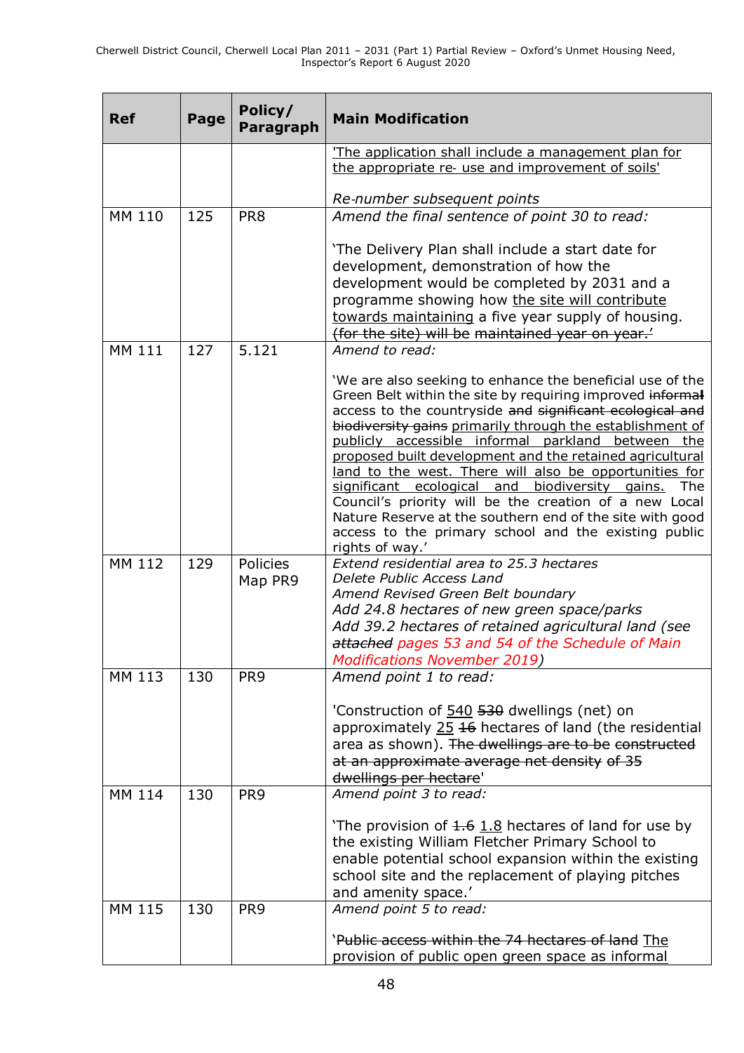| Ref | Page | Policy/ Paragraph | Main Modification |
|---|---|---|---|
| | | | <u>'The application shall include a management plan for the appropriate re- use and improvement of soils'</u><br><br>*Re-number subsequent points* |
| MM 110 | 125 | PR8 | *Amend the final sentence of point 30 to read:*<br><br>'The Delivery Plan shall include a start date for development, demonstration of how the development would be completed by 2031 and a programme showing how <u>the site will contribute towards maintaining</u> a five year supply of housing. ~~(for the site) will be maintained year on year.~~' |
| MM 111 | 127 | 5.121 | *Amend to read:*<br><br>'We are also seeking to enhance the beneficial use of the Green Belt within the site by requiring improved ~~informal~~ access to the countryside ~~and significant ecological and biodiversity gains~~ <u>primarily through the establishment of publicly accessible informal parkland between the proposed built development and the retained agricultural land to the west. There will also be opportunities for significant ecological and biodiversity gains.</u> The Council's priority will be the creation of a new Local Nature Reserve at the southern end of the site with good access to the primary school and the existing public rights of way.' |
| MM 112 | 129 | Policies Map PR9 | *Extend residential area to 25.3 hectares*<br>*Delete Public Access Land*<br>*Amend Revised Green Belt boundary*<br>*Add 24.8 hectares of new green space/parks*<br>*Add 39.2 hectares of retained agricultural land (see ~~attached~~ pages 53 and 54 of the Schedule of Main Modifications November 2019)* |
| MM 113 | 130 | PR9 | *Amend point 1 to read:*<br><br>'Construction of <u>540</u> ~~530~~ dwellings (net) on approximately <u>25</u> ~~16~~ hectares of land (the residential area as shown). ~~The dwellings are to be constructed at an approximate average net density of 35 dwellings per hectare~~' |
| MM 114 | 130 | PR9 | *Amend point 3 to read:*<br><br>'The provision of ~~1.6~~ <u>1.8</u> hectares of land for use by the existing William Fletcher Primary School to enable potential school expansion within the existing school site and the replacement of playing pitches and amenity space.' |
| MM 115 | 130 | PR9 | *Amend point 5 to read:*<br><br>'~~Public access within the 74 hectares of land~~ <u>The provision of public open green space as informal</u> |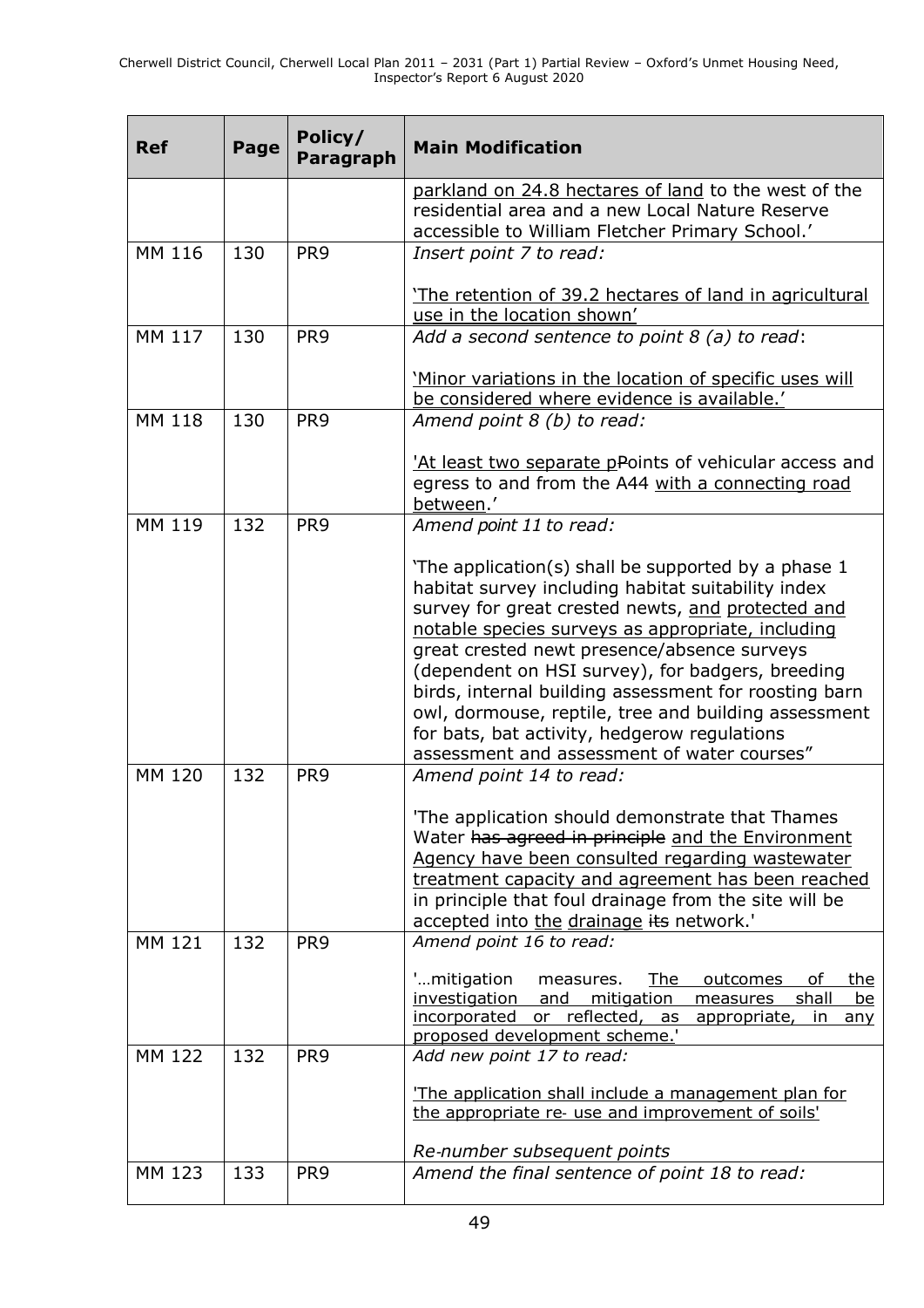| Ref | Page | Policy/ Paragraph | Main Modification |
|---|---|---|---|
| | | | parkland on 24.8 hectares of land to the west of the residential area and a new Local Nature Reserve accessible to William Fletcher Primary School.' |
| MM 116 | 130 | PR9 | *Insert point 7 to read:*<br><br>'The retention of 39.2 hectares of land in agricultural use in the location shown' |
| MM 117 | 130 | PR9 | *Add a second sentence to point 8 (a) to read*:<br><br>'Minor variations in the location of specific uses will be considered where evidence is available.' |
| MM 118 | 130 | PR9 | *Amend point 8 (b) to read:*<br><br>'At least two separate pPoints of vehicular access and egress to and from the A44 with a connecting road between.' |
| MM 119 | 132 | PR9 | *Amend point 11 to read:*<br><br>'The application(s) shall be supported by a phase 1 habitat survey including habitat suitability index survey for great crested newts, and protected and notable species surveys as appropriate, including great crested newt presence/absence surveys (dependent on HSI survey), for badgers, breeding birds, internal building assessment for roosting barn owl, dormouse, reptile, tree and building assessment for bats, bat activity, hedgerow regulations assessment and assessment of water courses" |
| MM 120 | 132 | PR9 | *Amend point 14 to read:*<br><br>'The application should demonstrate that Thames Water ~~has agreed in principle~~ and the Environment Agency have been consulted regarding wastewater treatment capacity and agreement has been reached in principle that foul drainage from the site will be accepted into the drainage ~~its~~ network.' |
| MM 121 | 132 | PR9 | *Amend point 16 to read:*<br><br>'…mitigation measures. The outcomes of the investigation and mitigation measures shall be incorporated or reflected, as appropriate, in any proposed development scheme.' |
| MM 122 | 132 | PR9 | *Add new point 17 to read:*<br><br>'The application shall include a management plan for the appropriate re- use and improvement of soils'<br><br>*Re-number subsequent points* |
| MM 123 | 133 | PR9 | *Amend the final sentence of point 18 to read:* |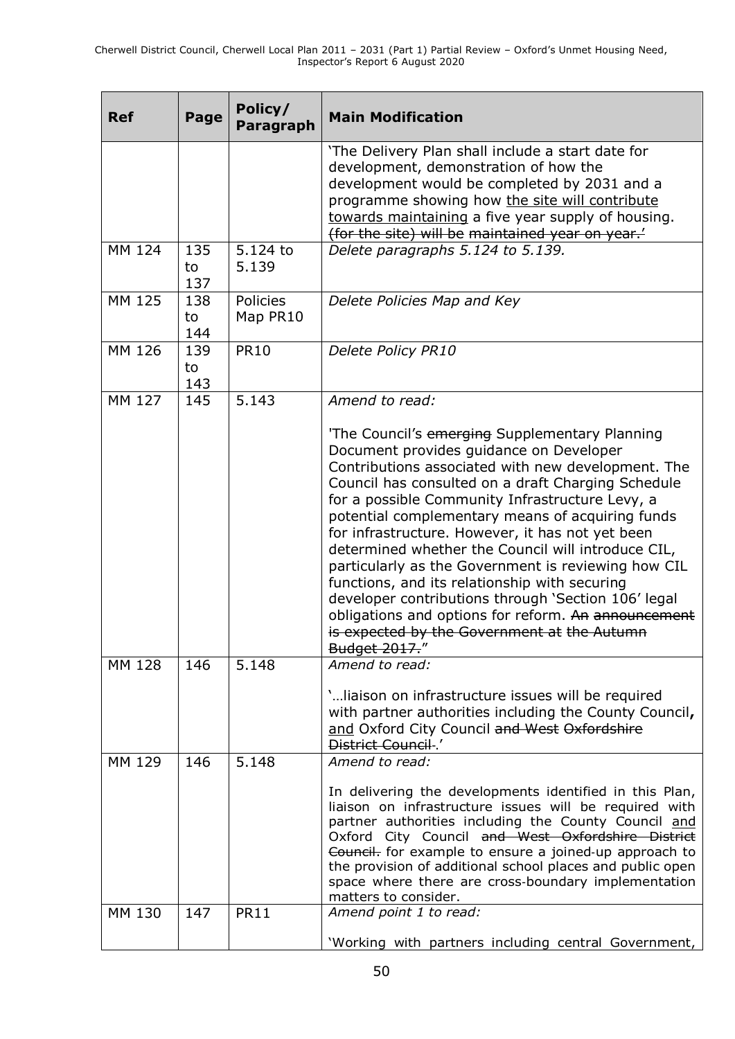| Ref | Page | Policy/ Paragraph | Main Modification |
|---|---|---|---|
| | | | 'The Delivery Plan shall include a start date for development, demonstration of how the development would be completed by 2031 and a programme showing how <u>the site will contribute towards maintaining</u> a five year supply of housing. ~~(for the site) will be maintained year on year.'~~ |
| MM 124 | 135 to 137 | 5.124 to 5.139 | *Delete paragraphs 5.124 to 5.139.* |
| MM 125 | 138 to 144 | Policies Map PR10 | *Delete Policies Map and Key* |
| MM 126 | 139 to 143 | PR10 | *Delete Policy PR10* |
| MM 127 | 145 | 5.143 | *Amend to read:*<br><br>'The Council's ~~emerging~~ Supplementary Planning Document provides guidance on Developer Contributions associated with new development. The Council has consulted on a draft Charging Schedule for a possible Community Infrastructure Levy, a potential complementary means of acquiring funds for infrastructure. However, it has not yet been determined whether the Council will introduce CIL, particularly as the Government is reviewing how CIL functions, and its relationship with securing developer contributions through 'Section 106' legal obligations and options for reform. ~~An announcement is expected by the Government at the Autumn Budget 2017.~~" |
| MM 128 | 146 | 5.148 | *Amend to read:*<br><br>'…liaison on infrastructure issues will be required with partner authorities including the County Council**,** <u>and</u> Oxford City Council ~~and West Oxfordshire District Council~~.' |
| MM 129 | 146 | 5.148 | *Amend to read:*<br><br>In delivering the developments identified in this Plan, liaison on infrastructure issues will be required with partner authorities including the County Council <u>and</u> Oxford City Council ~~and West Oxfordshire District Council.~~ for example to ensure a joined-up approach to the provision of additional school places and public open space where there are cross-boundary implementation matters to consider. |
| MM 130 | 147 | PR11 | *Amend point 1 to read:*<br><br>'Working with partners including central Government, |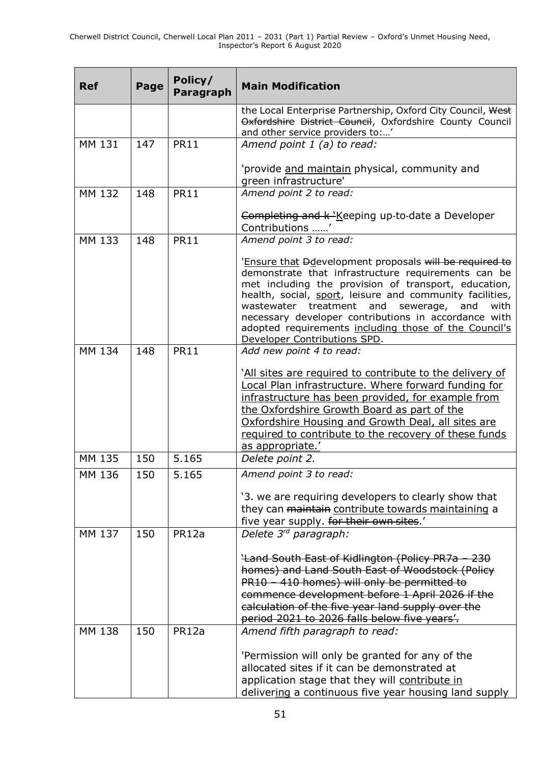| Ref | Page | Policy/ Paragraph | Main Modification |
|---|---|---|---|
| | | | the Local Enterprise Partnership, Oxford City Council, ~~West Oxfordshire District Council~~, Oxfordshire County Council and other service providers to:…' |
| MM 131 | 147 | PR11 | *Amend point 1 (a) to read:*<br><br>'provide <u>and maintain</u> physical, community and green infrastructure' |
| MM 132 | 148 | PR11 | *Amend point 2 to read:*<br><br>~~Completing and k~~ '<u>K</u>eeping up-to-date a Developer Contributions ……' |
| MM 133 | 148 | PR11 | *Amend point 3 to read:*<br><br>'<u>Ensure that</u> ~~D~~<u>d</u>evelopment proposals ~~will be required to~~ demonstrate that infrastructure requirements can be met including the provision of transport, education, health, social, <u>sport</u>, leisure and community facilities, wastewater treatment and sewerage, and with necessary developer contributions in accordance with adopted requirements <u>including those of the Council's Developer Contributions SPD</u>. |
| MM 134 | 148 | PR11 | *Add new point 4 to read:*<br><br>'<u>All sites are required to contribute to the delivery of Local Plan infrastructure. Where forward funding for infrastructure has been provided, for example from the Oxfordshire Growth Board as part of the Oxfordshire Housing and Growth Deal, all sites are required to contribute to the recovery of these funds as appropriate.</u>' |
| MM 135 | 150 | 5.165 | *Delete point 2.* |
| MM 136 | 150 | 5.165 | *Amend point 3 to read:*<br><br>'3. we are requiring developers to clearly show that they can ~~maintain~~ <u>contribute towards maintaining</u> a five year supply. ~~for their own sites~~.' |
| MM 137 | 150 | PR12a | *Delete 3rd paragraph:*<br><br>~~'Land South East of Kidlington (Policy PR7a – 230 homes) and Land South East of Woodstock (Policy PR10 – 410 homes) will only be permitted to commence development before 1 April 2026 if the calculation of the five year land supply over the period 2021 to 2026 falls below five years'.~~ |
| MM 138 | 150 | PR12a | *Amend fifth paragraph to read:*<br><br>'Permission will only be granted for any of the allocated sites if it can be demonstrated at application stage that they will <u>contribute in</u> deliver<u>ing</u> a continuous five year housing land supply |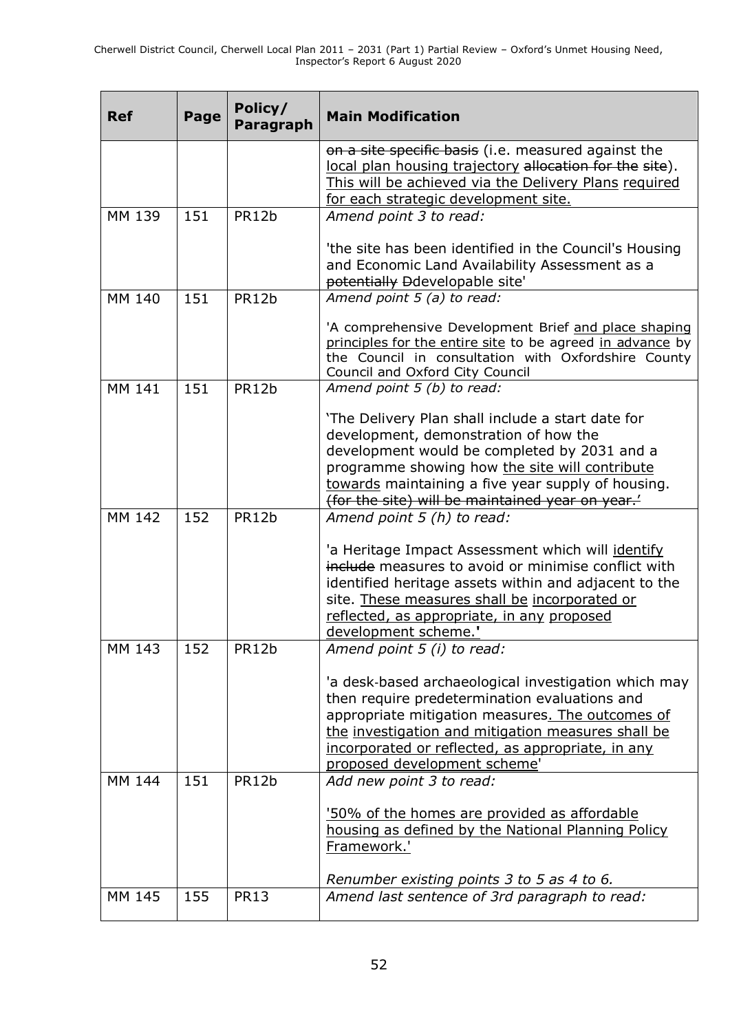| Ref | Page | Policy/ Paragraph | Main Modification |
|---|---|---|---|
| | | | ~~on a site specific basis~~ (i.e. measured against the <u>local plan housing trajectory</u> ~~allocation for the~~ ~~site~~). <u>This will be achieved via the Delivery Plans required for each strategic development site.</u> |
| MM 139 | 151 | PR12b | *Amend point 3 to read:*<br><br>'the site has been identified in the Council's Housing and Economic Land Availability Assessment as a ~~potentially~~ ~~D~~developable site' |
| MM 140 | 151 | PR12b | *Amend point 5 (a) to read:*<br><br>'A comprehensive Development Brief <u>and place shaping principles for the entire site</u> to be agreed <u>in advance</u> by the Council in consultation with Oxfordshire County Council and Oxford City Council |
| MM 141 | 151 | PR12b | *Amend point 5 (b) to read:*<br><br>'The Delivery Plan shall include a start date for development, demonstration of how the development would be completed by 2031 and a programme showing how <u>the site will contribute towards</u> maintaining a five year supply of housing. ~~(for the site) will be maintained year on year.'~~ |
| MM 142 | 152 | PR12b | *Amend point 5 (h) to read:*<br><br>'a Heritage Impact Assessment which will <u>identify</u> ~~include~~ measures to avoid or minimise conflict with identified heritage assets within and adjacent to the site. <u>These measures shall be incorporated or reflected, as appropriate, in any proposed development scheme.</u>' |
| MM 143 | 152 | PR12b | *Amend point 5 (i) to read:*<br><br>'a desk-based archaeological investigation which may then require predetermination evaluations and appropriate mitigation measures<u>. The outcomes of the investigation and mitigation measures shall be incorporated or reflected, as appropriate, in any proposed development scheme</u>' |
| MM 144 | 151 | PR12b | *Add new point 3 to read:*<br><br><u>'50% of the homes are provided as affordable housing as defined by the National Planning Policy Framework.'</u><br><br>*Renumber existing points 3 to 5 as 4 to 6.* |
| MM 145 | 155 | PR13 | *Amend last sentence of 3rd paragraph to read:* |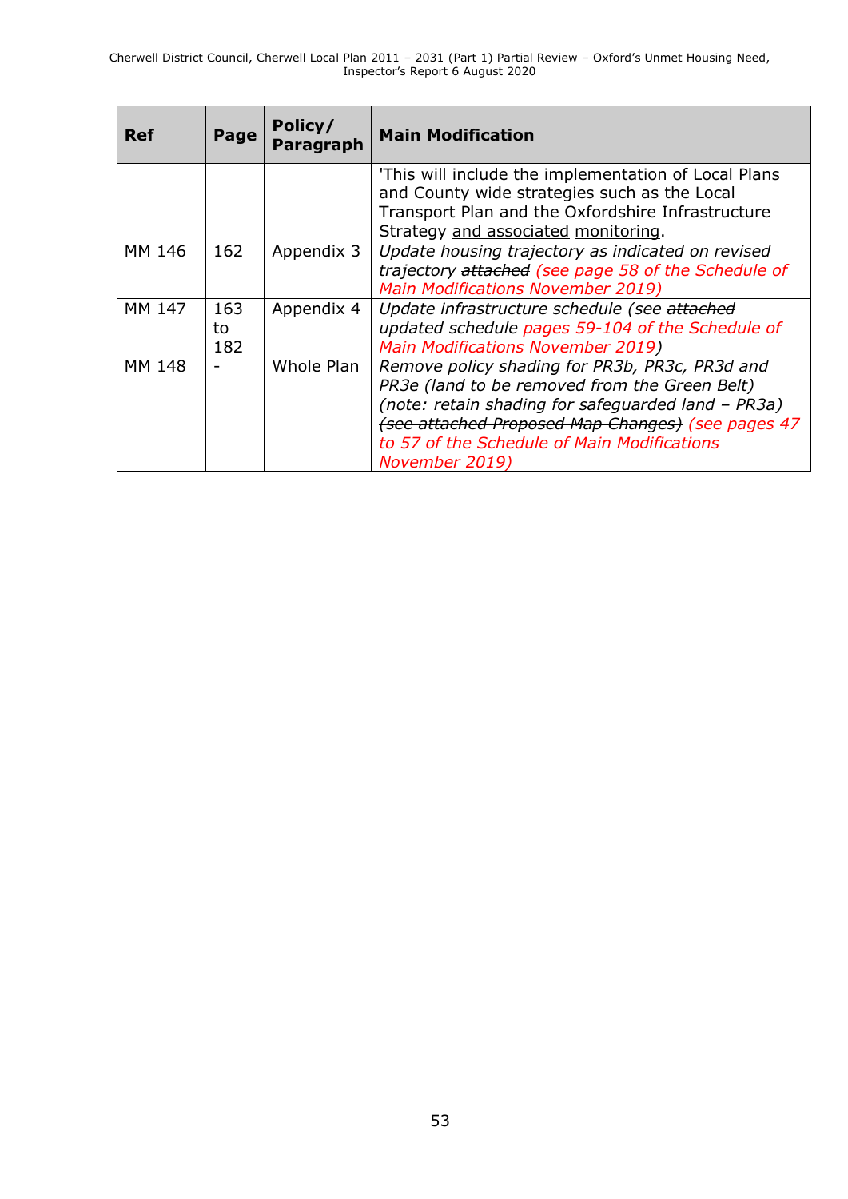| Ref | Page | Policy/ Paragraph | Main Modification |
|---|---|---|---|
| | | | 'This will include the implementation of Local Plans and County wide strategies such as the Local Transport Plan and the Oxfordshire Infrastructure Strategy <u>and associated</u> <u>monitoring</u>. |
| MM 146 | 162 | Appendix 3 | *Update housing trajectory as indicated on revised trajectory ~~attached~~ (see page 58 of the Schedule of Main Modifications November 2019)* |
| MM 147 | 163 to 182 | Appendix 4 | *Update infrastructure schedule (see ~~attached updated schedule~~ pages 59-104 of the Schedule of Main Modifications November 2019)* |
| MM 148 | - | Whole Plan | *Remove policy shading for PR3b, PR3c, PR3d and PR3e (land to be removed from the Green Belt) (note: retain shading for safeguarded land – PR3a) ~~(see attached Proposed Map Changes)~~ (see pages 47 to 57 of the Schedule of Main Modifications November 2019)* |